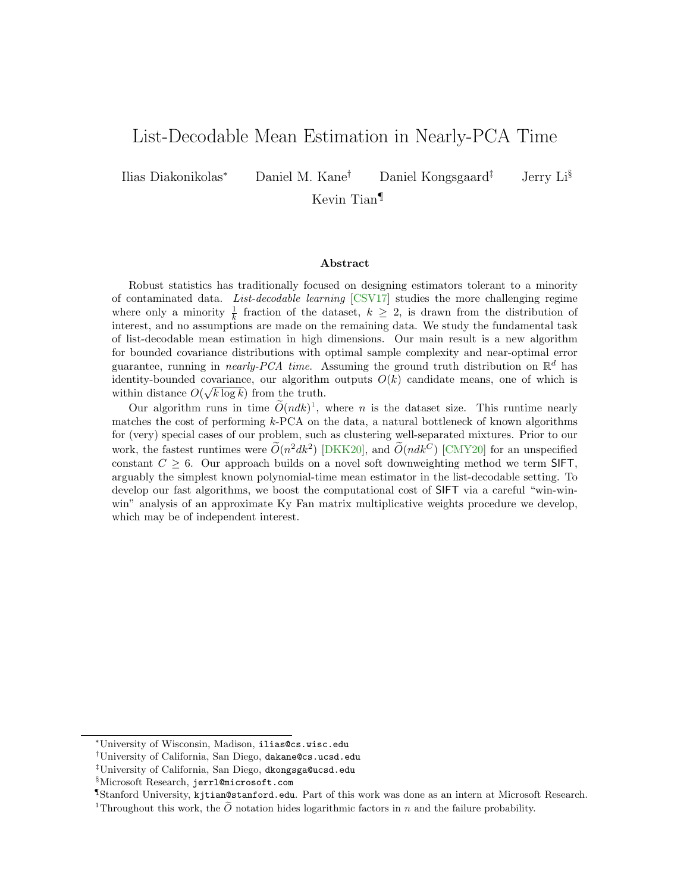# List-Decodable Mean Estimation in Nearly-PCA Time

Ilias Diakonikolas[*] Daniel M. Kane[†] Daniel Kongsgaard[‡] Jerry Li[§] Kevin Tian[¶]

## Abstract

Robust statistics has traditionally focused on designing estimators tolerant to a minority of contaminated data. *List-decodable learning* [CSV17] studies the more challenging regime where only a minority $\frac{1}{k}$ fraction of the dataset, $k \geq 2$, is drawn from the distribution of interest, and no assumptions are made on the remaining data. We study the fundamental task of list-decodable mean estimation in high dimensions. Our main result is a new algorithm for bounded covariance distributions with optimal sample complexity and near-optimal error guarantee, running in *nearly-PCA time*. Assuming the ground truth distribution on $\mathbb{R}^d$ has identity-bounded covariance, our algorithm outputs $O(k)$ candidate means, one of which is within distance $O(\sqrt{k \log k})$ from the truth.

Our algorithm runs in time $\widetilde{O}(ndk)$[1], where $n$ is the dataset size. This runtime nearly matches the cost of performing $k$-PCA on the data, a natural bottleneck of known algorithms for (very) special cases of our problem, such as clustering well-separated mixtures. Prior to our work, the fastest runtimes were $\widetilde{O}(n^2 dk^2)$ [DKK20], and $\widetilde{O}(ndk^C)$ [CMY20] for an unspecified constant $C \geq 6$. Our approach builds on a novel soft downweighting method we term SIFT, arguably the simplest known polynomial-time mean estimator in the list-decodable setting. To develop our fast algorithms, we boost the computational cost of SIFT via a careful "win-win-win" analysis of an approximate Ky Fan matrix multiplicative weights procedure we develop, which may be of independent interest.

---

[*] University of Wisconsin, Madison, ilias@cs.wisc.edu

[†] University of California, San Diego, dakane@cs.ucsd.edu

[‡] University of California, San Diego, dkongsga@ucsd.edu

[§] Microsoft Research, jerrl@microsoft.com

[¶] Stanford University, kjtian@stanford.edu. Part of this work was done as an intern at Microsoft Research.

[1] Throughout this work, the $\widetilde{O}$ notation hides logarithmic factors in $n$ and the failure probability.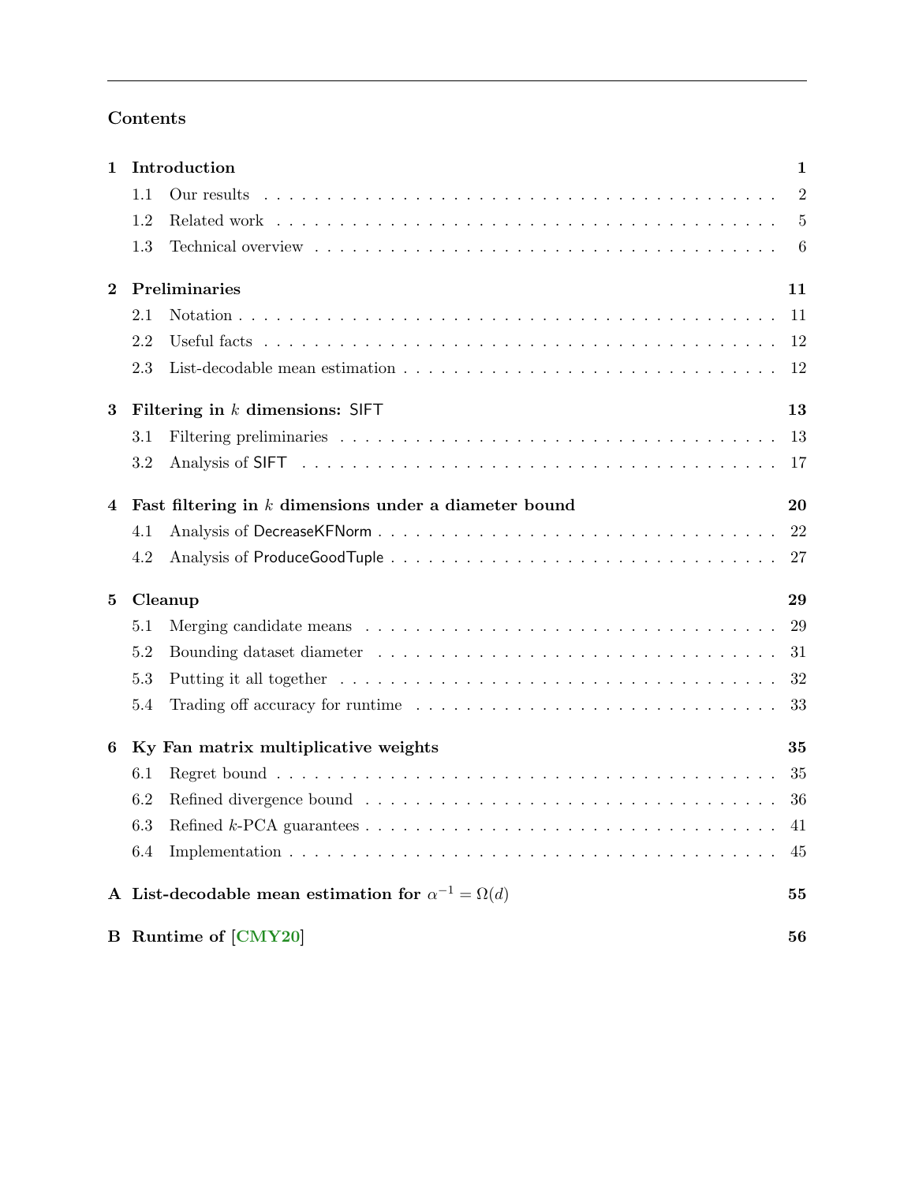## Contents

**1 Introduction** — 1
- 1.1 Our results — 2
- 1.2 Related work — 5
- 1.3 Technical overview — 6

**2 Preliminaries** — 11
- 2.1 Notation — 11
- 2.2 Useful facts — 12
- 2.3 List-decodable mean estimation — 12

**3 Filtering in $k$ dimensions: SIFT** — 13
- 3.1 Filtering preliminaries — 13
- 3.2 Analysis of SIFT — 17

**4 Fast filtering in $k$ dimensions under a diameter bound** — 20
- 4.1 Analysis of DecreaseKFNorm — 22
- 4.2 Analysis of ProduceGoodTuple — 27

**5 Cleanup** — 29
- 5.1 Merging candidate means — 29
- 5.2 Bounding dataset diameter — 31
- 5.3 Putting it all together — 32
- 5.4 Trading off accuracy for runtime — 33

**6 Ky Fan matrix multiplicative weights** — 35
- 6.1 Regret bound — 35
- 6.2 Refined divergence bound — 36
- 6.3 Refined $k$-PCA guarantees — 41
- 6.4 Implementation — 45

**A List-decodable mean estimation for $\alpha^{-1} = \Omega(d)$** — 55

**B Runtime of [CMY20]** — 56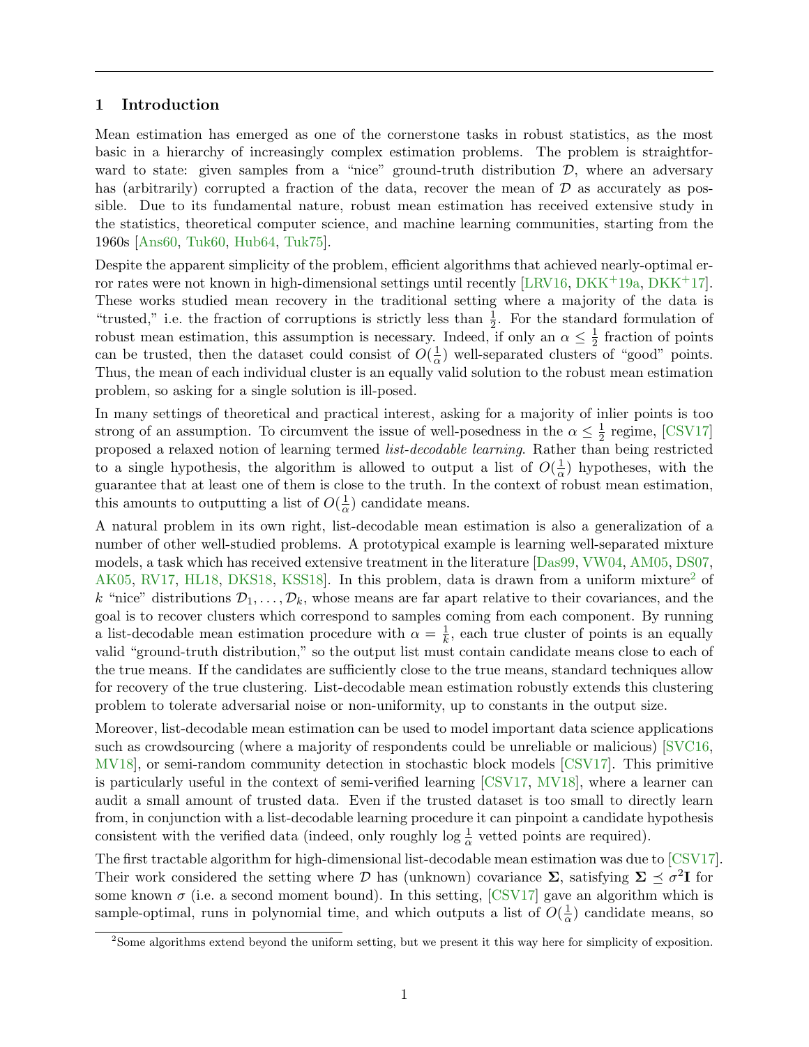## 1 Introduction

Mean estimation has emerged as one of the cornerstone tasks in robust statistics, as the most basic in a hierarchy of increasingly complex estimation problems. The problem is straightforward to state: given samples from a "nice" ground-truth distribution $\mathcal{D}$, where an adversary has (arbitrarily) corrupted a fraction of the data, recover the mean of $\mathcal{D}$ as accurately as possible. Due to its fundamental nature, robust mean estimation has received extensive study in the statistics, theoretical computer science, and machine learning communities, starting from the 1960s [Ans60, Tuk60, Hub64, Tuk75].

Despite the apparent simplicity of the problem, efficient algorithms that achieved nearly-optimal error rates were not known in high-dimensional settings until recently [LRV16, DKK+19a, DKK+17]. These works studied mean recovery in the traditional setting where a majority of the data is "trusted," i.e. the fraction of corruptions is strictly less than $\frac{1}{2}$. For the standard formulation of robust mean estimation, this assumption is necessary. Indeed, if only an $\alpha \leq \frac{1}{2}$ fraction of points can be trusted, then the dataset could consist of $O(\frac{1}{\alpha})$ well-separated clusters of "good" points. Thus, the mean of each individual cluster is an equally valid solution to the robust mean estimation problem, so asking for a single solution is ill-posed.

In many settings of theoretical and practical interest, asking for a majority of inlier points is too strong of an assumption. To circumvent the issue of well-posedness in the $\alpha \leq \frac{1}{2}$ regime, [CSV17] proposed a relaxed notion of learning termed *list-decodable learning*. Rather than being restricted to a single hypothesis, the algorithm is allowed to output a list of $O(\frac{1}{\alpha})$ hypotheses, with the guarantee that at least one of them is close to the truth. In the context of robust mean estimation, this amounts to outputting a list of $O(\frac{1}{\alpha})$ candidate means.

A natural problem in its own right, list-decodable mean estimation is also a generalization of a number of other well-studied problems. A prototypical example is learning well-separated mixture models, a task which has received extensive treatment in the literature [Das99, VW04, AM05, DS07, AK05, RV17, HL18, DKS18, KSS18]. In this problem, data is drawn from a uniform mixture[2] of $k$ "nice" distributions $\mathcal{D}_1, \ldots, \mathcal{D}_k$, whose means are far apart relative to their covariances, and the goal is to recover clusters which correspond to samples coming from each component. By running a list-decodable mean estimation procedure with $\alpha = \frac{1}{k}$, each true cluster of points is an equally valid "ground-truth distribution," so the output list must contain candidate means close to each of the true means. If the candidates are sufficiently close to the true means, standard techniques allow for recovery of the true clustering. List-decodable mean estimation robustly extends this clustering problem to tolerate adversarial noise or non-uniformity, up to constants in the output size.

Moreover, list-decodable mean estimation can be used to model important data science applications such as crowdsourcing (where a majority of respondents could be unreliable or malicious) [SVC16, MV18], or semi-random community detection in stochastic block models [CSV17]. This primitive is particularly useful in the context of semi-verified learning [CSV17, MV18], where a learner can audit a small amount of trusted data. Even if the trusted dataset is too small to directly learn from, in conjunction with a list-decodable learning procedure it can pinpoint a candidate hypothesis consistent with the verified data (indeed, only roughly $\log \frac{1}{\alpha}$ vetted points are required).

The first tractable algorithm for high-dimensional list-decodable mean estimation was due to [CSV17]. Their work considered the setting where $\mathcal{D}$ has (unknown) covariance $\mathbf{\Sigma}$, satisfying $\mathbf{\Sigma} \preceq \sigma^2 \mathbf{I}$ for some known $\sigma$ (i.e. a second moment bound). In this setting, [CSV17] gave an algorithm which is sample-optimal, runs in polynomial time, and which outputs a list of $O(\frac{1}{\alpha})$ candidate means, so

[2]Some algorithms extend beyond the uniform setting, but we present it this way here for simplicity of exposition.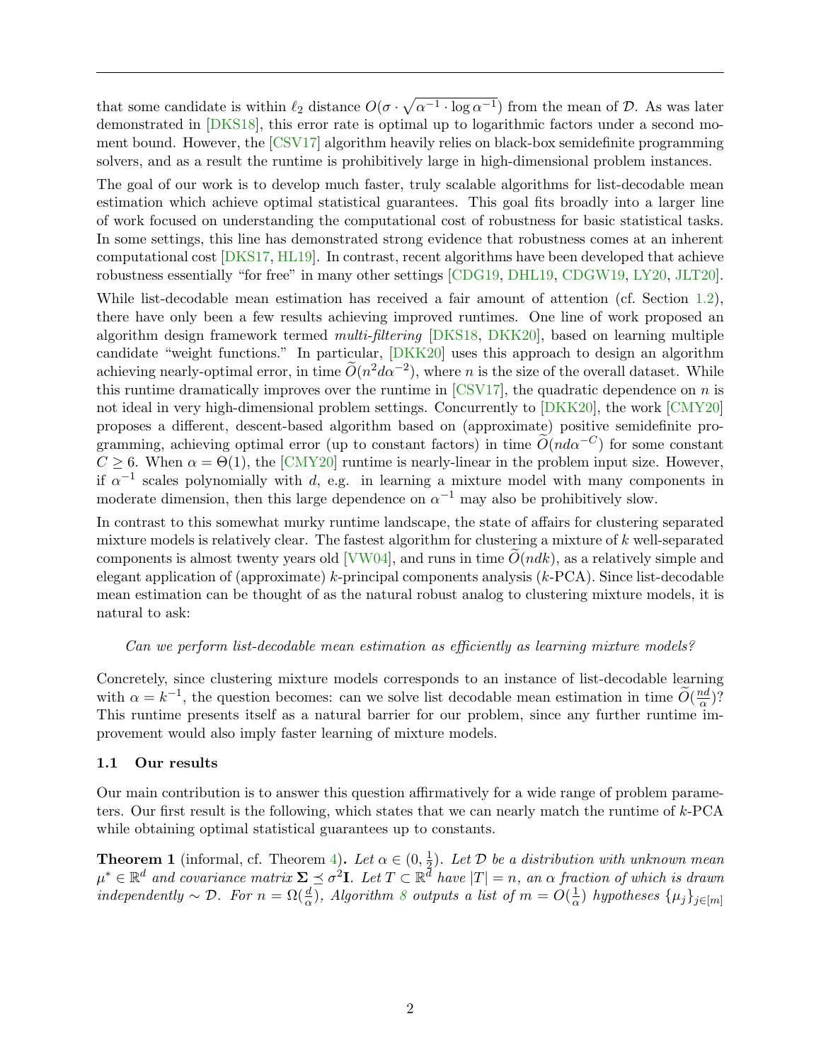that some candidate is within $\ell_2$ distance $O(\sigma \cdot \sqrt{\alpha^{-1} \cdot \log \alpha^{-1}})$ from the mean of $\mathcal{D}$. As was later demonstrated in [DKS18], this error rate is optimal up to logarithmic factors under a second moment bound. However, the [CSV17] algorithm heavily relies on black-box semidefinite programming solvers, and as a result the runtime is prohibitively large in high-dimensional problem instances.

The goal of our work is to develop much faster, truly scalable algorithms for list-decodable mean estimation which achieve optimal statistical guarantees. This goal fits broadly into a larger line of work focused on understanding the computational cost of robustness for basic statistical tasks. In some settings, this line has demonstrated strong evidence that robustness comes at an inherent computational cost [DKS17, HL19]. In contrast, recent algorithms have been developed that achieve robustness essentially "for free" in many other settings [CDG19, DHL19, CDGW19, LY20, JLT20].

While list-decodable mean estimation has received a fair amount of attention (cf. Section 1.2), there have only been a few results achieving improved runtimes. One line of work proposed an algorithm design framework termed *multi-filtering* [DKS18, DKK20], based on learning multiple candidate "weight functions." In particular, [DKK20] uses this approach to design an algorithm achieving nearly-optimal error, in time $\widetilde{O}(n^2 d\alpha^{-2})$, where $n$ is the size of the overall dataset. While this runtime dramatically improves over the runtime in [CSV17], the quadratic dependence on $n$ is not ideal in very high-dimensional problem settings. Concurrently to [DKK20], the work [CMY20] proposes a different, descent-based algorithm based on (approximate) positive semidefinite programming, achieving optimal error (up to constant factors) in time $\widetilde{O}(nd\alpha^{-C})$ for some constant $C \geq 6$. When $\alpha = \Theta(1)$, the [CMY20] runtime is nearly-linear in the problem input size. However, if $\alpha^{-1}$ scales polynomially with $d$, e.g. in learning a mixture model with many components in moderate dimension, then this large dependence on $\alpha^{-1}$ may also be prohibitively slow.

In contrast to this somewhat murky runtime landscape, the state of affairs for clustering separated mixture models is relatively clear. The fastest algorithm for clustering a mixture of $k$ well-separated components is almost twenty years old [VW04], and runs in time $\widetilde{O}(ndk)$, as a relatively simple and elegant application of (approximate) $k$-principal components analysis ($k$-PCA). Since list-decodable mean estimation can be thought of as the natural robust analog to clustering mixture models, it is natural to ask:

*Can we perform list-decodable mean estimation as efficiently as learning mixture models?*

Concretely, since clustering mixture models corresponds to an instance of list-decodable learning with $\alpha = k^{-1}$, the question becomes: can we solve list decodable mean estimation in time $\widetilde{O}(\frac{nd}{\alpha})$? This runtime presents itself as a natural barrier for our problem, since any further runtime improvement would also imply faster learning of mixture models.

### 1.1 Our results

Our main contribution is to answer this question affirmatively for a wide range of problem parameters. Our first result is the following, which states that we can nearly match the runtime of $k$-PCA while obtaining optimal statistical guarantees up to constants.

**Theorem 1** (informal, cf. Theorem 4)**.** *Let $\alpha \in (0, \frac{1}{2})$. Let $\mathcal{D}$ be a distribution with unknown mean $\mu^* \in \mathbb{R}^d$ and covariance matrix $\mathbf{\Sigma} \preceq \sigma^2 \mathbf{I}$. Let $T \subset \mathbb{R}^d$ have $|T| = n$, an $\alpha$ fraction of which is drawn independently $\sim \mathcal{D}$. For $n = \Omega(\frac{d}{\alpha})$, Algorithm 8 outputs a list of $m = O(\frac{1}{\alpha})$ hypotheses $\{\mu_j\}_{j \in [m]}$*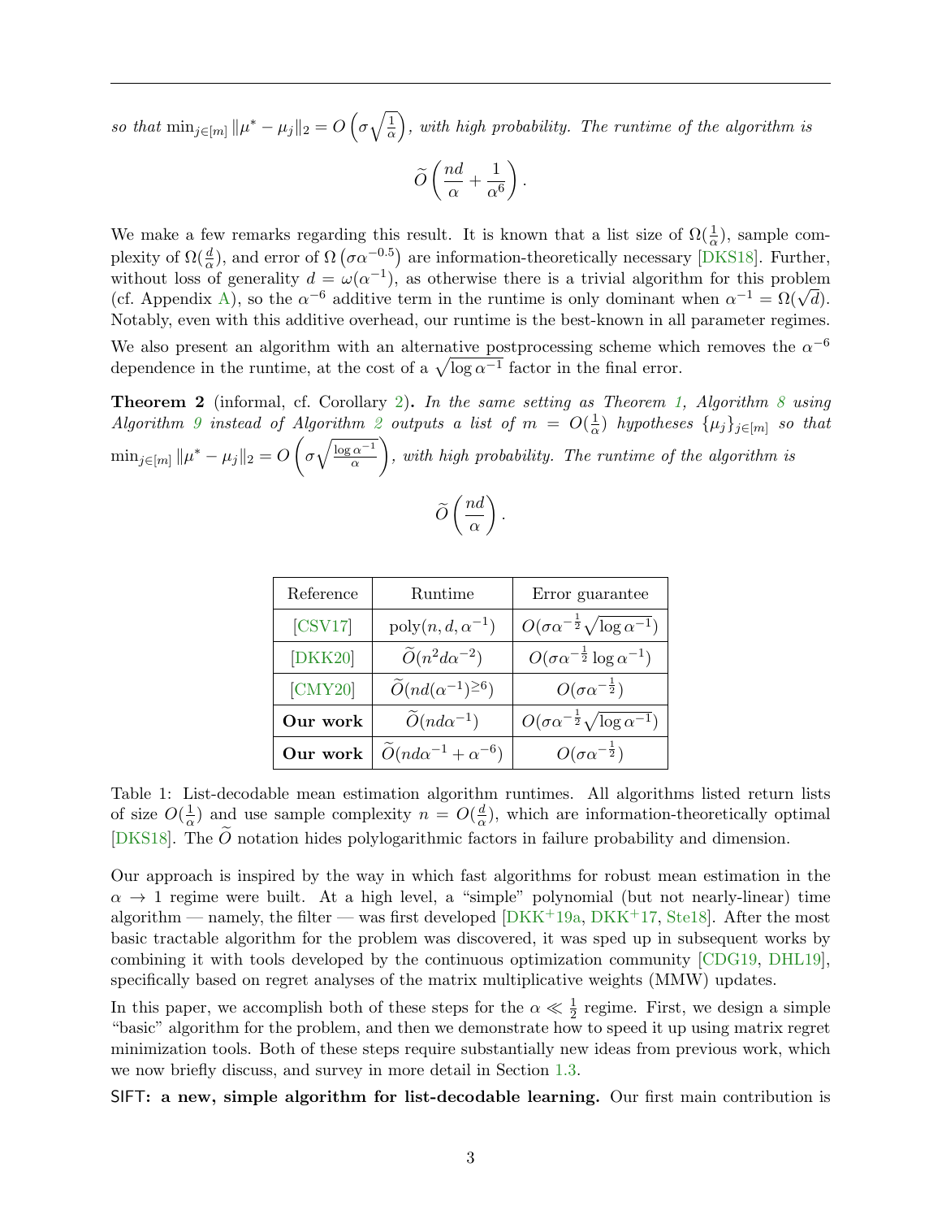*so that* $\min_{j\in[m]} \|\mu^* - \mu_j\|_2 = O\left(\sigma\sqrt{\frac{1}{\alpha}}\right)$*, with high probability. The runtime of the algorithm is*

$$\widetilde{O}\left(\frac{nd}{\alpha} + \frac{1}{\alpha^6}\right).$$

We make a few remarks regarding this result. It is known that a list size of $\Omega(\frac{1}{\alpha})$, sample complexity of $\Omega(\frac{d}{\alpha})$, and error of $\Omega\left(\sigma\alpha^{-0.5}\right)$ are information-theoretically necessary [DKS18]. Further, without loss of generality $d = \omega(\alpha^{-1})$, as otherwise there is a trivial algorithm for this problem (cf. Appendix A), so the $\alpha^{-6}$ additive term in the runtime is only dominant when $\alpha^{-1} = \Omega(\sqrt{d})$. Notably, even with this additive overhead, our runtime is the best-known in all parameter regimes.

We also present an algorithm with an alternative postprocessing scheme which removes the $\alpha^{-6}$ dependence in the runtime, at the cost of a $\sqrt{\log \alpha^{-1}}$ factor in the final error.

**Theorem 2** (informal, cf. Corollary 2)**.** *In the same setting as Theorem 1, Algorithm 8 using Algorithm 9 instead of Algorithm 2 outputs a list of* $m = O(\frac{1}{\alpha})$ *hypotheses* $\{\mu_j\}_{j\in[m]}$ *so that* $\min_{j\in[m]} \|\mu^* - \mu_j\|_2 = O\left(\sigma\sqrt{\frac{\log \alpha^{-1}}{\alpha}}\right)$*, with high probability. The runtime of the algorithm is*

$$\widetilde{O}\left(\frac{nd}{\alpha}\right).$$

| Reference | Runtime | Error guarantee |
|---|---|---|
| [CSV17] | $\text{poly}(n, d, \alpha^{-1})$ | $O(\sigma\alpha^{-\frac{1}{2}}\sqrt{\log\alpha^{-1}})$ |
| [DKK20] | $\widetilde{O}(n^2 d\alpha^{-2})$ | $O(\sigma\alpha^{-\frac{1}{2}}\log\alpha^{-1})$ |
| [CMY20] | $\widetilde{O}(nd(\alpha^{-1})^{\geq 6})$ | $O(\sigma\alpha^{-\frac{1}{2}})$ |
| **Our work** | $\widetilde{O}(nd\alpha^{-1})$ | $O(\sigma\alpha^{-\frac{1}{2}}\sqrt{\log\alpha^{-1}})$ |
| **Our work** | $\widetilde{O}(nd\alpha^{-1} + \alpha^{-6})$ | $O(\sigma\alpha^{-\frac{1}{2}})$ |

Table 1: List-decodable mean estimation algorithm runtimes. All algorithms listed return lists of size $O(\frac{1}{\alpha})$ and use sample complexity $n = O(\frac{d}{\alpha})$, which are information-theoretically optimal [DKS18]. The $\widetilde{O}$ notation hides polylogarithmic factors in failure probability and dimension.

Our approach is inspired by the way in which fast algorithms for robust mean estimation in the $\alpha \to 1$ regime were built. At a high level, a "simple" polynomial (but not nearly-linear) time algorithm — namely, the filter — was first developed [DKK+19a, DKK+17, Ste18]. After the most basic tractable algorithm for the problem was discovered, it was sped up in subsequent works by combining it with tools developed by the continuous optimization community [CDG19, DHL19], specifically based on regret analyses of the matrix multiplicative weights (MMW) updates.

In this paper, we accomplish both of these steps for the $\alpha \ll \frac{1}{2}$ regime. First, we design a simple "basic" algorithm for the problem, and then we demonstrate how to speed it up using matrix regret minimization tools. Both of these steps require substantially new ideas from previous work, which we now briefly discuss, and survey in more detail in Section 1.3.

**SIFT: a new, simple algorithm for list-decodable learning.** Our first main contribution is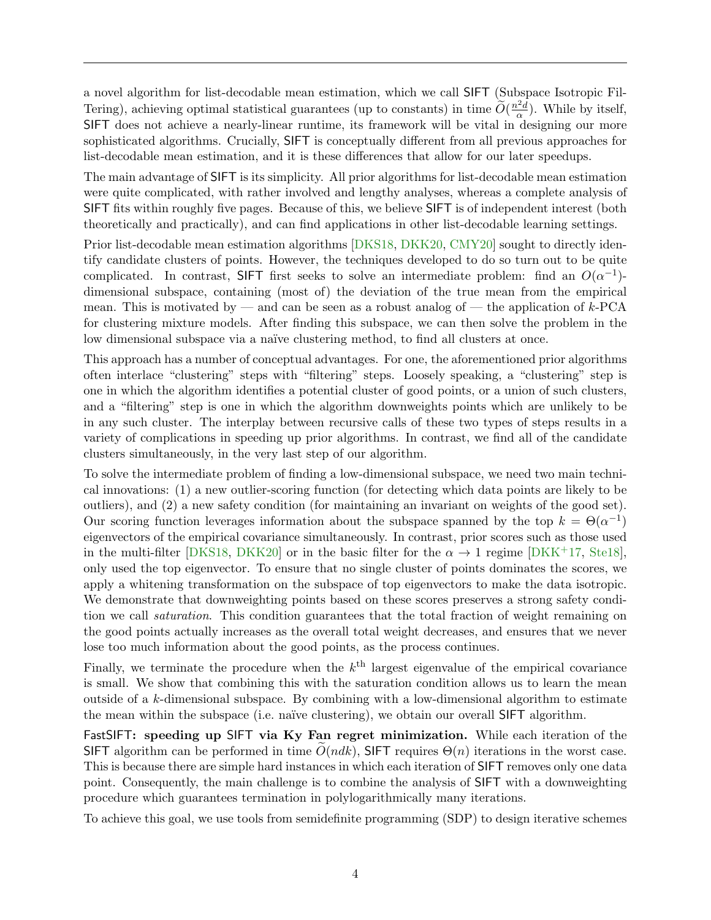a novel algorithm for list-decodable mean estimation, which we call SIFT (Subspace Isotropic FilTering), achieving optimal statistical guarantees (up to constants) in time $\widetilde{O}(\frac{n^2 d}{\alpha})$. While by itself, SIFT does not achieve a nearly-linear runtime, its framework will be vital in designing our more sophisticated algorithms. Crucially, SIFT is conceptually different from all previous approaches for list-decodable mean estimation, and it is these differences that allow for our later speedups.

The main advantage of SIFT is its simplicity. All prior algorithms for list-decodable mean estimation were quite complicated, with rather involved and lengthy analyses, whereas a complete analysis of SIFT fits within roughly five pages. Because of this, we believe SIFT is of independent interest (both theoretically and practically), and can find applications in other list-decodable learning settings.

Prior list-decodable mean estimation algorithms [DKS18, DKK20, CMY20] sought to directly identify candidate clusters of points. However, the techniques developed to do so turn out to be quite complicated. In contrast, SIFT first seeks to solve an intermediate problem: find an $O(\alpha^{-1})$-dimensional subspace, containing (most of) the deviation of the true mean from the empirical mean. This is motivated by — and can be seen as a robust analog of — the application of $k$-PCA for clustering mixture models. After finding this subspace, we can then solve the problem in the low dimensional subspace via a naïve clustering method, to find all clusters at once.

This approach has a number of conceptual advantages. For one, the aforementioned prior algorithms often interlace "clustering" steps with "filtering" steps. Loosely speaking, a "clustering" step is one in which the algorithm identifies a potential cluster of good points, or a union of such clusters, and a "filtering" step is one in which the algorithm downweights points which are unlikely to be in any such cluster. The interplay between recursive calls of these two types of steps results in a variety of complications in speeding up prior algorithms. In contrast, we find all of the candidate clusters simultaneously, in the very last step of our algorithm.

To solve the intermediate problem of finding a low-dimensional subspace, we need two main technical innovations: (1) a new outlier-scoring function (for detecting which data points are likely to be outliers), and (2) a new safety condition (for maintaining an invariant on weights of the good set). Our scoring function leverages information about the subspace spanned by the top $k = \Theta(\alpha^{-1})$ eigenvectors of the empirical covariance simultaneously. In contrast, prior scores such as those used in the multi-filter [DKS18, DKK20] or in the basic filter for the $\alpha \to 1$ regime [DKK+17, Ste18], only used the top eigenvector. To ensure that no single cluster of points dominates the scores, we apply a whitening transformation on the subspace of top eigenvectors to make the data isotropic. We demonstrate that downweighting points based on these scores preserves a strong safety condition we call *saturation*. This condition guarantees that the total fraction of weight remaining on the good points actually increases as the overall total weight decreases, and ensures that we never lose too much information about the good points, as the process continues.

Finally, we terminate the procedure when the $k^{\text{th}}$ largest eigenvalue of the empirical covariance is small. We show that combining this with the saturation condition allows us to learn the mean outside of a $k$-dimensional subspace. By combining with a low-dimensional algorithm to estimate the mean within the subspace (i.e. naïve clustering), we obtain our overall SIFT algorithm.

**FastSIFT: speeding up SIFT via Ky Fan regret minimization.** While each iteration of the SIFT algorithm can be performed in time $\widetilde{O}(ndk)$, SIFT requires $\Theta(n)$ iterations in the worst case. This is because there are simple hard instances in which each iteration of SIFT removes only one data point. Consequently, the main challenge is to combine the analysis of SIFT with a downweighting procedure which guarantees termination in polylogarithmically many iterations.

To achieve this goal, we use tools from semidefinite programming (SDP) to design iterative schemes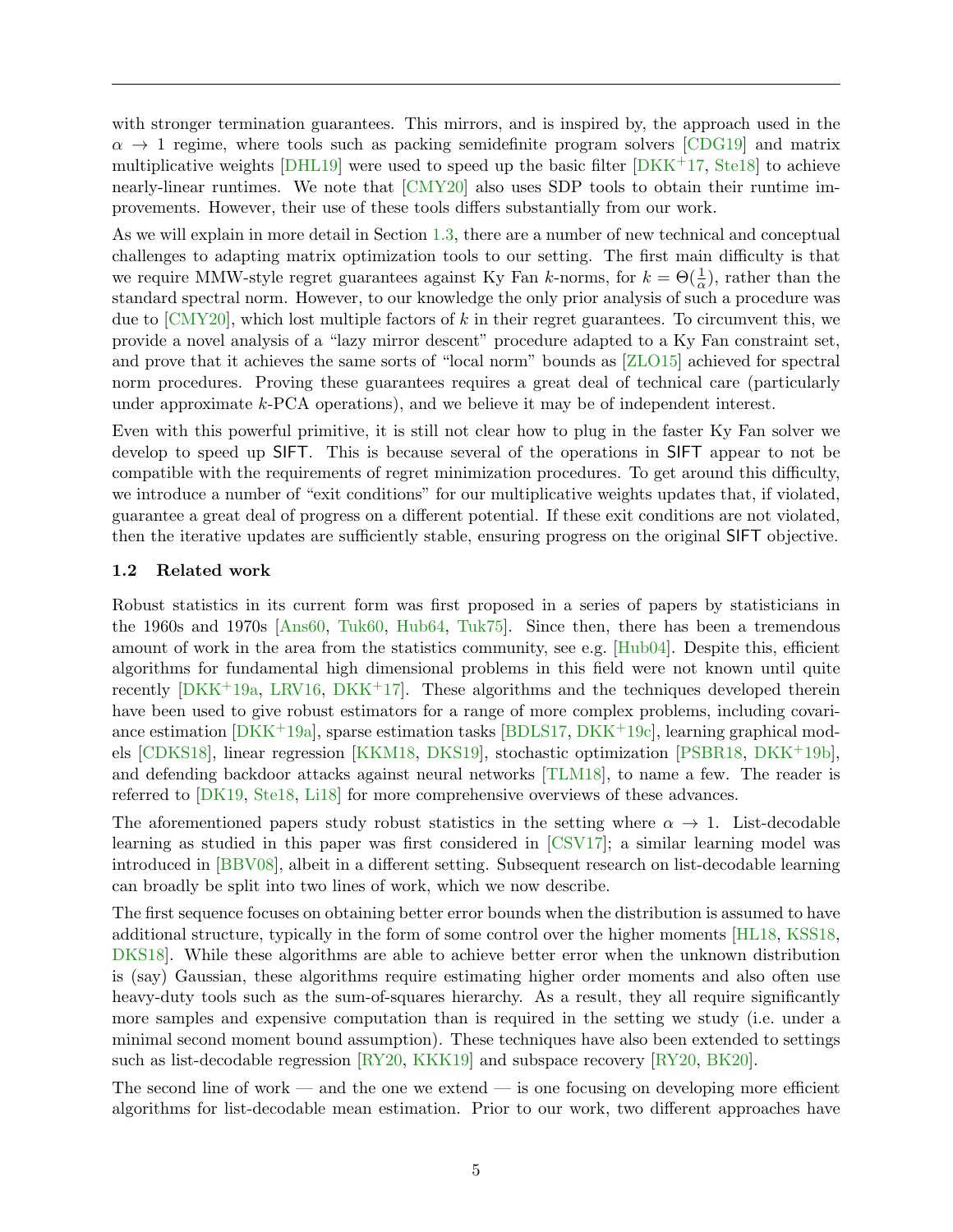with stronger termination guarantees. This mirrors, and is inspired by, the approach used in the $\alpha \to 1$ regime, where tools such as packing semidefinite program solvers [CDG19] and matrix multiplicative weights [DHL19] were used to speed up the basic filter [DKK+17, Ste18] to achieve nearly-linear runtimes. We note that [CMY20] also uses SDP tools to obtain their runtime improvements. However, their use of these tools differs substantially from our work.

As we will explain in more detail in Section 1.3, there are a number of new technical and conceptual challenges to adapting matrix optimization tools to our setting. The first main difficulty is that we require MMW-style regret guarantees against Ky Fan $k$-norms, for $k = \Theta(\frac{1}{\alpha})$, rather than the standard spectral norm. However, to our knowledge the only prior analysis of such a procedure was due to [CMY20], which lost multiple factors of $k$ in their regret guarantees. To circumvent this, we provide a novel analysis of a "lazy mirror descent" procedure adapted to a Ky Fan constraint set, and prove that it achieves the same sorts of "local norm" bounds as [ZLO15] achieved for spectral norm procedures. Proving these guarantees requires a great deal of technical care (particularly under approximate $k$-PCA operations), and we believe it may be of independent interest.

Even with this powerful primitive, it is still not clear how to plug in the faster Ky Fan solver we develop to speed up SIFT. This is because several of the operations in SIFT appear to not be compatible with the requirements of regret minimization procedures. To get around this difficulty, we introduce a number of "exit conditions" for our multiplicative weights updates that, if violated, guarantee a great deal of progress on a different potential. If these exit conditions are not violated, then the iterative updates are sufficiently stable, ensuring progress on the original SIFT objective.

### 1.2 Related work

Robust statistics in its current form was first proposed in a series of papers by statisticians in the 1960s and 1970s [Ans60, Tuk60, Hub64, Tuk75]. Since then, there has been a tremendous amount of work in the area from the statistics community, see e.g. [Hub04]. Despite this, efficient algorithms for fundamental high dimensional problems in this field were not known until quite recently [DKK+19a, LRV16, DKK+17]. These algorithms and the techniques developed therein have been used to give robust estimators for a range of more complex problems, including covariance estimation [DKK+19a], sparse estimation tasks [BDLS17, DKK+19c], learning graphical models [CDKS18], linear regression [KKM18, DKS19], stochastic optimization [PSBR18, DKK+19b], and defending backdoor attacks against neural networks [TLM18], to name a few. The reader is referred to [DK19, Ste18, Li18] for more comprehensive overviews of these advances.

The aforementioned papers study robust statistics in the setting where $\alpha \to 1$. List-decodable learning as studied in this paper was first considered in [CSV17]; a similar learning model was introduced in [BBV08], albeit in a different setting. Subsequent research on list-decodable learning can broadly be split into two lines of work, which we now describe.

The first sequence focuses on obtaining better error bounds when the distribution is assumed to have additional structure, typically in the form of some control over the higher moments [HL18, KSS18, DKS18]. While these algorithms are able to achieve better error when the unknown distribution is (say) Gaussian, these algorithms require estimating higher order moments and also often use heavy-duty tools such as the sum-of-squares hierarchy. As a result, they all require significantly more samples and expensive computation than is required in the setting we study (i.e. under a minimal second moment bound assumption). These techniques have also been extended to settings such as list-decodable regression [RY20, KKK19] and subspace recovery [RY20, BK20].

The second line of work — and the one we extend — is one focusing on developing more efficient algorithms for list-decodable mean estimation. Prior to our work, two different approaches have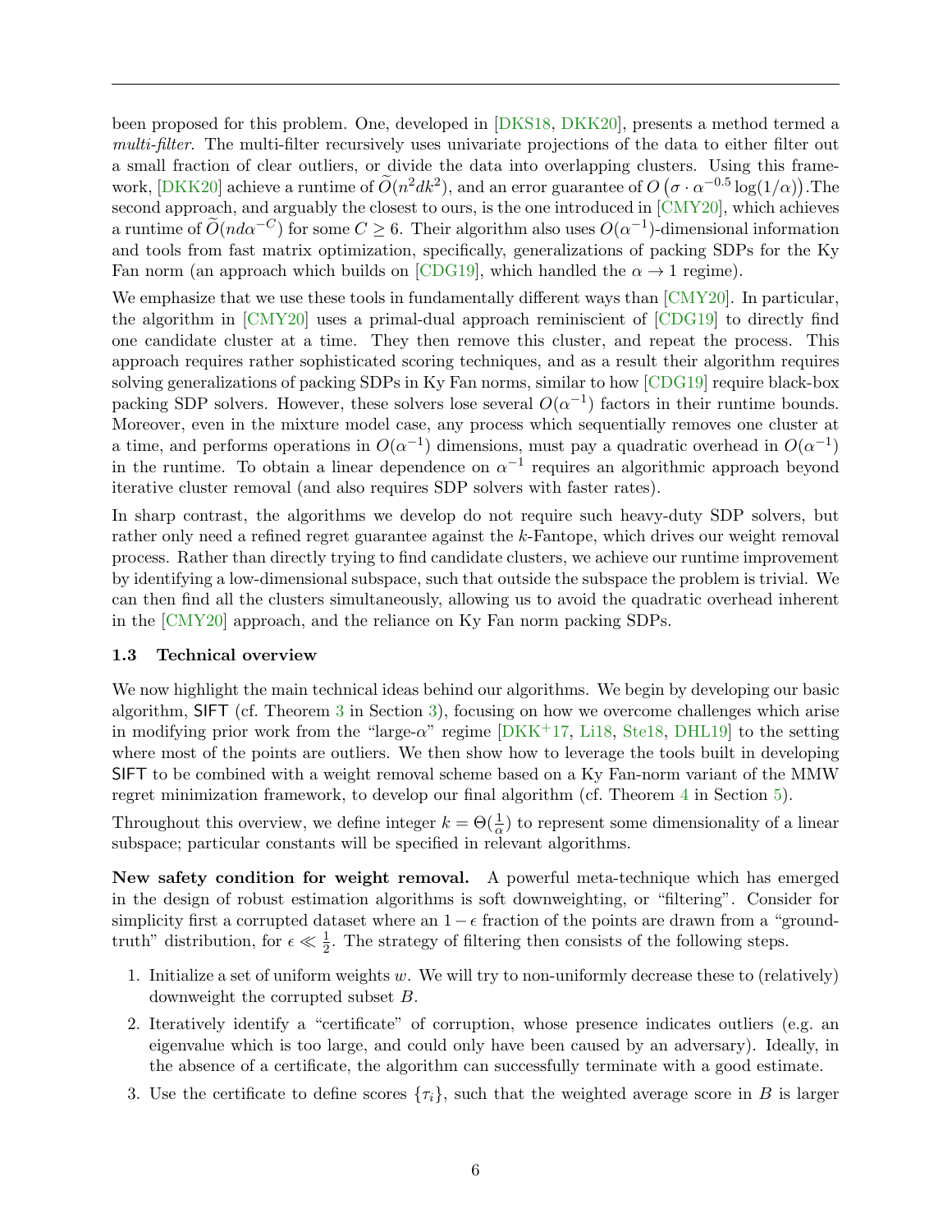been proposed for this problem. One, developed in [DKS18, DKK20], presents a method termed a *multi-filter*. The multi-filter recursively uses univariate projections of the data to either filter out a small fraction of clear outliers, or divide the data into overlapping clusters. Using this framework, [DKK20] achieve a runtime of $\widetilde{O}(n^2dk^2)$, and an error guarantee of $O\left(\sigma \cdot \alpha^{-0.5}\log(1/\alpha)\right)$.The second approach, and arguably the closest to ours, is the one introduced in [CMY20], which achieves a runtime of $\widetilde{O}(nd\alpha^{-C})$ for some $C \geq 6$. Their algorithm also uses $O(\alpha^{-1})$-dimensional information and tools from fast matrix optimization, specifically, generalizations of packing SDPs for the Ky Fan norm (an approach which builds on [CDG19], which handled the $\alpha \to 1$ regime).

We emphasize that we use these tools in fundamentally different ways than [CMY20]. In particular, the algorithm in [CMY20] uses a primal-dual approach reminiscient of [CDG19] to directly find one candidate cluster at a time. They then remove this cluster, and repeat the process. This approach requires rather sophisticated scoring techniques, and as a result their algorithm requires solving generalizations of packing SDPs in Ky Fan norms, similar to how [CDG19] require black-box packing SDP solvers. However, these solvers lose several $O(\alpha^{-1})$ factors in their runtime bounds. Moreover, even in the mixture model case, any process which sequentially removes one cluster at a time, and performs operations in $O(\alpha^{-1})$ dimensions, must pay a quadratic overhead in $O(\alpha^{-1})$ in the runtime. To obtain a linear dependence on $\alpha^{-1}$ requires an algorithmic approach beyond iterative cluster removal (and also requires SDP solvers with faster rates).

In sharp contrast, the algorithms we develop do not require such heavy-duty SDP solvers, but rather only need a refined regret guarantee against the $k$-Fantope, which drives our weight removal process. Rather than directly trying to find candidate clusters, we achieve our runtime improvement by identifying a low-dimensional subspace, such that outside the subspace the problem is trivial. We can then find all the clusters simultaneously, allowing us to avoid the quadratic overhead inherent in the [CMY20] approach, and the reliance on Ky Fan norm packing SDPs.

### 1.3 Technical overview

We now highlight the main technical ideas behind our algorithms. We begin by developing our basic algorithm, SIFT (cf. Theorem 3 in Section 3), focusing on how we overcome challenges which arise in modifying prior work from the "large-$\alpha$" regime [DKK+17, Li18, Ste18, DHL19] to the setting where most of the points are outliers. We then show how to leverage the tools built in developing SIFT to be combined with a weight removal scheme based on a Ky Fan-norm variant of the MMW regret minimization framework, to develop our final algorithm (cf. Theorem 4 in Section 5).

Throughout this overview, we define integer $k = \Theta(\frac{1}{\alpha})$ to represent some dimensionality of a linear subspace; particular constants will be specified in relevant algorithms.

**New safety condition for weight removal.** A powerful meta-technique which has emerged in the design of robust estimation algorithms is soft downweighting, or "filtering". Consider for simplicity first a corrupted dataset where an $1 - \epsilon$ fraction of the points are drawn from a "ground-truth" distribution, for $\epsilon \ll \frac{1}{2}$. The strategy of filtering then consists of the following steps.

1. Initialize a set of uniform weights $w$. We will try to non-uniformly decrease these to (relatively) downweight the corrupted subset $B$.
2. Iteratively identify a "certificate" of corruption, whose presence indicates outliers (e.g. an eigenvalue which is too large, and could only have been caused by an adversary). Ideally, in the absence of a certificate, the algorithm can successfully terminate with a good estimate.
3. Use the certificate to define scores $\{\tau_i\}$, such that the weighted average score in $B$ is larger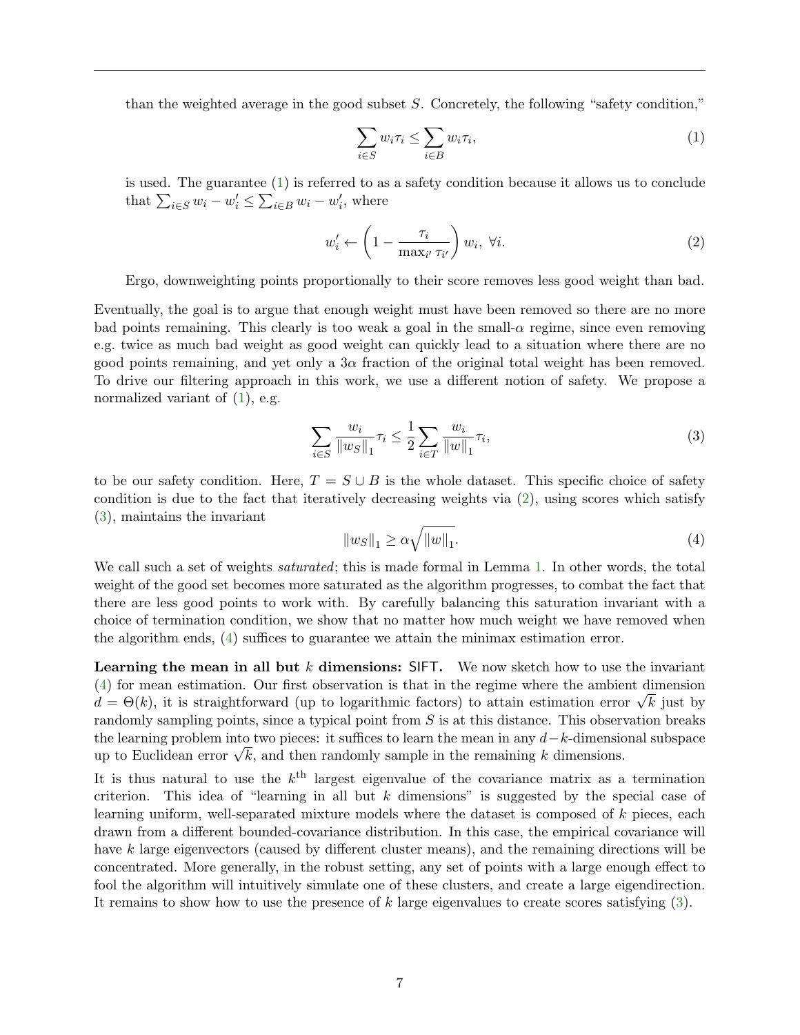than the weighted average in the good subset $S$. Concretely, the following "safety condition,"

$$\sum_{i \in S} w_i \tau_i \leq \sum_{i \in B} w_i \tau_i, \tag{1}$$

is used. The guarantee (1) is referred to as a safety condition because it allows us to conclude that $\sum_{i \in S} w_i - w_i' \leq \sum_{i \in B} w_i - w_i'$, where

$$w_i' \leftarrow \left(1 - \frac{\tau_i}{\max_{i'} \tau_{i'}}\right) w_i, \ \forall i. \tag{2}$$

Ergo, downweighting points proportionally to their score removes less good weight than bad.

Eventually, the goal is to argue that enough weight must have been removed so there are no more bad points remaining. This clearly is too weak a goal in the small-$\alpha$ regime, since even removing e.g. twice as much bad weight as good weight can quickly lead to a situation where there are no good points remaining, and yet only a $3\alpha$ fraction of the original total weight has been removed. To drive our filtering approach in this work, we use a different notion of safety. We propose a normalized variant of (1), e.g.

$$\sum_{i \in S} \frac{w_i}{\|w_S\|_1} \tau_i \leq \frac{1}{2} \sum_{i \in T} \frac{w_i}{\|w\|_1} \tau_i, \tag{3}$$

to be our safety condition. Here, $T = S \cup B$ is the whole dataset. This specific choice of safety condition is due to the fact that iteratively decreasing weights via (2), using scores which satisfy (3), maintains the invariant

$$\|w_S\|_1 \geq \alpha \sqrt{\|w\|_1}. \tag{4}$$

We call such a set of weights *saturated*; this is made formal in Lemma 1. In other words, the total weight of the good set becomes more saturated as the algorithm progresses, to combat the fact that there are less good points to work with. By carefully balancing this saturation invariant with a choice of termination condition, we show that no matter how much weight we have removed when the algorithm ends, (4) suffices to guarantee we attain the minimax estimation error.

**Learning the mean in all but $k$ dimensions: SIFT.** We now sketch how to use the invariant (4) for mean estimation. Our first observation is that in the regime where the ambient dimension $d = \Theta(k)$, it is straightforward (up to logarithmic factors) to attain estimation error $\sqrt{k}$ just by randomly sampling points, since a typical point from $S$ is at this distance. This observation breaks the learning problem into two pieces: it suffices to learn the mean in any $d-k$-dimensional subspace up to Euclidean error $\sqrt{k}$, and then randomly sample in the remaining $k$ dimensions.

It is thus natural to use the $k^{\text{th}}$ largest eigenvalue of the covariance matrix as a termination criterion. This idea of "learning in all but $k$ dimensions" is suggested by the special case of learning uniform, well-separated mixture models where the dataset is composed of $k$ pieces, each drawn from a different bounded-covariance distribution. In this case, the empirical covariance will have $k$ large eigenvectors (caused by different cluster means), and the remaining directions will be concentrated. More generally, in the robust setting, any set of points with a large enough effect to fool the algorithm will intuitively simulate one of these clusters, and create a large eigendirection. It remains to show how to use the presence of $k$ large eigenvalues to create scores satisfying (3).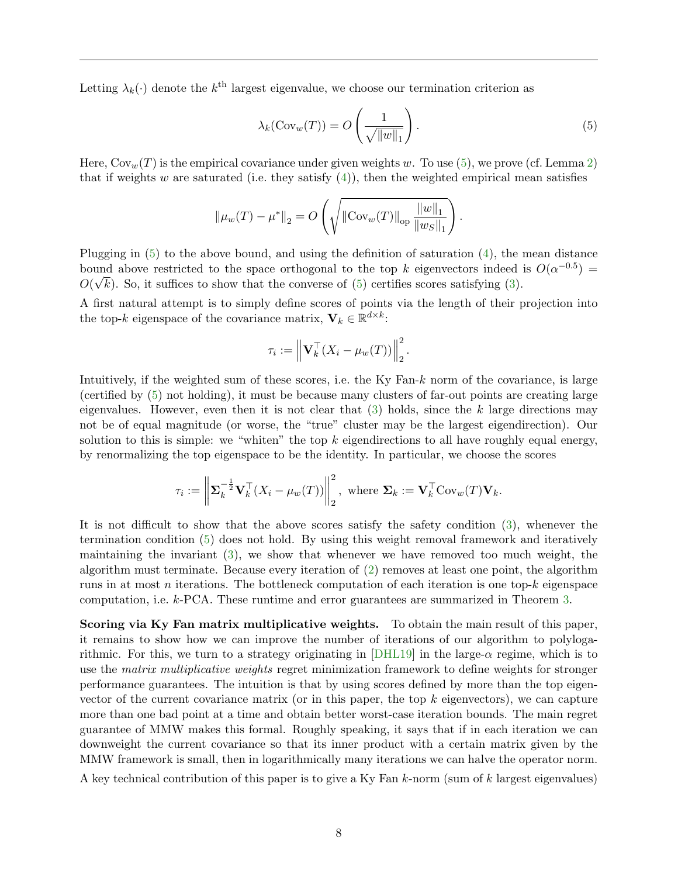Letting $\lambda_k(\cdot)$ denote the $k^{\text{th}}$ largest eigenvalue, we choose our termination criterion as

$$\lambda_k(\mathrm{Cov}_w(T)) = O\left(\frac{1}{\sqrt{\|w\|_1}}\right). \tag{5}$$

Here, $\mathrm{Cov}_w(T)$ is the empirical covariance under given weights $w$. To use (5), we prove (cf. Lemma 2) that if weights $w$ are saturated (i.e. they satisfy (4)), then the weighted empirical mean satisfies

$$\|\mu_w(T) - \mu^*\|_2 = O\left(\sqrt{\|\mathrm{Cov}_w(T)\|_{\mathrm{op}} \frac{\|w\|_1}{\|w_S\|_1}}\right).$$

Plugging in (5) to the above bound, and using the definition of saturation (4), the mean distance bound above restricted to the space orthogonal to the top $k$ eigenvectors indeed is $O(\alpha^{-0.5}) = O(\sqrt{k})$. So, it suffices to show that the converse of (5) certifies scores satisfying (3).

A first natural attempt is to simply define scores of points via the length of their projection into the top-$k$ eigenspace of the covariance matrix, $\mathbf{V}_k \in \mathbb{R}^{d\times k}$:

$$\tau_i := \left\|\mathbf{V}_k^\top (X_i - \mu_w(T))\right\|_2^2.$$

Intuitively, if the weighted sum of these scores, i.e. the Ky Fan-$k$ norm of the covariance, is large (certified by (5) not holding), it must be because many clusters of far-out points are creating large eigenvalues. However, even then it is not clear that (3) holds, since the $k$ large directions may not be of equal magnitude (or worse, the "true" cluster may be the largest eigendirection). Our solution to this is simple: we "whiten" the top $k$ eigendirections to all have roughly equal energy, by renormalizing the top eigenspace to be the identity. In particular, we choose the scores

$$\tau_i := \left\|\mathbf{\Sigma}_k^{-\frac{1}{2}}\mathbf{V}_k^\top (X_i - \mu_w(T))\right\|_2^2, \text{ where } \mathbf{\Sigma}_k := \mathbf{V}_k^\top \mathrm{Cov}_w(T)\mathbf{V}_k.$$

It is not difficult to show that the above scores satisfy the safety condition (3), whenever the termination condition (5) does not hold. By using this weight removal framework and iteratively maintaining the invariant (3), we show that whenever we have removed too much weight, the algorithm must terminate. Because every iteration of (2) removes at least one point, the algorithm runs in at most $n$ iterations. The bottleneck computation of each iteration is one top-$k$ eigenspace computation, i.e. $k$-PCA. These runtime and error guarantees are summarized in Theorem 3.

**Scoring via Ky Fan matrix multiplicative weights.** To obtain the main result of this paper, it remains to show how we can improve the number of iterations of our algorithm to polylogarithmic. For this, we turn to a strategy originating in [DHL19] in the large-$\alpha$ regime, which is to use the *matrix multiplicative weights* regret minimization framework to define weights for stronger performance guarantees. The intuition is that by using scores defined by more than the top eigenvector of the current covariance matrix (or in this paper, the top $k$ eigenvectors), we can capture more than one bad point at a time and obtain better worst-case iteration bounds. The main regret guarantee of MMW makes this formal. Roughly speaking, it says that if in each iteration we can downweight the current covariance so that its inner product with a certain matrix given by the MMW framework is small, then in logarithmically many iterations we can halve the operator norm.

A key technical contribution of this paper is to give a Ky Fan $k$-norm (sum of $k$ largest eigenvalues)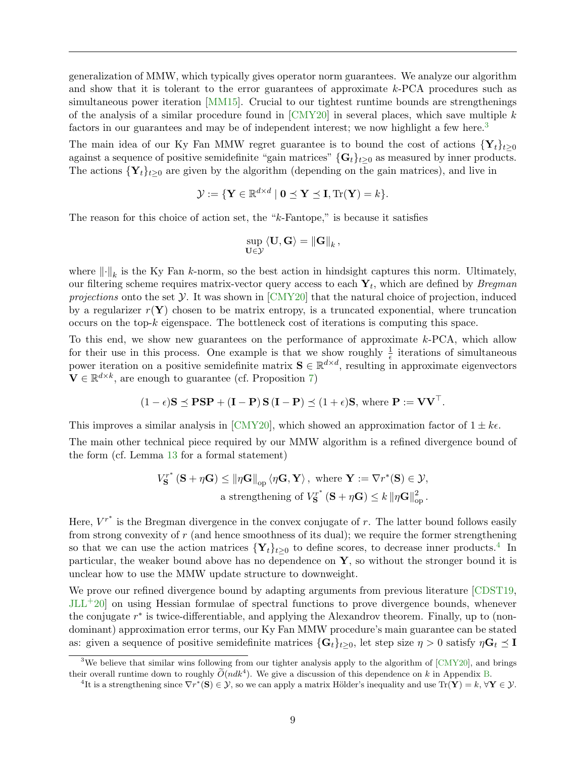generalization of MMW, which typically gives operator norm guarantees. We analyze our algorithm and show that it is tolerant to the error guarantees of approximate $k$-PCA procedures such as simultaneous power iteration [MM15]. Crucial to our tightest runtime bounds are strengthenings of the analysis of a similar procedure found in [CMY20] in several places, which save multiple $k$ factors in our guarantees and may be of independent interest; we now highlight a few here.[3]

The main idea of our Ky Fan MMW regret guarantee is to bound the cost of actions $\{\mathbf{Y}_t\}_{t\geq 0}$ against a sequence of positive semidefinite "gain matrices" $\{\mathbf{G}_t\}_{t\geq 0}$ as measured by inner products. The actions $\{\mathbf{Y}_t\}_{t\geq 0}$ are given by the algorithm (depending on the gain matrices), and live in

$$\mathcal{Y} := \{\mathbf{Y} \in \mathbb{R}^{d\times d} \mid \mathbf{0} \preceq \mathbf{Y} \preceq \mathbf{I}, \mathrm{Tr}(\mathbf{Y}) = k\}.$$

The reason for this choice of action set, the "$k$-Fantope," is because it satisfies

$$\sup_{\mathbf{U}\in\mathcal{Y}} \langle \mathbf{U}, \mathbf{G}\rangle = \|\mathbf{G}\|_k,$$

where $\|\cdot\|_k$ is the Ky Fan $k$-norm, so the best action in hindsight captures this norm. Ultimately, our filtering scheme requires matrix-vector query access to each $\mathbf{Y}_t$, which are defined by *Bregman projections* onto the set $\mathcal{Y}$. It was shown in [CMY20] that the natural choice of projection, induced by a regularizer $r(\mathbf{Y})$ chosen to be matrix entropy, is a truncated exponential, where truncation occurs on the top-$k$ eigenspace. The bottleneck cost of iterations is computing this space.

To this end, we show new guarantees on the performance of approximate $k$-PCA, which allow for their use in this process. One example is that we show roughly $\frac{1}{\epsilon}$ iterations of simultaneous power iteration on a positive semidefinite matrix $\mathbf{S} \in \mathbb{R}^{d\times d}$, resulting in approximate eigenvectors $\mathbf{V} \in \mathbb{R}^{d\times k}$, are enough to guarantee (cf. Proposition 7)

$$(1-\epsilon)\mathbf{S} \preceq \mathbf{PSP} + (\mathbf{I}-\mathbf{P})\,\mathbf{S}\,(\mathbf{I}-\mathbf{P}) \preceq (1+\epsilon)\mathbf{S}, \text{ where } \mathbf{P} := \mathbf{V}\mathbf{V}^\top.$$

This improves a similar analysis in [CMY20], which showed an approximation factor of $1 \pm k\epsilon$.

The main other technical piece required by our MMW algorithm is a refined divergence bound of the form (cf. Lemma 13 for a formal statement)

$$V^{r^*}_{\mathbf{S}}(\mathbf{S} + \eta\mathbf{G}) \leq \|\eta\mathbf{G}\|_{\mathrm{op}} \langle \eta\mathbf{G}, \mathbf{Y}\rangle, \text{ where } \mathbf{Y} := \nabla r^*(\mathbf{S}) \in \mathcal{Y},$$
$$\text{a strengthening of } V^{r^*}_{\mathbf{S}}(\mathbf{S} + \eta\mathbf{G}) \leq k\,\|\eta\mathbf{G}\|_{\mathrm{op}}^2.$$

Here, $V^{r^*}$ is the Bregman divergence in the convex conjugate of $r$. The latter bound follows easily from strong convexity of $r$ (and hence smoothness of its dual); we require the former strengthening so that we can use the action matrices $\{\mathbf{Y}_t\}_{t\geq 0}$ to define scores, to decrease inner products.[4] In particular, the weaker bound above has no dependence on $\mathbf{Y}$, so without the stronger bound it is unclear how to use the MMW update structure to downweight.

We prove our refined divergence bound by adapting arguments from previous literature [CDST19, JLL+20] on using Hessian formulae of spectral functions to prove divergence bounds, whenever the conjugate $r^*$ is twice-differentiable, and applying the Alexandrov theorem. Finally, up to (non-dominant) approximation error terms, our Ky Fan MMW procedure's main guarantee can be stated as: given a sequence of positive semidefinite matrices $\{\mathbf{G}_t\}_{t\geq 0}$, let step size $\eta > 0$ satisfy $\eta\mathbf{G}_t \preceq \mathbf{I}$

[3] We believe that similar wins following from our tighter analysis apply to the algorithm of [CMY20], and brings their overall runtime down to roughly $\widetilde{O}(ndk^4)$. We give a discussion of this dependence on $k$ in Appendix B.

[4] It is a strengthening since $\nabla r^*(\mathbf{S}) \in \mathcal{Y}$, so we can apply a matrix Hölder's inequality and use $\mathrm{Tr}(\mathbf{Y}) = k$, $\forall \mathbf{Y} \in \mathcal{Y}$.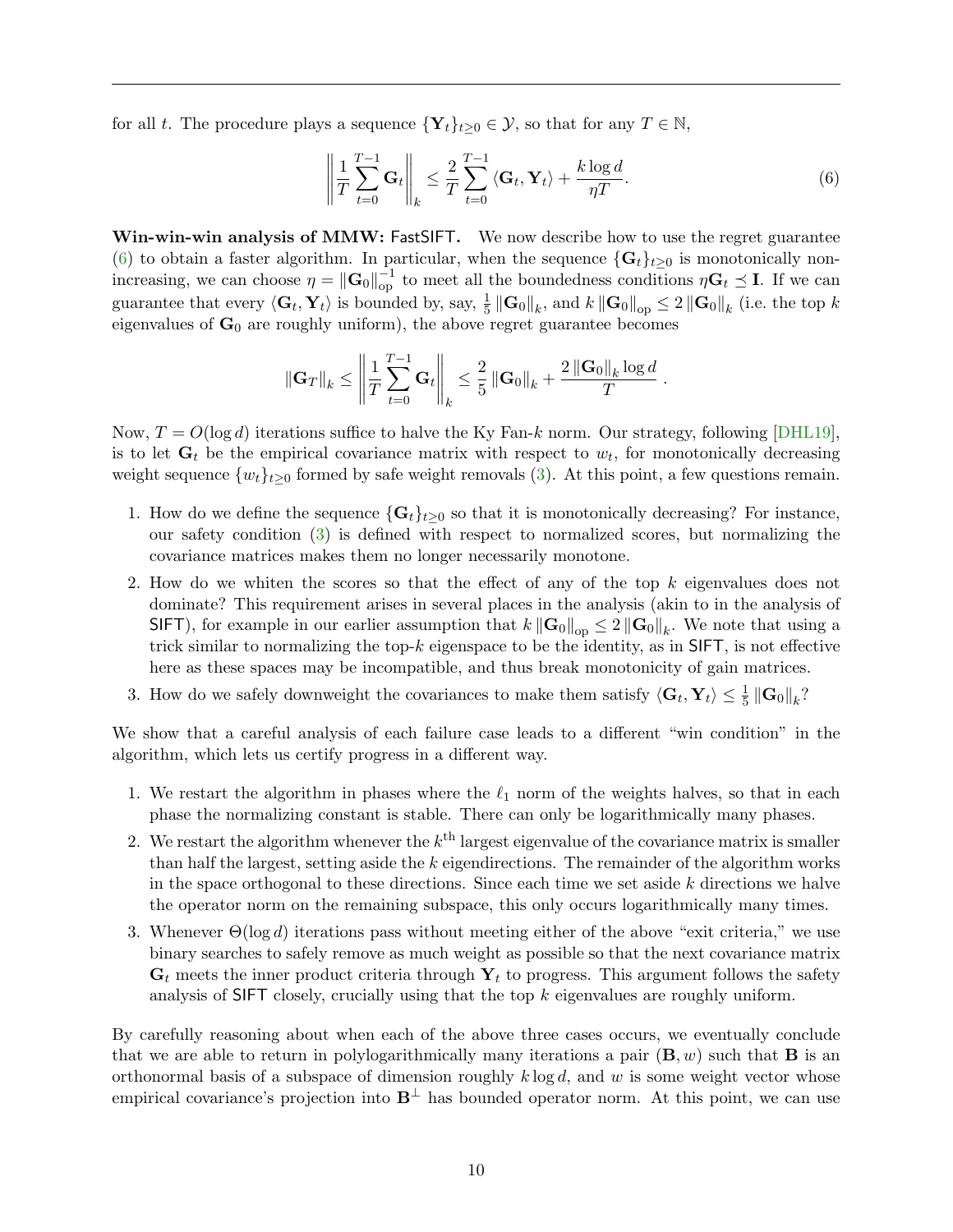for all $t$. The procedure plays a sequence $\{\mathbf{Y}_t\}_{t\geq 0} \in \mathcal{Y}$, so that for any $T \in \mathbb{N}$,

$$\left\| \frac{1}{T} \sum_{t=0}^{T-1} \mathbf{G}_t \right\|_k \leq \frac{2}{T} \sum_{t=0}^{T-1} \langle \mathbf{G}_t, \mathbf{Y}_t \rangle + \frac{k \log d}{\eta T}. \tag{6}$$

**Win-win-win analysis of MMW: FastSIFT.** We now describe how to use the regret guarantee (6) to obtain a faster algorithm. In particular, when the sequence $\{\mathbf{G}_t\}_{t\geq 0}$ is monotonically non-increasing, we can choose $\eta = \|\mathbf{G}_0\|_{\text{op}}^{-1}$ to meet all the boundedness conditions $\eta \mathbf{G}_t \preceq \mathbf{I}$. If we can guarantee that every $\langle \mathbf{G}_t, \mathbf{Y}_t \rangle$ is bounded by, say, $\frac{1}{5} \|\mathbf{G}_0\|_k$, and $k \|\mathbf{G}_0\|_{\text{op}} \leq 2 \|\mathbf{G}_0\|_k$ (i.e. the top $k$ eigenvalues of $\mathbf{G}_0$ are roughly uniform), the above regret guarantee becomes

$$\|\mathbf{G}_T\|_k \leq \left\| \frac{1}{T} \sum_{t=0}^{T-1} \mathbf{G}_t \right\|_k \leq \frac{2}{5} \|\mathbf{G}_0\|_k + \frac{2 \|\mathbf{G}_0\|_k \log d}{T}.$$

Now, $T = O(\log d)$ iterations suffice to halve the Ky Fan-$k$ norm. Our strategy, following [DHL19], is to let $\mathbf{G}_t$ be the empirical covariance matrix with respect to $w_t$, for monotonically decreasing weight sequence $\{w_t\}_{t\geq 0}$ formed by safe weight removals (3). At this point, a few questions remain.

1. How do we define the sequence $\{\mathbf{G}_t\}_{t\geq 0}$ so that it is monotonically decreasing? For instance, our safety condition (3) is defined with respect to normalized scores, but normalizing the covariance matrices makes them no longer necessarily monotone.
2. How do we whiten the scores so that the effect of any of the top $k$ eigenvalues does not dominate? This requirement arises in several places in the analysis (akin to in the analysis of SIFT), for example in our earlier assumption that $k \|\mathbf{G}_0\|_{\text{op}} \leq 2 \|\mathbf{G}_0\|_k$. We note that using a trick similar to normalizing the top-$k$ eigenspace to be the identity, as in SIFT, is not effective here as these spaces may be incompatible, and thus break monotonicity of gain matrices.
3. How do we safely downweight the covariances to make them satisfy $\langle \mathbf{G}_t, \mathbf{Y}_t \rangle \leq \frac{1}{5} \|\mathbf{G}_0\|_k$?

We show that a careful analysis of each failure case leads to a different "win condition" in the algorithm, which lets us certify progress in a different way.

1. We restart the algorithm in phases where the $\ell_1$ norm of the weights halves, so that in each phase the normalizing constant is stable. There can only be logarithmically many phases.
2. We restart the algorithm whenever the $k^{\text{th}}$ largest eigenvalue of the covariance matrix is smaller than half the largest, setting aside the $k$ eigendirections. The remainder of the algorithm works in the space orthogonal to these directions. Since each time we set aside $k$ directions we halve the operator norm on the remaining subspace, this only occurs logarithmically many times.
3. Whenever $\Theta(\log d)$ iterations pass without meeting either of the above "exit criteria," we use binary searches to safely remove as much weight as possible so that the next covariance matrix $\mathbf{G}_t$ meets the inner product criteria through $\mathbf{Y}_t$ to progress. This argument follows the safety analysis of SIFT closely, crucially using that the top $k$ eigenvalues are roughly uniform.

By carefully reasoning about when each of the above three cases occurs, we eventually conclude that we are able to return in polylogarithmically many iterations a pair $(\mathbf{B}, w)$ such that $\mathbf{B}$ is an orthonormal basis of a subspace of dimension roughly $k \log d$, and $w$ is some weight vector whose empirical covariance's projection into $\mathbf{B}^{\perp}$ has bounded operator norm. At this point, we can use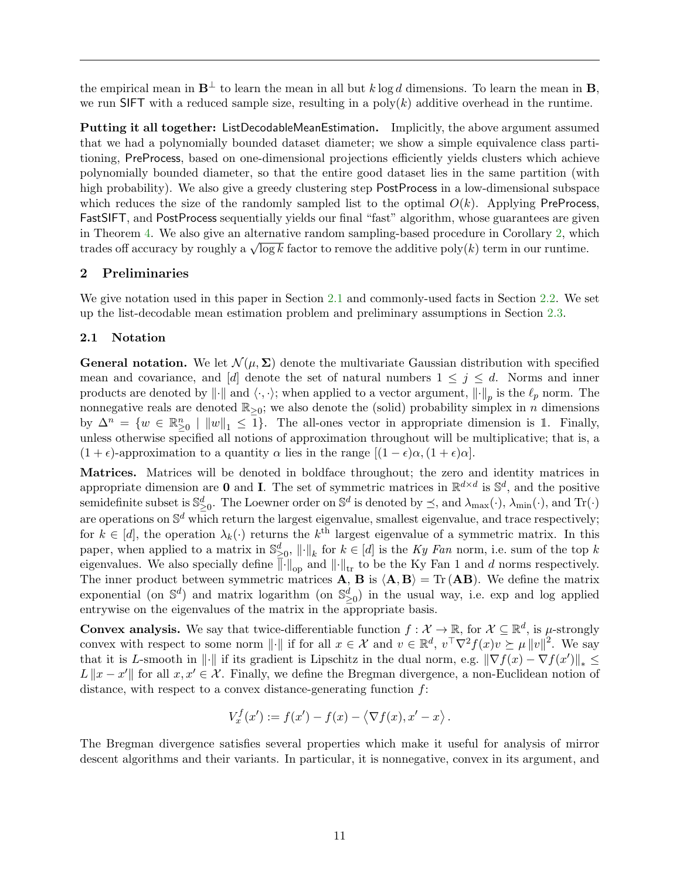the empirical mean in $\mathbf{B}^\perp$ to learn the mean in all but $k \log d$ dimensions. To learn the mean in $\mathbf{B}$, we run SIFT with a reduced sample size, resulting in a $\text{poly}(k)$ additive overhead in the runtime.

**Putting it all together: ListDecodableMeanEstimation.** Implicitly, the above argument assumed that we had a polynomially bounded dataset diameter; we show a simple equivalence class partitioning, PreProcess, based on one-dimensional projections efficiently yields clusters which achieve polynomially bounded diameter, so that the entire good dataset lies in the same partition (with high probability). We also give a greedy clustering step PostProcess in a low-dimensional subspace which reduces the size of the randomly sampled list to the optimal $O(k)$. Applying PreProcess, FastSIFT, and PostProcess sequentially yields our final "fast" algorithm, whose guarantees are given in Theorem 4. We also give an alternative random sampling-based procedure in Corollary 2, which trades off accuracy by roughly a $\sqrt{\log k}$ factor to remove the additive $\text{poly}(k)$ term in our runtime.

## 2 Preliminaries

We give notation used in this paper in Section 2.1 and commonly-used facts in Section 2.2. We set up the list-decodable mean estimation problem and preliminary assumptions in Section 2.3.

### 2.1 Notation

**General notation.** We let $\mathcal{N}(\mu, \mathbf{\Sigma})$ denote the multivariate Gaussian distribution with specified mean and covariance, and $[d]$ denote the set of natural numbers $1 \le j \le d$. Norms and inner products are denoted by $\|\cdot\|$ and $\langle \cdot, \cdot \rangle$; when applied to a vector argument, $\|\cdot\|_p$ is the $\ell_p$ norm. The nonnegative reals are denoted $\mathbb{R}_{\ge 0}$; we also denote the (solid) probability simplex in $n$ dimensions by $\Delta^n = \{w \in \mathbb{R}^n_{\ge 0} \mid \|w\|_1 \le 1\}$. The all-ones vector in appropriate dimension is $\mathbb{1}$. Finally, unless otherwise specified all notions of approximation throughout will be multiplicative; that is, a $(1+\epsilon)$-approximation to a quantity $\alpha$ lies in the range $[(1-\epsilon)\alpha, (1+\epsilon)\alpha]$.

**Matrices.** Matrices will be denoted in boldface throughout; the zero and identity matrices in appropriate dimension are $\mathbf{0}$ and $\mathbf{I}$. The set of symmetric matrices in $\mathbb{R}^{d\times d}$ is $\mathbb{S}^d$, and the positive semidefinite subset is $\mathbb{S}^d_{\ge 0}$. The Loewner order on $\mathbb{S}^d$ is denoted by $\preceq$, and $\lambda_{\max}(\cdot)$, $\lambda_{\min}(\cdot)$, and $\text{Tr}(\cdot)$ are operations on $\mathbb{S}^d$ which return the largest eigenvalue, smallest eigenvalue, and trace respectively; for $k \in [d]$, the operation $\lambda_k(\cdot)$ returns the $k^{\text{th}}$ largest eigenvalue of a symmetric matrix. In this paper, when applied to a matrix in $\mathbb{S}^d_{\ge 0}$, $\|\cdot\|_k$ for $k \in [d]$ is the *Ky Fan* norm, i.e. sum of the top $k$ eigenvalues. We also specially define $\|\cdot\|_{\text{op}}$ and $\|\cdot\|_{\text{tr}}$ to be the Ky Fan 1 and $d$ norms respectively. The inner product between symmetric matrices $\mathbf{A}$, $\mathbf{B}$ is $\langle \mathbf{A}, \mathbf{B} \rangle = \text{Tr}(\mathbf{AB})$. We define the matrix exponential (on $\mathbb{S}^d$) and matrix logarithm (on $\mathbb{S}^d_{\ge 0}$) in the usual way, i.e. exp and log applied entrywise on the eigenvalues of the matrix in the appropriate basis.

**Convex analysis.** We say that twice-differentiable function $f : \mathcal{X} \to \mathbb{R}$, for $\mathcal{X} \subseteq \mathbb{R}^d$, is $\mu$-strongly convex with respect to some norm $\|\cdot\|$ if for all $x \in \mathcal{X}$ and $v \in \mathbb{R}^d$, $v^\top \nabla^2 f(x) v \succeq \mu \|v\|^2$. We say that it is $L$-smooth in $\|\cdot\|$ if its gradient is Lipschitz in the dual norm, e.g. $\|\nabla f(x) - \nabla f(x')\|_* \le L\|x - x'\|$ for all $x, x' \in \mathcal{X}$. Finally, we define the Bregman divergence, a non-Euclidean notion of distance, with respect to a convex distance-generating function $f$:

$$V_x^f(x') := f(x') - f(x) - \left\langle \nabla f(x), x' - x \right\rangle.$$

The Bregman divergence satisfies several properties which make it useful for analysis of mirror descent algorithms and their variants. In particular, it is nonnegative, convex in its argument, and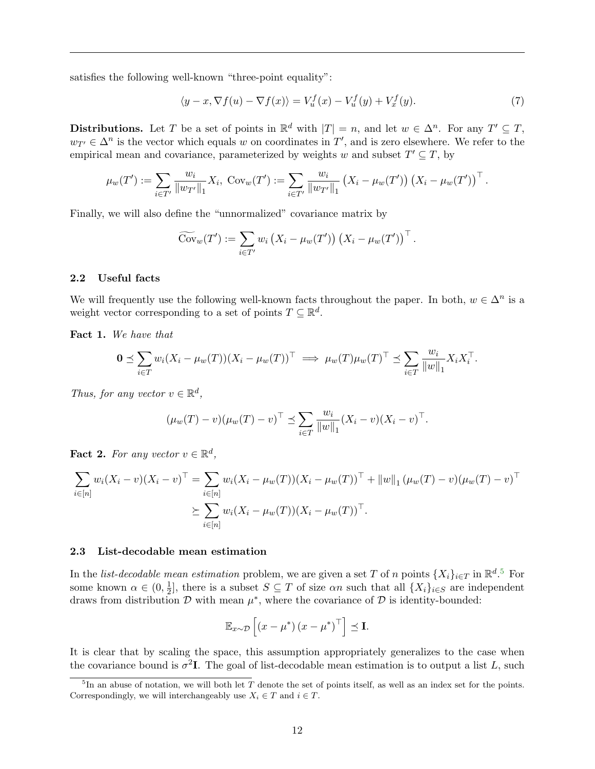satisfies the following well-known "three-point equality":

$$\langle y - x, \nabla f(u) - \nabla f(x) \rangle = V_u^f(x) - V_u^f(y) + V_x^f(y). \tag{7}$$

**Distributions.** Let $T$ be a set of points in $\mathbb{R}^d$ with $|T| = n$, and let $w \in \Delta^n$. For any $T' \subseteq T$, $w_{T'} \in \Delta^n$ is the vector which equals $w$ on coordinates in $T'$, and is zero elsewhere. We refer to the empirical mean and covariance, parameterized by weights $w$ and subset $T' \subseteq T$, by

$$\mu_w(T') := \sum_{i \in T'} \frac{w_i}{\|w_{T'}\|_1} X_i, \ \mathrm{Cov}_w(T') := \sum_{i \in T'} \frac{w_i}{\|w_{T'}\|_1} \left(X_i - \mu_w(T')\right)\left(X_i - \mu_w(T')\right)^\top.$$

Finally, we will also define the "unnormalized" covariance matrix by

$$\widetilde{\mathrm{Cov}}_w(T') := \sum_{i \in T'} w_i \left(X_i - \mu_w(T')\right)\left(X_i - \mu_w(T')\right)^\top.$$

### 2.2 Useful facts

We will frequently use the following well-known facts throughout the paper. In both, $w \in \Delta^n$ is a weight vector corresponding to a set of points $T \subseteq \mathbb{R}^d$.

**Fact 1.** *We have that*

$$\mathbf{0} \preceq \sum_{i \in T} w_i (X_i - \mu_w(T))(X_i - \mu_w(T))^\top \implies \mu_w(T)\mu_w(T)^\top \preceq \sum_{i \in T} \frac{w_i}{\|w\|_1} X_i X_i^\top.$$

*Thus, for any vector $v \in \mathbb{R}^d$,*

$$(\mu_w(T) - v)(\mu_w(T) - v)^\top \preceq \sum_{i \in T} \frac{w_i}{\|w\|_1} (X_i - v)(X_i - v)^\top.$$

**Fact 2.** *For any vector $v \in \mathbb{R}^d$,*

$$\begin{aligned}
\sum_{i \in [n]} w_i (X_i - v)(X_i - v)^\top &= \sum_{i \in [n]} w_i (X_i - \mu_w(T))(X_i - \mu_w(T))^\top + \|w\|_1 (\mu_w(T) - v)(\mu_w(T) - v)^\top \\
&\succeq \sum_{i \in [n]} w_i (X_i - \mu_w(T))(X_i - \mu_w(T))^\top.
\end{aligned}$$

### 2.3 List-decodable mean estimation

In the *list-decodable mean estimation* problem, we are given a set $T$ of $n$ points $\{X_i\}_{i \in T}$ in $\mathbb{R}^d$.[5] For some known $\alpha \in (0, \frac{1}{2}]$, there is a subset $S \subseteq T$ of size $\alpha n$ such that all $\{X_i\}_{i \in S}$ are independent draws from distribution $\mathcal{D}$ with mean $\mu^*$, where the covariance of $\mathcal{D}$ is identity-bounded:

$$\mathbb{E}_{x \sim \mathcal{D}} \left[ (x - \mu^*)(x - \mu^*)^\top \right] \preceq \mathbf{I}.$$

It is clear that by scaling the space, this assumption appropriately generalizes to the case when the covariance bound is $\sigma^2 \mathbf{I}$. The goal of list-decodable mean estimation is to output a list $L$, such

[5] In an abuse of notation, we will both let $T$ denote the set of points itself, as well as an index set for the points. Correspondingly, we will interchangeably use $X_i \in T$ and $i \in T$.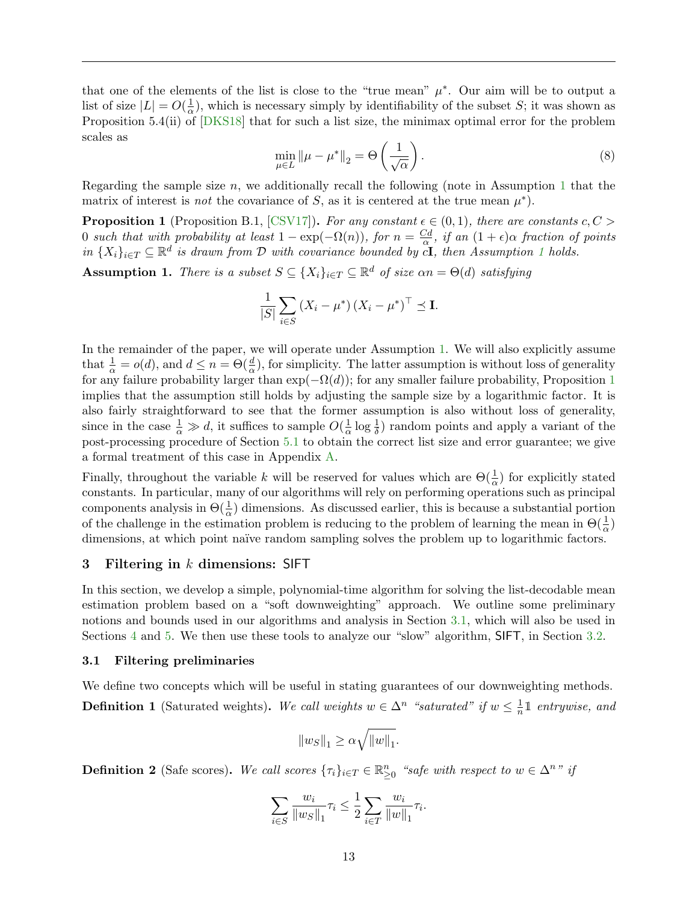that one of the elements of the list is close to the "true mean" $\mu^*$. Our aim will be to output a list of size $|L| = O(\frac{1}{\alpha})$, which is necessary simply by identifiability of the subset $S$; it was shown as Proposition 5.4(ii) of [DKS18] that for such a list size, the minimax optimal error for the problem scales as

$$\min_{\mu \in L} \|\mu - \mu^*\|_2 = \Theta\left(\frac{1}{\sqrt{\alpha}}\right). \tag{8}$$

Regarding the sample size $n$, we additionally recall the following (note in Assumption 1 that the matrix of interest is *not* the covariance of $S$, as it is centered at the true mean $\mu^*$).

**Proposition 1** (Proposition B.1, [CSV17]). *For any constant $\epsilon \in (0,1)$, there are constants $c, C > 0$ such that with probability at least $1 - \exp(-\Omega(n))$, for $n = \frac{Cd}{\alpha}$, if an $(1+\epsilon)\alpha$ fraction of points in $\{X_i\}_{i \in T} \subseteq \mathbb{R}^d$ is drawn from $\mathcal{D}$ with covariance bounded by $c\mathbf{I}$, then Assumption 1 holds.*

**Assumption 1.** *There is a subset $S \subseteq \{X_i\}_{i \in T} \subseteq \mathbb{R}^d$ of size $\alpha n = \Theta(d)$ satisfying*

$$\frac{1}{|S|} \sum_{i \in S} \left(X_i - \mu^*\right)\left(X_i - \mu^*\right)^\top \preceq \mathbf{I}.$$

In the remainder of the paper, we will operate under Assumption 1. We will also explicitly assume that $\frac{1}{\alpha} = o(d)$, and $d \le n = \Theta(\frac{d}{\alpha})$, for simplicity. The latter assumption is without loss of generality for any failure probability larger than $\exp(-\Omega(d))$; for any smaller failure probability, Proposition 1 implies that the assumption still holds by adjusting the sample size by a logarithmic factor. It is also fairly straightforward to see that the former assumption is also without loss of generality, since in the case $\frac{1}{\alpha} \gg d$, it suffices to sample $O(\frac{1}{\alpha}\log\frac{1}{\delta})$ random points and apply a variant of the post-processing procedure of Section 5.1 to obtain the correct list size and error guarantee; we give a formal treatment of this case in Appendix A.

Finally, throughout the variable $k$ will be reserved for values which are $\Theta(\frac{1}{\alpha})$ for explicitly stated constants. In particular, many of our algorithms will rely on performing operations such as principal components analysis in $\Theta(\frac{1}{\alpha})$ dimensions. As discussed earlier, this is because a substantial portion of the challenge in the estimation problem is reducing to the problem of learning the mean in $\Theta(\frac{1}{\alpha})$ dimensions, at which point naïve random sampling solves the problem up to logarithmic factors.

## 3 Filtering in $k$ dimensions: SIFT

In this section, we develop a simple, polynomial-time algorithm for solving the list-decodable mean estimation problem based on a "soft downweighting" approach. We outline some preliminary notions and bounds used in our algorithms and analysis in Section 3.1, which will also be used in Sections 4 and 5. We then use these tools to analyze our "slow" algorithm, SIFT, in Section 3.2.

### 3.1 Filtering preliminaries

We define two concepts which will be useful in stating guarantees of our downweighting methods.

**Definition 1** (Saturated weights). *We call weights $w \in \Delta^n$ "saturated" if $w \le \frac{1}{n}\mathbb{1}$ entrywise, and*

$$\|w_S\|_1 \ge \alpha\sqrt{\|w\|_1}.$$

**Definition 2** (Safe scores). *We call scores $\{\tau_i\}_{i \in T} \in \mathbb{R}^n_{\ge 0}$ "safe with respect to $w \in \Delta^n$" if*

$$\sum_{i \in S} \frac{w_i}{\|w_S\|_1}\tau_i \le \frac{1}{2}\sum_{i \in T}\frac{w_i}{\|w\|_1}\tau_i.$$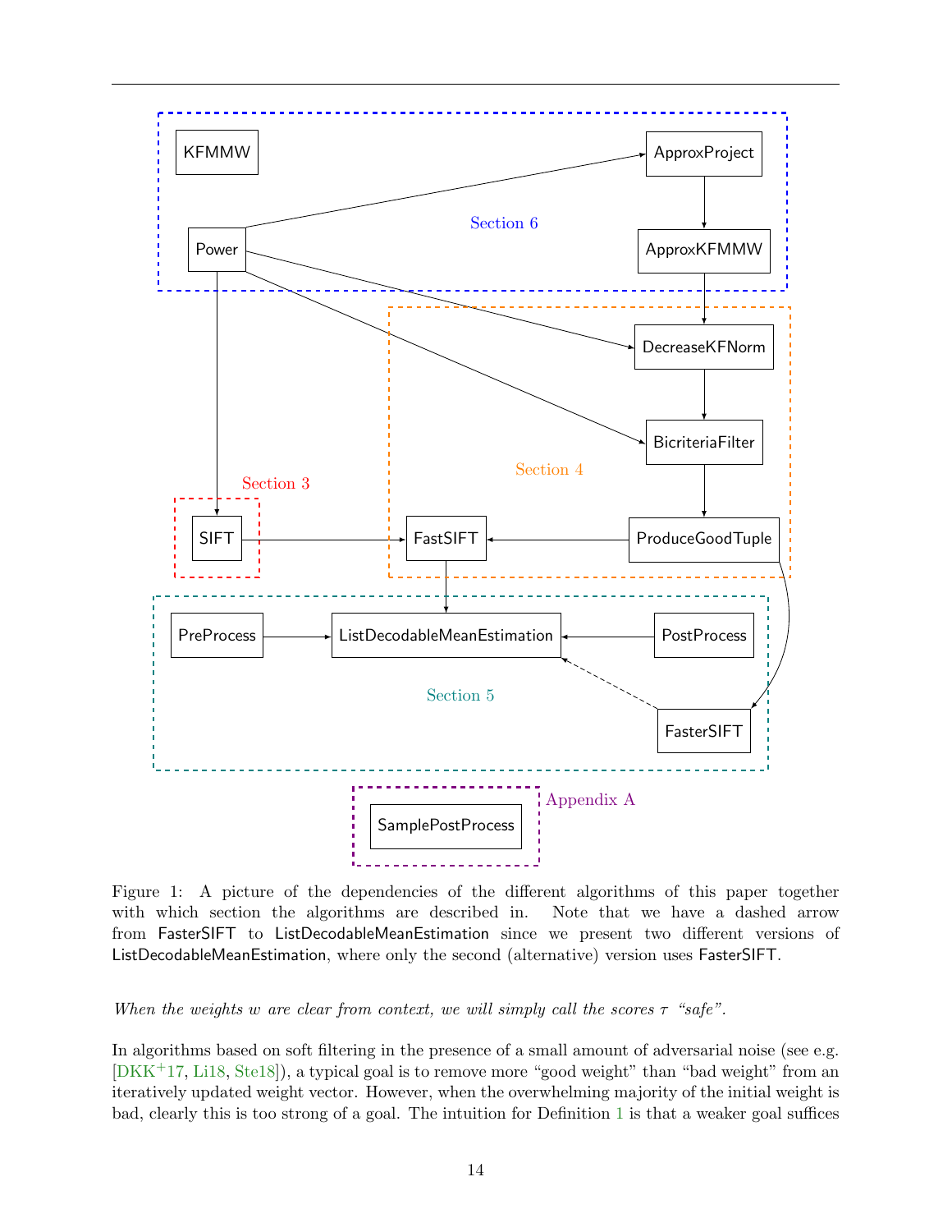Figure 1: A picture of the dependencies of the different algorithms of this paper together with which section the algorithms are described in. Note that we have a dashed arrow from FasterSIFT to ListDecodableMeanEstimation since we present two different versions of ListDecodableMeanEstimation, where only the second (alternative) version uses FasterSIFT.

*When the weights $w$ are clear from context, we will simply call the scores $\tau$ "safe".*

In algorithms based on soft filtering in the presence of a small amount of adversarial noise (see e.g. [DKK+17, Li18, Ste18]), a typical goal is to remove more "good weight" than "bad weight" from an iteratively updated weight vector. However, when the overwhelming majority of the initial weight is bad, clearly this is too strong of a goal. The intuition for Definition 1 is that a weaker goal suffices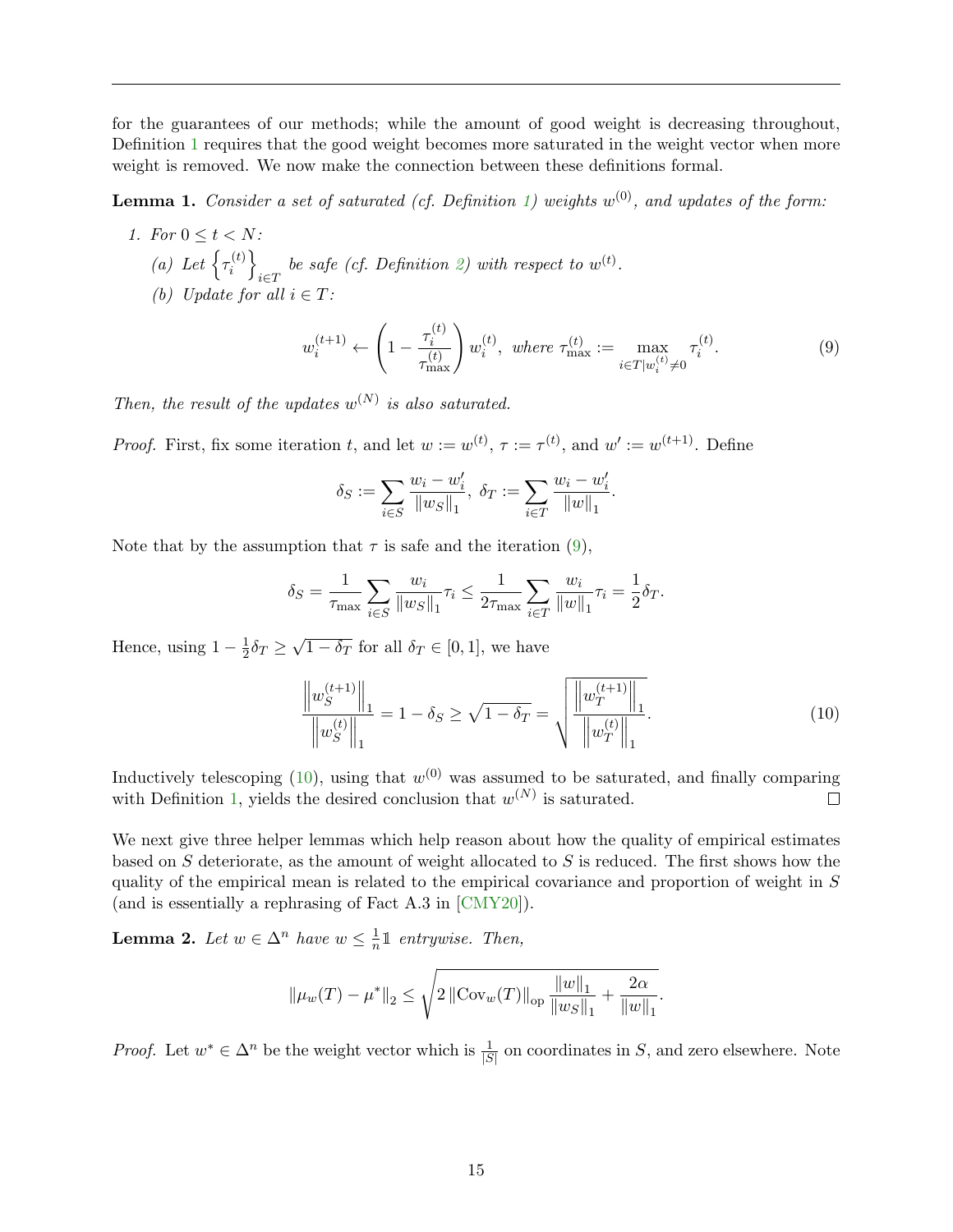for the guarantees of our methods; while the amount of good weight is decreasing throughout, Definition 1 requires that the good weight becomes more saturated in the weight vector when more weight is removed. We now make the connection between these definitions formal.

**Lemma 1.** *Consider a set of saturated (cf. Definition 1) weights $w^{(0)}$, and updates of the form:*

1. *For $0 \le t < N$:*
   - *(a) Let $\left\{\tau_i^{(t)}\right\}_{i \in T}$ be safe (cf. Definition 2) with respect to $w^{(t)}$.*
   - *(b) Update for all $i \in T$:*

$$w_i^{(t+1)} \leftarrow \left(1 - \frac{\tau_i^{(t)}}{\tau_{\max}^{(t)}}\right) w_i^{(t)}, \text{ where } \tau_{\max}^{(t)} := \max_{i \in T | w_i^{(t)} \neq 0} \tau_i^{(t)}. \tag{9}$$

*Then, the result of the updates $w^{(N)}$ is also saturated.*

*Proof.* First, fix some iteration $t$, and let $w := w^{(t)}$, $\tau := \tau^{(t)}$, and $w' := w^{(t+1)}$. Define

$$\delta_S := \sum_{i \in S} \frac{w_i - w'_i}{\|w_S\|_1},\ \delta_T := \sum_{i \in T} \frac{w_i - w'_i}{\|w\|_1}.$$

Note that by the assumption that $\tau$ is safe and the iteration (9),

$$\delta_S = \frac{1}{\tau_{\max}} \sum_{i \in S} \frac{w_i}{\|w_S\|_1} \tau_i \le \frac{1}{2\tau_{\max}} \sum_{i \in T} \frac{w_i}{\|w\|_1} \tau_i = \frac{1}{2} \delta_T.$$

Hence, using $1 - \frac{1}{2}\delta_T \ge \sqrt{1 - \delta_T}$ for all $\delta_T \in [0, 1]$, we have

$$\frac{\left\|w_S^{(t+1)}\right\|_1}{\left\|w_S^{(t)}\right\|_1} = 1 - \delta_S \ge \sqrt{1 - \delta_T} = \sqrt{\frac{\left\|w_T^{(t+1)}\right\|_1}{\left\|w_T^{(t)}\right\|_1}}. \tag{10}$$

Inductively telescoping (10), using that $w^{(0)}$ was assumed to be saturated, and finally comparing with Definition 1, yields the desired conclusion that $w^{(N)}$ is saturated. $\square$

We next give three helper lemmas which help reason about how the quality of empirical estimates based on $S$ deteriorate, as the amount of weight allocated to $S$ is reduced. The first shows how the quality of the empirical mean is related to the empirical covariance and proportion of weight in $S$ (and is essentially a rephrasing of Fact A.3 in [CMY20]).

**Lemma 2.** *Let $w \in \Delta^n$ have $w \le \frac{1}{n}\mathbb{1}$ entrywise. Then,*

$$\|\mu_w(T) - \mu^*\|_2 \le \sqrt{2 \left\|\text{Cov}_w(T)\right\|_{\text{op}} \frac{\|w\|_1}{\|w_S\|_1} + \frac{2\alpha}{\|w\|_1}}.$$

*Proof.* Let $w^* \in \Delta^n$ be the weight vector which is $\frac{1}{|S|}$ on coordinates in $S$, and zero elsewhere. Note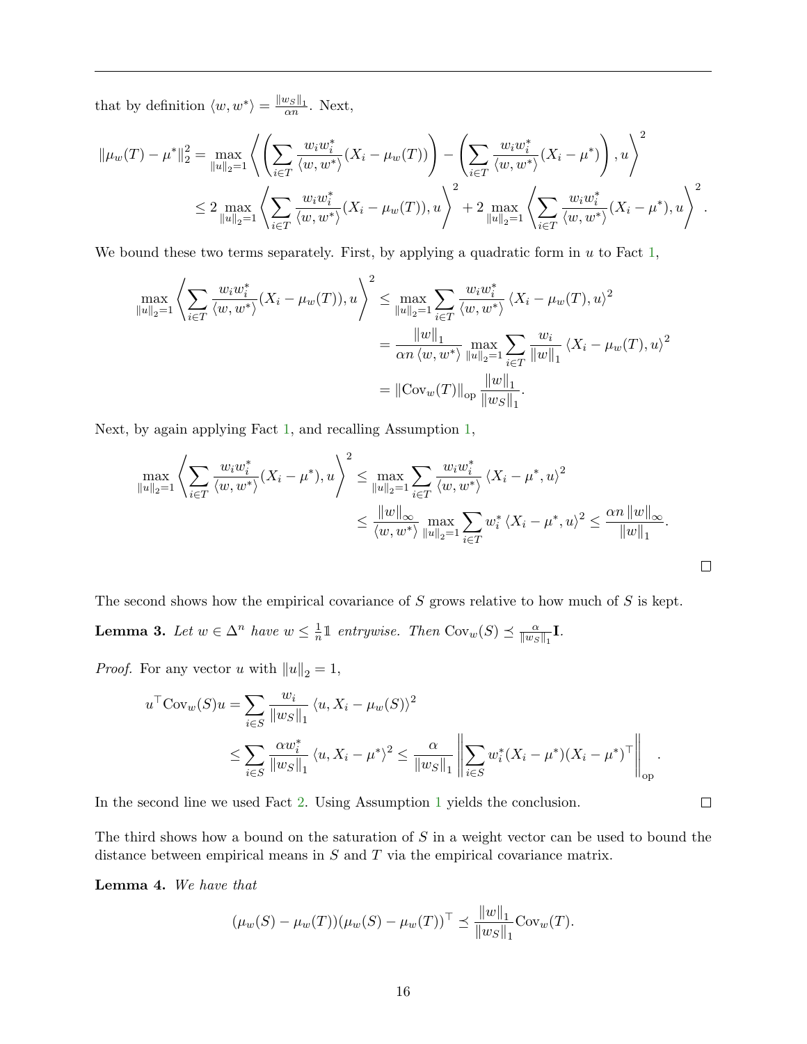that by definition $\langle w, w^* \rangle = \frac{\|w_S\|_1}{\alpha n}$. Next,

$$\|\mu_w(T) - \mu^*\|_2^2 = \max_{\|u\|_2=1} \left\langle \left( \sum_{i \in T} \frac{w_i w_i^*}{\langle w, w^* \rangle} (X_i - \mu_w(T)) \right) - \left( \sum_{i \in T} \frac{w_i w_i^*}{\langle w, w^* \rangle} (X_i - \mu^*) \right), u \right\rangle^2$$

$$\leq 2 \max_{\|u\|_2=1} \left\langle \sum_{i \in T} \frac{w_i w_i^*}{\langle w, w^* \rangle} (X_i - \mu_w(T)), u \right\rangle^2 + 2 \max_{\|u\|_2=1} \left\langle \sum_{i \in T} \frac{w_i w_i^*}{\langle w, w^* \rangle} (X_i - \mu^*), u \right\rangle^2.$$

We bound these two terms separately. First, by applying a quadratic form in $u$ to Fact 1,

$$\max_{\|u\|_2=1} \left\langle \sum_{i \in T} \frac{w_i w_i^*}{\langle w, w^* \rangle} (X_i - \mu_w(T)), u \right\rangle^2 \leq \max_{\|u\|_2=1} \sum_{i \in T} \frac{w_i w_i^*}{\langle w, w^* \rangle} \langle X_i - \mu_w(T), u \rangle^2$$

$$= \frac{\|w\|_1}{\alpha n \langle w, w^* \rangle} \max_{\|u\|_2=1} \sum_{i \in T} \frac{w_i}{\|w\|_1} \langle X_i - \mu_w(T), u \rangle^2$$

$$= \|\mathrm{Cov}_w(T)\|_{\mathrm{op}} \frac{\|w\|_1}{\|w_S\|_1}.$$

Next, by again applying Fact 1, and recalling Assumption 1,

$$\max_{\|u\|_2=1} \left\langle \sum_{i \in T} \frac{w_i w_i^*}{\langle w, w^* \rangle} (X_i - \mu^*), u \right\rangle^2 \leq \max_{\|u\|_2=1} \sum_{i \in T} \frac{w_i w_i^*}{\langle w, w^* \rangle} \langle X_i - \mu^*, u \rangle^2$$

$$\leq \frac{\|w\|_\infty}{\langle w, w^* \rangle} \max_{\|u\|_2=1} \sum_{i \in T} w_i^* \langle X_i - \mu^*, u \rangle^2 \leq \frac{\alpha n \|w\|_\infty}{\|w\|_1}.$$

□

The second shows how the empirical covariance of $S$ grows relative to how much of $S$ is kept.

**Lemma 3.** *Let $w \in \Delta^n$ have $w \leq \frac{1}{n}\mathbb{1}$ entrywise. Then $\mathrm{Cov}_w(S) \preceq \frac{\alpha}{\|w_S\|_1}\mathbf{I}$.*

*Proof.* For any vector $u$ with $\|u\|_2 = 1$,

$$u^\top \mathrm{Cov}_w(S) u = \sum_{i \in S} \frac{w_i}{\|w_S\|_1} \langle u, X_i - \mu_w(S) \rangle^2$$

$$\leq \sum_{i \in S} \frac{\alpha w_i^*}{\|w_S\|_1} \langle u, X_i - \mu^* \rangle^2 \leq \frac{\alpha}{\|w_S\|_1} \left\| \sum_{i \in S} w_i^* (X_i - \mu^*)(X_i - \mu^*)^\top \right\|_{\mathrm{op}}.$$

In the second line we used Fact 2. Using Assumption 1 yields the conclusion. □

The third shows how a bound on the saturation of $S$ in a weight vector can be used to bound the distance between empirical means in $S$ and $T$ via the empirical covariance matrix.

**Lemma 4.** *We have that*

$$(\mu_w(S) - \mu_w(T))(\mu_w(S) - \mu_w(T))^\top \preceq \frac{\|w\|_1}{\|w_S\|_1} \mathrm{Cov}_w(T).$$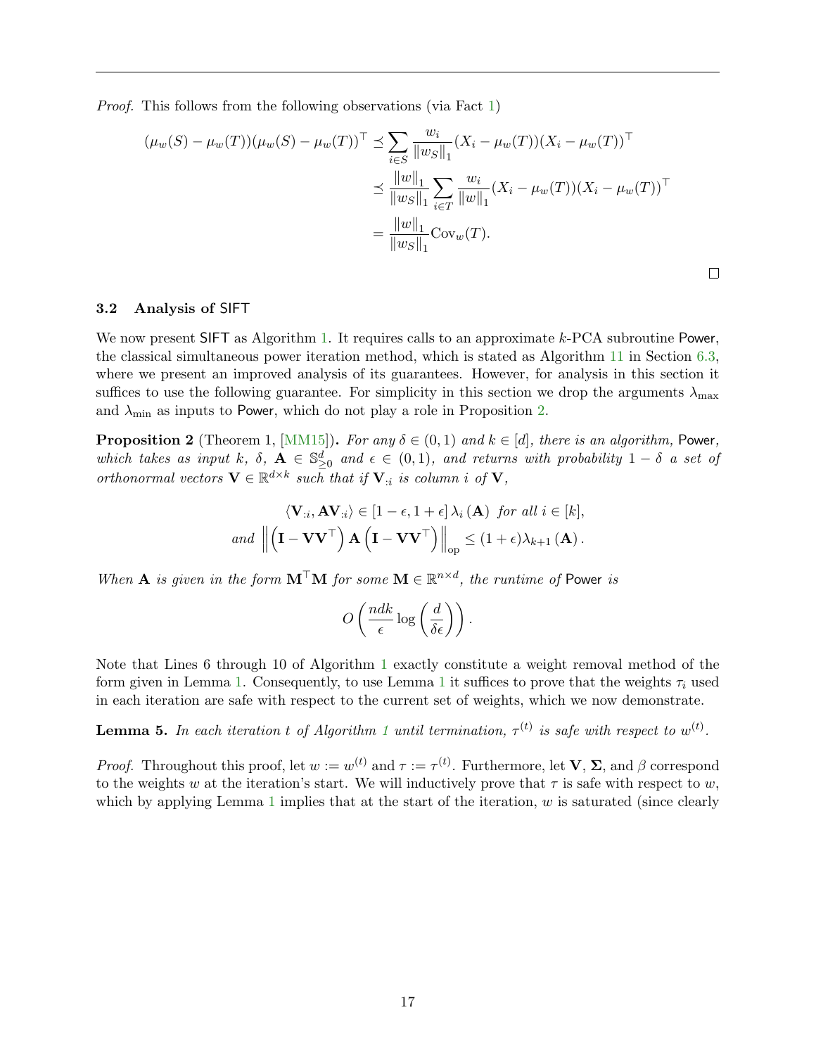*Proof.* This follows from the following observations (via Fact 1)

$$
\begin{aligned}
(\mu_w(S) - \mu_w(T))(\mu_w(S) - \mu_w(T))^\top &\preceq \sum_{i \in S} \frac{w_i}{\|w_S\|_1}(X_i - \mu_w(T))(X_i - \mu_w(T))^\top \\
&\preceq \frac{\|w\|_1}{\|w_S\|_1} \sum_{i \in T} \frac{w_i}{\|w\|_1}(X_i - \mu_w(T))(X_i - \mu_w(T))^\top \\
&= \frac{\|w\|_1}{\|w_S\|_1} \mathrm{Cov}_w(T).
\end{aligned}
$$

□

### 3.2 Analysis of SIFT

We now present SIFT as Algorithm 1. It requires calls to an approximate $k$-PCA subroutine Power, the classical simultaneous power iteration method, which is stated as Algorithm 11 in Section 6.3, where we present an improved analysis of its guarantees. However, for analysis in this section it suffices to use the following guarantee. For simplicity in this section we drop the arguments $\lambda_{\max}$ and $\lambda_{\min}$ as inputs to Power, which do not play a role in Proposition 2.

**Proposition 2** (Theorem 1, [MM15])**.** *For any $\delta \in (0, 1)$ and $k \in [d]$, there is an algorithm,* Power*, which takes as input $k$, $\delta$, $\mathbf{A} \in \mathbb{S}^d_{\geq 0}$ and $\epsilon \in (0, 1)$, and returns with probability $1 - \delta$ a set of orthonormal vectors $\mathbf{V} \in \mathbb{R}^{d \times k}$ such that if $\mathbf{V}_{:i}$ is column $i$ of $\mathbf{V}$,*

$$
\begin{aligned}
&\langle \mathbf{V}_{:i}, \mathbf{A}\mathbf{V}_{:i} \rangle \in [1 - \epsilon, 1 + \epsilon] \, \lambda_i(\mathbf{A}) \text{ for all } i \in [k], \\
\text{and } &\left\| \left(\mathbf{I} - \mathbf{V}\mathbf{V}^\top\right) \mathbf{A} \left(\mathbf{I} - \mathbf{V}\mathbf{V}^\top\right) \right\|_{\mathrm{op}} \leq (1 + \epsilon)\lambda_{k+1}(\mathbf{A}).
\end{aligned}
$$

*When $\mathbf{A}$ is given in the form $\mathbf{M}^\top \mathbf{M}$ for some $\mathbf{M} \in \mathbb{R}^{n \times d}$, the runtime of* Power *is*

$$
O\left(\frac{ndk}{\epsilon} \log\left(\frac{d}{\delta\epsilon}\right)\right).
$$

Note that Lines 6 through 10 of Algorithm 1 exactly constitute a weight removal method of the form given in Lemma 1. Consequently, to use Lemma 1 it suffices to prove that the weights $\tau_i$ used in each iteration are safe with respect to the current set of weights, which we now demonstrate.

**Lemma 5.** *In each iteration $t$ of Algorithm 1 until termination, $\tau^{(t)}$ is safe with respect to $w^{(t)}$.*

*Proof.* Throughout this proof, let $w := w^{(t)}$ and $\tau := \tau^{(t)}$. Furthermore, let $\mathbf{V}$, $\mathbf{\Sigma}$, and $\beta$ correspond to the weights $w$ at the iteration's start. We will inductively prove that $\tau$ is safe with respect to $w$, which by applying Lemma 1 implies that at the start of the iteration, $w$ is saturated (since clearly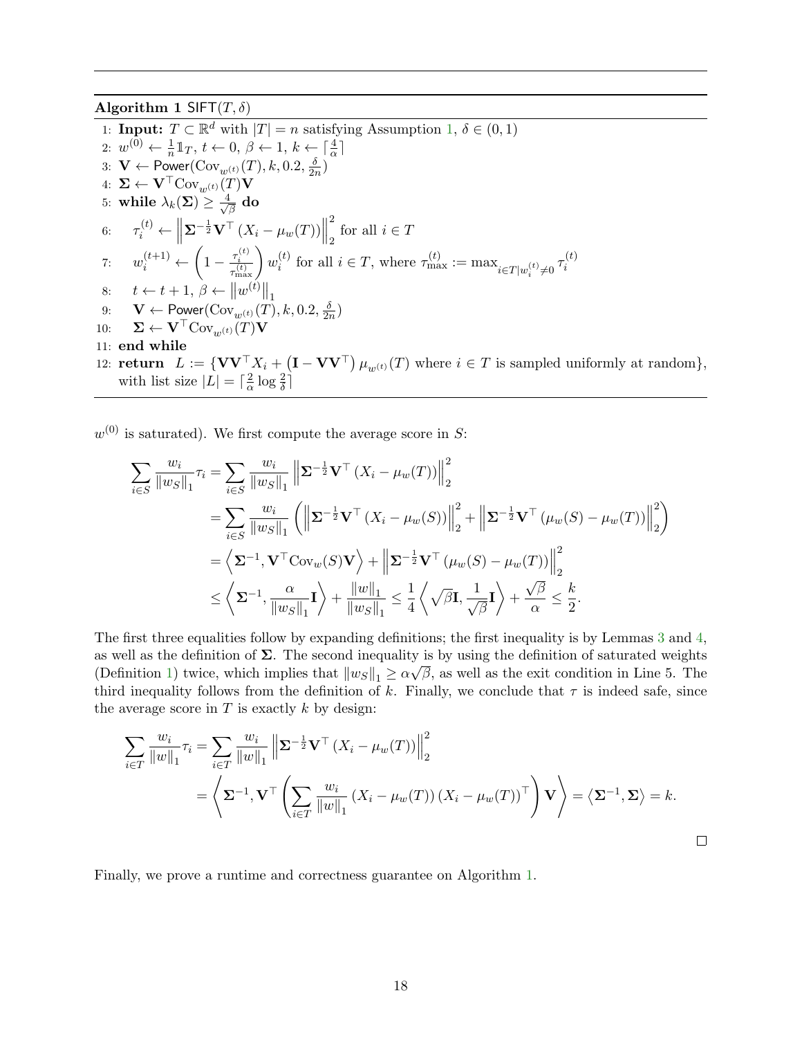**Algorithm 1** $\mathsf{SIFT}(T, \delta)$

1: **Input:** $T \subset \mathbb{R}^d$ with $|T| = n$ satisfying Assumption 1, $\delta \in (0,1)$
2: $w^{(0)} \leftarrow \frac{1}{n}\mathbb{1}_T$, $t \leftarrow 0$, $\beta \leftarrow 1$, $k \leftarrow \lceil \frac{4}{\alpha} \rceil$
3: $\mathbf{V} \leftarrow \mathsf{Power}(\mathrm{Cov}_{w^{(t)}}(T), k, 0.2, \frac{\delta}{2n})$
4: $\mathbf{\Sigma} \leftarrow \mathbf{V}^\top \mathrm{Cov}_{w^{(t)}}(T)\mathbf{V}$
5: **while** $\lambda_k(\mathbf{\Sigma}) \geq \frac{4}{\sqrt{\beta}}$ **do**
6: $\quad \tau_i^{(t)} \leftarrow \left\| \mathbf{\Sigma}^{-\frac{1}{2}} \mathbf{V}^\top (X_i - \mu_w(T)) \right\|_2^2$ for all $i \in T$
7: $\quad w_i^{(t+1)} \leftarrow \left(1 - \frac{\tau_i^{(t)}}{\tau_{\max}^{(t)}}\right) w_i^{(t)}$ for all $i \in T$, where $\tau_{\max}^{(t)} := \max_{i \in T | w_i^{(t)} \neq 0} \tau_i^{(t)}$
8: $\quad t \leftarrow t+1$, $\beta \leftarrow \left\| w^{(t)} \right\|_1$
9: $\quad \mathbf{V} \leftarrow \mathsf{Power}(\mathrm{Cov}_{w^{(t)}}(T), k, 0.2, \frac{\delta}{2n})$
10: $\quad \mathbf{\Sigma} \leftarrow \mathbf{V}^\top \mathrm{Cov}_{w^{(t)}}(T)\mathbf{V}$
11: **end while**
12: **return** $L := \{\mathbf{V}\mathbf{V}^\top X_i + \left(\mathbf{I} - \mathbf{V}\mathbf{V}^\top\right) \mu_{w^{(t)}}(T)$ where $i \in T$ is sampled uniformly at random$\}$, with list size $|L| = \lceil \frac{2}{\alpha} \log \frac{2}{\delta} \rceil$

$w^{(0)}$ is saturated). We first compute the average score in $S$:

$$\begin{aligned}
\sum_{i \in S} \frac{w_i}{\|w_S\|_1} \tau_i &= \sum_{i \in S} \frac{w_i}{\|w_S\|_1} \left\| \mathbf{\Sigma}^{-\frac{1}{2}} \mathbf{V}^\top (X_i - \mu_w(T)) \right\|_2^2 \\
&= \sum_{i \in S} \frac{w_i}{\|w_S\|_1} \left( \left\| \mathbf{\Sigma}^{-\frac{1}{2}} \mathbf{V}^\top (X_i - \mu_w(S)) \right\|_2^2 + \left\| \mathbf{\Sigma}^{-\frac{1}{2}} \mathbf{V}^\top (\mu_w(S) - \mu_w(T)) \right\|_2^2 \right) \\
&= \left\langle \mathbf{\Sigma}^{-1}, \mathbf{V}^\top \mathrm{Cov}_w(S) \mathbf{V} \right\rangle + \left\| \mathbf{\Sigma}^{-\frac{1}{2}} \mathbf{V}^\top (\mu_w(S) - \mu_w(T)) \right\|_2^2 \\
&\leq \left\langle \mathbf{\Sigma}^{-1}, \frac{\alpha}{\|w_S\|_1} \mathbf{I} \right\rangle + \frac{\|w\|_1}{\|w_S\|_1} \leq \frac{1}{4} \left\langle \sqrt{\beta} \mathbf{I}, \frac{1}{\sqrt{\beta}} \mathbf{I} \right\rangle + \frac{\sqrt{\beta}}{\alpha} \leq \frac{k}{2}.
\end{aligned}$$

The first three equalities follow by expanding definitions; the first inequality is by Lemmas 3 and 4, as well as the definition of $\mathbf{\Sigma}$. The second inequality is by using the definition of saturated weights (Definition 1) twice, which implies that $\|w_S\|_1 \geq \alpha\sqrt{\beta}$, as well as the exit condition in Line 5. The third inequality follows from the definition of $k$. Finally, we conclude that $\tau$ is indeed safe, since the average score in $T$ is exactly $k$ by design:

$$\begin{aligned}
\sum_{i \in T} \frac{w_i}{\|w\|_1} \tau_i &= \sum_{i \in T} \frac{w_i}{\|w\|_1} \left\| \mathbf{\Sigma}^{-\frac{1}{2}} \mathbf{V}^\top (X_i - \mu_w(T)) \right\|_2^2 \\
&= \left\langle \mathbf{\Sigma}^{-1}, \mathbf{V}^\top \left( \sum_{i \in T} \frac{w_i}{\|w\|_1} (X_i - \mu_w(T)) (X_i - \mu_w(T))^\top \right) \mathbf{V} \right\rangle = \left\langle \mathbf{\Sigma}^{-1}, \mathbf{\Sigma} \right\rangle = k.
\end{aligned}$$

$\square$

Finally, we prove a runtime and correctness guarantee on Algorithm 1.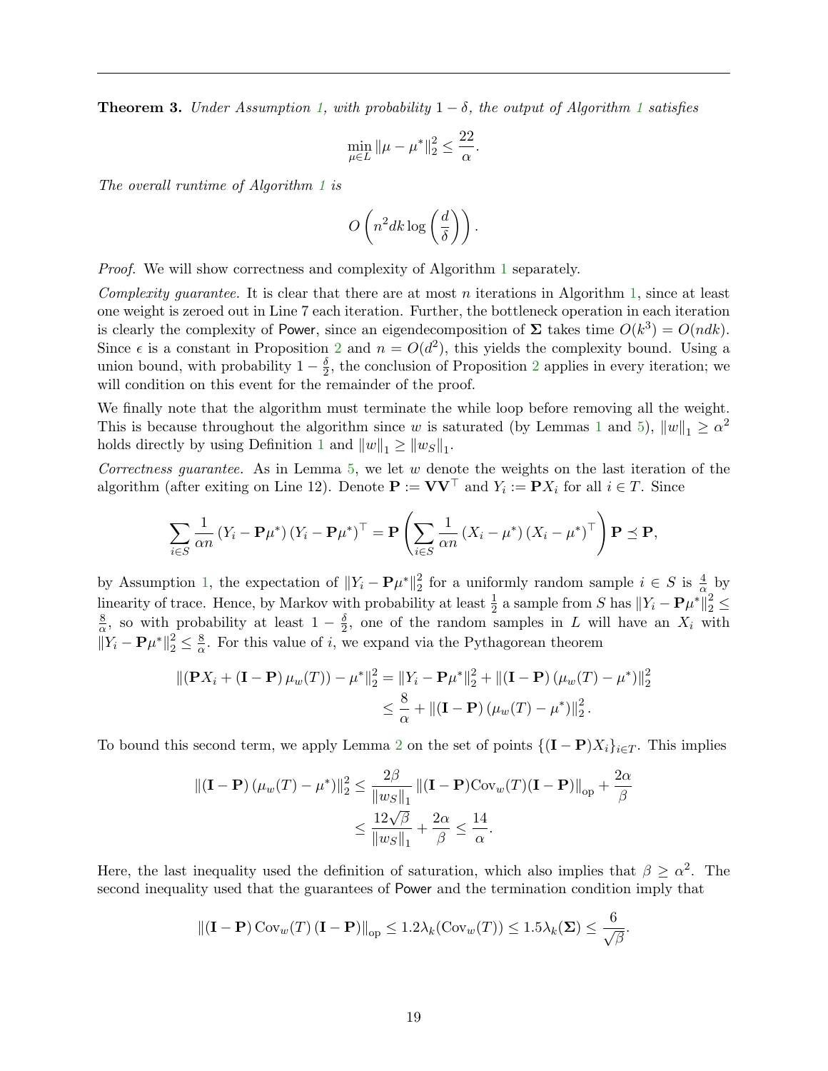**Theorem 3.** *Under Assumption 1, with probability $1 - \delta$, the output of Algorithm 1 satisfies*

$$\min_{\mu \in L} \|\mu - \mu^*\|_2^2 \leq \frac{22}{\alpha}.$$

*The overall runtime of Algorithm 1 is*

$$O\left(n^2 dk \log\left(\frac{d}{\delta}\right)\right).$$

*Proof.* We will show correctness and complexity of Algorithm 1 separately.

*Complexity guarantee.* It is clear that there are at most $n$ iterations in Algorithm 1, since at least one weight is zeroed out in Line 7 each iteration. Further, the bottleneck operation in each iteration is clearly the complexity of Power, since an eigendecomposition of $\mathbf{\Sigma}$ takes time $O(k^3) = O(ndk)$. Since $\epsilon$ is a constant in Proposition 2 and $n = O(d^2)$, this yields the complexity bound. Using a union bound, with probability $1 - \frac{\delta}{2}$, the conclusion of Proposition 2 applies in every iteration; we will condition on this event for the remainder of the proof.

We finally note that the algorithm must terminate the while loop before removing all the weight. This is because throughout the algorithm since $w$ is saturated (by Lemmas 1 and 5), $\|w\|_1 \geq \alpha^2$ holds directly by using Definition 1 and $\|w\|_1 \geq \|w_S\|_1$.

*Correctness guarantee.* As in Lemma 5, we let $w$ denote the weights on the last iteration of the algorithm (after exiting on Line 12). Denote $\mathbf{P} := \mathbf{V}\mathbf{V}^\top$ and $Y_i := \mathbf{P}X_i$ for all $i \in T$. Since

$$\sum_{i \in S} \frac{1}{\alpha n} \left(Y_i - \mathbf{P}\mu^*\right) \left(Y_i - \mathbf{P}\mu^*\right)^\top = \mathbf{P} \left( \sum_{i \in S} \frac{1}{\alpha n} \left(X_i - \mu^*\right) \left(X_i - \mu^*\right)^\top \right) \mathbf{P} \preceq \mathbf{P},$$

by Assumption 1, the expectation of $\|Y_i - \mathbf{P}\mu^*\|_2^2$ for a uniformly random sample $i \in S$ is $\frac{4}{\alpha}$ by linearity of trace. Hence, by Markov with probability at least $\frac{1}{2}$ a sample from $S$ has $\|Y_i - \mathbf{P}\mu^*\|_2^2 \leq \frac{8}{\alpha}$, so with probability at least $1 - \frac{\delta}{2}$, one of the random samples in $L$ will have an $X_i$ with $\|Y_i - \mathbf{P}\mu^*\|_2^2 \leq \frac{8}{\alpha}$. For this value of $i$, we expand via the Pythagorean theorem

$$\begin{aligned}
\|(\mathbf{P}X_i + (\mathbf{I} - \mathbf{P})\,\mu_w(T)) - \mu^*\|_2^2 &= \|Y_i - \mathbf{P}\mu^*\|_2^2 + \|(\mathbf{I} - \mathbf{P})\,(\mu_w(T) - \mu^*)\|_2^2 \\
&\leq \frac{8}{\alpha} + \|(\mathbf{I} - \mathbf{P})\,(\mu_w(T) - \mu^*)\|_2^2.
\end{aligned}$$

To bound this second term, we apply Lemma 2 on the set of points $\{(\mathbf{I} - \mathbf{P})X_i\}_{i \in T}$. This implies

$$\begin{aligned}
\|(\mathbf{I} - \mathbf{P})\,(\mu_w(T) - \mu^*)\|_2^2 &\leq \frac{2\beta}{\|w_S\|_1} \|(\mathbf{I} - \mathbf{P})\mathrm{Cov}_w(T)(\mathbf{I} - \mathbf{P})\|_{\mathrm{op}} + \frac{2\alpha}{\beta} \\
&\leq \frac{12\sqrt{\beta}}{\|w_S\|_1} + \frac{2\alpha}{\beta} \leq \frac{14}{\alpha}.
\end{aligned}$$

Here, the last inequality used the definition of saturation, which also implies that $\beta \geq \alpha^2$. The second inequality used that the guarantees of Power and the termination condition imply that

$$\|(\mathbf{I} - \mathbf{P})\,\mathrm{Cov}_w(T)\,(\mathbf{I} - \mathbf{P})\|_{\mathrm{op}} \leq 1.2\lambda_k(\mathrm{Cov}_w(T)) \leq 1.5\lambda_k(\mathbf{\Sigma}) \leq \frac{6}{\sqrt{\beta}}.$$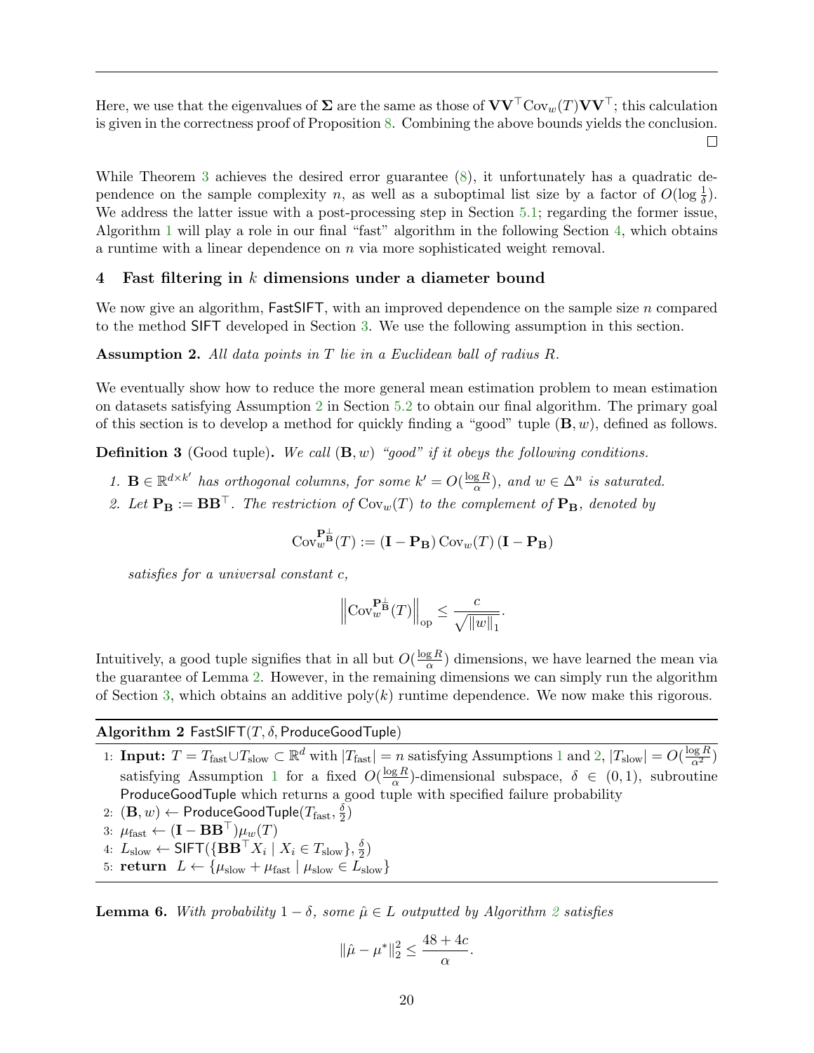Here, we use that the eigenvalues of $\mathbf{\Sigma}$ are the same as those of $\mathbf{V}\mathbf{V}^\top \mathrm{Cov}_w(T)\mathbf{V}\mathbf{V}^\top$; this calculation is given in the correctness proof of Proposition 8. Combining the above bounds yields the conclusion. □

While Theorem 3 achieves the desired error guarantee (8), it unfortunately has a quadratic dependence on the sample complexity $n$, as well as a suboptimal list size by a factor of $O(\log \frac{1}{\delta})$. We address the latter issue with a post-processing step in Section 5.1; regarding the former issue, Algorithm 1 will play a role in our final "fast" algorithm in the following Section 4, which obtains a runtime with a linear dependence on $n$ via more sophisticated weight removal.

## 4 Fast filtering in $k$ dimensions under a diameter bound

We now give an algorithm, FastSIFT, with an improved dependence on the sample size $n$ compared to the method SIFT developed in Section 3. We use the following assumption in this section.

**Assumption 2.** *All data points in $T$ lie in a Euclidean ball of radius $R$.*

We eventually show how to reduce the more general mean estimation problem to mean estimation on datasets satisfying Assumption 2 in Section 5.2 to obtain our final algorithm. The primary goal of this section is to develop a method for quickly finding a "good" tuple $(\mathbf{B}, w)$, defined as follows.

**Definition 3** (Good tuple)**.** *We call $(\mathbf{B}, w)$ "good" if it obeys the following conditions.*

1. *$\mathbf{B} \in \mathbb{R}^{d\times k'}$ has orthogonal columns, for some $k' = O(\frac{\log R}{\alpha})$, and $w \in \Delta^n$ is saturated.*
2. *Let $\mathbf{P}_\mathbf{B} := \mathbf{B}\mathbf{B}^\top$. The restriction of $\mathrm{Cov}_w(T)$ to the complement of $\mathbf{P}_\mathbf{B}$, denoted by*

$$\mathrm{Cov}_w^{\mathbf{P}_\mathbf{B}^\perp}(T) := (\mathbf{I} - \mathbf{P}_\mathbf{B})\,\mathrm{Cov}_w(T)\,(\mathbf{I} - \mathbf{P}_\mathbf{B})$$

   *satisfies for a universal constant $c$,*

$$\left\|\mathrm{Cov}_w^{\mathbf{P}_\mathbf{B}^\perp}(T)\right\|_{\mathrm{op}} \le \frac{c}{\sqrt{\|w\|_1}}.$$

Intuitively, a good tuple signifies that in all but $O(\frac{\log R}{\alpha})$ dimensions, we have learned the mean via the guarantee of Lemma 2. However, in the remaining dimensions we can simply run the algorithm of Section 3, which obtains an additive poly$(k)$ runtime dependence. We now make this rigorous.

**Algorithm 2** FastSIFT$(T, \delta, \mathsf{ProduceGoodTuple})$

1: **Input:** $T = T_{\mathrm{fast}} \cup T_{\mathrm{slow}} \subset \mathbb{R}^d$ with $|T_{\mathrm{fast}}| = n$ satisfying Assumptions 1 and 2, $|T_{\mathrm{slow}}| = O(\frac{\log R}{\alpha^2})$ satisfying Assumption 1 for a fixed $O(\frac{\log R}{\alpha})$-dimensional subspace, $\delta \in (0,1)$, subroutine ProduceGoodTuple which returns a good tuple with specified failure probability
2: $(\mathbf{B}, w) \leftarrow \mathsf{ProduceGoodTuple}(T_{\mathrm{fast}}, \frac{\delta}{2})$
3: $\mu_{\mathrm{fast}} \leftarrow (\mathbf{I} - \mathbf{B}\mathbf{B}^\top)\mu_w(T)$
4: $L_{\mathrm{slow}} \leftarrow \mathsf{SIFT}(\{\mathbf{B}\mathbf{B}^\top X_i \mid X_i \in T_{\mathrm{slow}}\}, \frac{\delta}{2})$
5: **return** $L \leftarrow \{\mu_{\mathrm{slow}} + \mu_{\mathrm{fast}} \mid \mu_{\mathrm{slow}} \in L_{\mathrm{slow}}\}$

**Lemma 6.** *With probability $1 - \delta$, some $\hat{\mu} \in L$ outputted by Algorithm 2 satisfies*

$$\|\hat{\mu} - \mu^*\|_2^2 \le \frac{48 + 4c}{\alpha}.$$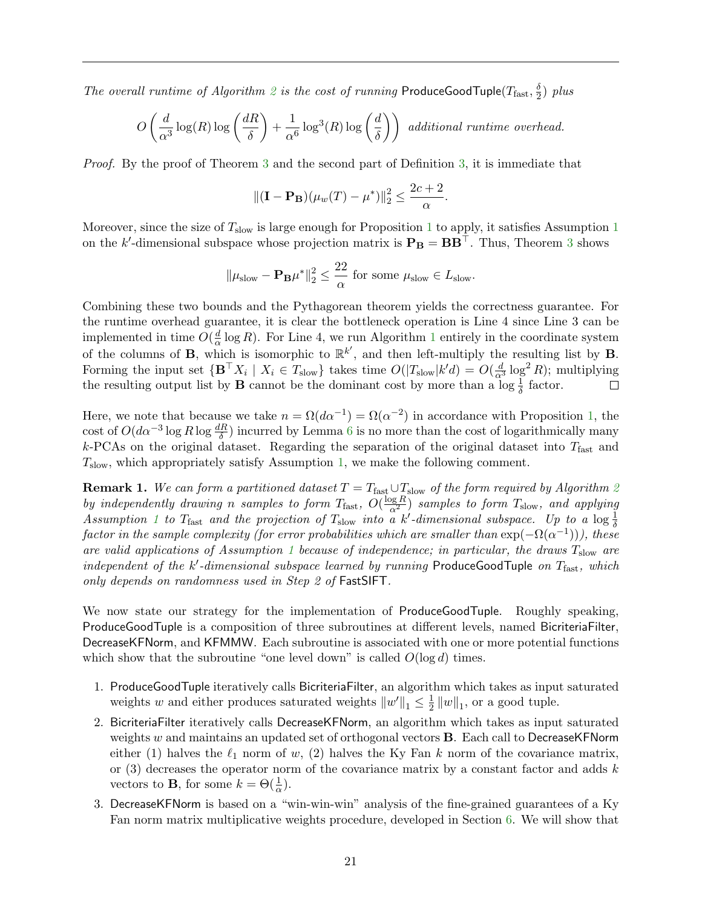*The overall runtime of Algorithm 2 is the cost of running* ProduceGoodTuple$(T_{\text{fast}}, \frac{\delta}{2})$ *plus*

$$O\left(\frac{d}{\alpha^3}\log(R)\log\left(\frac{dR}{\delta}\right) + \frac{1}{\alpha^6}\log^3(R)\log\left(\frac{d}{\delta}\right)\right) \text{ additional runtime overhead.}$$

*Proof.* By the proof of Theorem 3 and the second part of Definition 3, it is immediate that

$$\|(\mathbf{I} - \mathbf{P_B})(\mu_w(T) - \mu^*)\|_2^2 \le \frac{2c+2}{\alpha}.$$

Moreover, since the size of $T_{\text{slow}}$ is large enough for Proposition 1 to apply, it satisfies Assumption 1 on the $k'$-dimensional subspace whose projection matrix is $\mathbf{P_B} = \mathbf{B}\mathbf{B}^\top$. Thus, Theorem 3 shows

$$\|\mu_{\text{slow}} - \mathbf{P_B}\mu^*\|_2^2 \le \frac{22}{\alpha} \text{ for some } \mu_{\text{slow}} \in L_{\text{slow}}.$$

Combining these two bounds and the Pythagorean theorem yields the correctness guarantee. For the runtime overhead guarantee, it is clear the bottleneck operation is Line 4 since Line 3 can be implemented in time $O(\frac{d}{\alpha}\log R)$. For Line 4, we run Algorithm 1 entirely in the coordinate system of the columns of $\mathbf{B}$, which is isomorphic to $\mathbb{R}^{k'}$, and then left-multiply the resulting list by $\mathbf{B}$. Forming the input set $\{\mathbf{B}^\top X_i \mid X_i \in T_{\text{slow}}\}$ takes time $O(|T_{\text{slow}}|k'd) = O(\frac{d}{\alpha^3}\log^2 R)$; multiplying the resulting output list by $\mathbf{B}$ cannot be the dominant cost by more than a $\log\frac{1}{\delta}$ factor. $\square$

Here, we note that because we take $n = \Omega(d\alpha^{-1}) = \Omega(\alpha^{-2})$ in accordance with Proposition 1, the cost of $O(d\alpha^{-3}\log R\log\frac{dR}{\delta})$ incurred by Lemma 6 is no more than the cost of logarithmically many $k$-PCAs on the original dataset. Regarding the separation of the original dataset into $T_{\text{fast}}$ and $T_{\text{slow}}$, which appropriately satisfy Assumption 1, we make the following comment.

**Remark 1.** *We can form a partitioned dataset $T = T_{\text{fast}} \cup T_{\text{slow}}$ of the form required by Algorithm 2 by independently drawing $n$ samples to form $T_{\text{fast}}$, $O(\frac{\log R}{\alpha^2})$ samples to form $T_{\text{slow}}$, and applying Assumption 1 to $T_{\text{fast}}$ and the projection of $T_{\text{slow}}$ into a $k'$-dimensional subspace. Up to a $\log\frac{1}{\delta}$ factor in the sample complexity (for error probabilities which are smaller than $\exp(-\Omega(\alpha^{-1}))$), these are valid applications of Assumption 1 because of independence; in particular, the draws $T_{\text{slow}}$ are independent of the $k'$-dimensional subspace learned by running* ProduceGoodTuple *on $T_{\text{fast}}$, which only depends on randomness used in Step 2 of* FastSIFT.

We now state our strategy for the implementation of ProduceGoodTuple. Roughly speaking, ProduceGoodTuple is a composition of three subroutines at different levels, named BicriteriaFilter, DecreaseKFNorm, and KFMMW. Each subroutine is associated with one or more potential functions which show that the subroutine "one level down" is called $O(\log d)$ times.

1. ProduceGoodTuple iteratively calls BicriteriaFilter, an algorithm which takes as input saturated weights $w$ and either produces saturated weights $\|w'\|_1 \le \frac{1}{2}\|w\|_1$, or a good tuple.
2. BicriteriaFilter iteratively calls DecreaseKFNorm, an algorithm which takes as input saturated weights $w$ and maintains an updated set of orthogonal vectors $\mathbf{B}$. Each call to DecreaseKFNorm either (1) halves the $\ell_1$ norm of $w$, (2) halves the Ky Fan $k$ norm of the covariance matrix, or (3) decreases the operator norm of the covariance matrix by a constant factor and adds $k$ vectors to $\mathbf{B}$, for some $k = \Theta(\frac{1}{\alpha})$.
3. DecreaseKFNorm is based on a "win-win-win" analysis of the fine-grained guarantees of a Ky Fan norm matrix multiplicative weights procedure, developed in Section 6. We will show that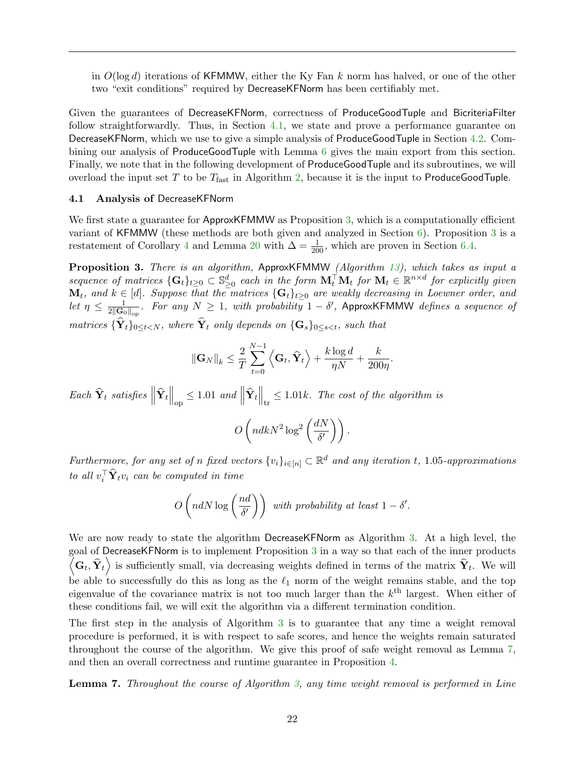in $O(\log d)$ iterations of KFMMW, either the Ky Fan $k$ norm has halved, or one of the other two "exit conditions" required by DecreaseKFNorm has been certifiably met.

Given the guarantees of DecreaseKFNorm, correctness of ProduceGoodTuple and BicriteriaFilter follow straightforwardly. Thus, in Section 4.1, we state and prove a performance guarantee on DecreaseKFNorm, which we use to give a simple analysis of ProduceGoodTuple in Section 4.2. Combining our analysis of ProduceGoodTuple with Lemma 6 gives the main export from this section. Finally, we note that in the following development of ProduceGoodTuple and its subroutines, we will overload the input set $T$ to be $T_{\text{fast}}$ in Algorithm 2, because it is the input to ProduceGoodTuple.

### 4.1 Analysis of DecreaseKFNorm

We first state a guarantee for ApproxKFMMW as Proposition 3, which is a computationally efficient variant of KFMMW (these methods are both given and analyzed in Section 6). Proposition 3 is a restatement of Corollary 4 and Lemma 20 with $\Delta = \frac{1}{200}$, which are proven in Section 6.4.

**Proposition 3.** *There is an algorithm,* ApproxKFMMW *(Algorithm 13), which takes as input a sequence of matrices $\{\mathbf{G}_t\}_{t\geq 0} \subset \mathbb{S}^d_{\geq 0}$ each in the form $\mathbf{M}_t^\top \mathbf{M}_t$ for $\mathbf{M}_t \in \mathbb{R}^{n\times d}$ for explicitly given $\mathbf{M}_t$, and $k \in [d]$. Suppose that the matrices $\{\mathbf{G}_t\}_{t\geq 0}$ are weakly decreasing in Loewner order, and let $\eta \leq \frac{1}{2\|\mathbf{G}_0\|_{\text{op}}}$. For any $N \geq 1$, with probability $1-\delta'$,* ApproxKFMMW *defines a sequence of matrices $\{\widehat{\mathbf{Y}}_t\}_{0\leq t<N}$, where $\widehat{\mathbf{Y}}_t$ only depends on $\{\mathbf{G}_s\}_{0\leq s<t}$, such that*

$$\|\mathbf{G}_N\|_k \leq \frac{2}{T}\sum_{t=0}^{N-1}\left\langle \mathbf{G}_t, \widehat{\mathbf{Y}}_t\right\rangle + \frac{k\log d}{\eta N} + \frac{k}{200\eta}.$$

*Each $\widehat{\mathbf{Y}}_t$ satisfies $\left\|\widehat{\mathbf{Y}}_t\right\|_{\text{op}} \leq 1.01$ and $\left\|\widehat{\mathbf{Y}}_t\right\|_{\text{tr}} \leq 1.01k$. The cost of the algorithm is*

$$O\left(ndkN^2\log^2\left(\frac{dN}{\delta'}\right)\right).$$

*Furthermore, for any set of $n$ fixed vectors $\{v_i\}_{i\in[n]} \subset \mathbb{R}^d$ and any iteration $t$, 1.05-approximations to all $v_i^\top \widehat{\mathbf{Y}}_t v_i$ can be computed in time*

$$O\left(ndN\log\left(\frac{nd}{\delta'}\right)\right) \text{ with probability at least } 1-\delta'.$$

We are now ready to state the algorithm DecreaseKFNorm as Algorithm 3. At a high level, the goal of DecreaseKFNorm is to implement Proposition 3 in a way so that each of the inner products $\left\langle \mathbf{G}_t, \widehat{\mathbf{Y}}_t\right\rangle$ is sufficiently small, via decreasing weights defined in terms of the matrix $\widehat{\mathbf{Y}}_t$. We will be able to successfully do this as long as the $\ell_1$ norm of the weight remains stable, and the top eigenvalue of the covariance matrix is not too much larger than the $k^{\text{th}}$ largest. When either of these conditions fail, we will exit the algorithm via a different termination condition.

The first step in the analysis of Algorithm 3 is to guarantee that any time a weight removal procedure is performed, it is with respect to safe scores, and hence the weights remain saturated throughout the course of the algorithm. We give this proof of safe weight removal as Lemma 7, and then an overall correctness and runtime guarantee in Proposition 4.

**Lemma 7.** *Throughout the course of Algorithm 3, any time weight removal is performed in Line*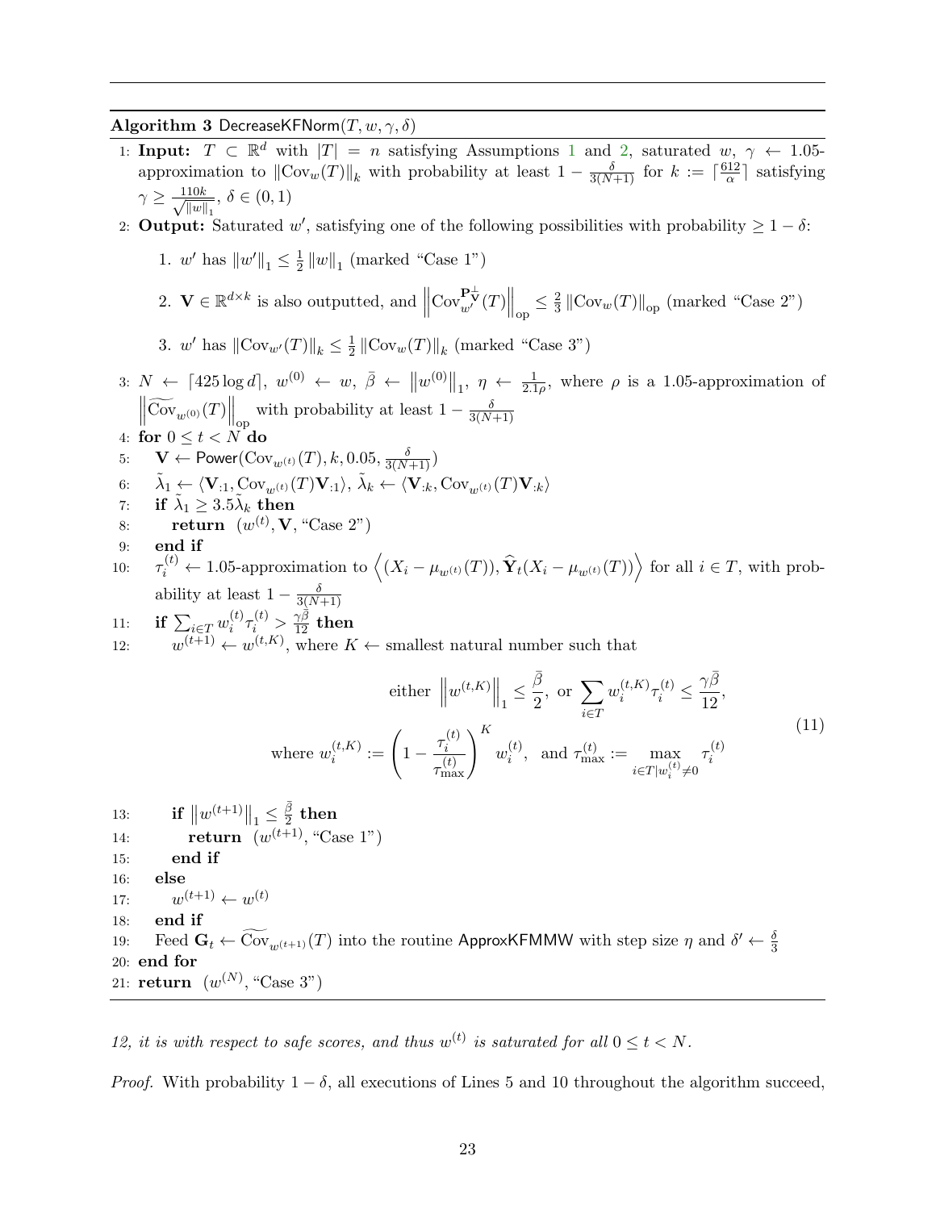**Algorithm 3** DecreaseKFNorm$(T, w, \gamma, \delta)$

1: **Input:** $T \subset \mathbb{R}^d$ with $|T| = n$ satisfying Assumptions 1 and 2, saturated $w$, $\gamma \leftarrow$ 1.05-approximation to $\|\mathrm{Cov}_w(T)\|_k$ with probability at least $1 - \frac{\delta}{3(N+1)}$ for $k := \lceil \frac{612}{\alpha} \rceil$ satisfying $\gamma \geq \frac{110k}{\sqrt{\|w\|_1}}$, $\delta \in (0, 1)$

2: **Output:** Saturated $w'$, satisfying one of the following possibilities with probability $\geq 1 - \delta$:

1. $w'$ has $\|w'\|_1 \leq \frac{1}{2}\|w\|_1$ (marked "Case 1")
2. $\mathbf{V} \in \mathbb{R}^{d \times k}$ is also outputted, and $\left\|\mathrm{Cov}_{w'}^{\mathbf{P}_{\mathbf{V}}^{\perp}}(T)\right\|_{\mathrm{op}} \leq \frac{2}{3}\|\mathrm{Cov}_w(T)\|_{\mathrm{op}}$ (marked "Case 2")
3. $w'$ has $\|\mathrm{Cov}_{w'}(T)\|_k \leq \frac{1}{2}\|\mathrm{Cov}_w(T)\|_k$ (marked "Case 3")

3: $N \leftarrow \lceil 425 \log d \rceil$, $w^{(0)} \leftarrow w$, $\bar{\beta} \leftarrow \left\|w^{(0)}\right\|_1$, $\eta \leftarrow \frac{1}{2.1\rho}$, where $\rho$ is a 1.05-approximation of $\left\|\widetilde{\mathrm{Cov}}_{w^{(0)}}(T)\right\|_{\mathrm{op}}$ with probability at least $1 - \frac{\delta}{3(N+1)}$

4: **for** $0 \leq t < N$ **do**

5: $\quad \mathbf{V} \leftarrow \mathsf{Power}(\mathrm{Cov}_{w^{(t)}}(T), k, 0.05, \frac{\delta}{3(N+1)})$

6: $\quad \tilde{\lambda}_1 \leftarrow \langle \mathbf{V}_{:1}, \mathrm{Cov}_{w^{(t)}}(T)\mathbf{V}_{:1}\rangle$, $\tilde{\lambda}_k \leftarrow \langle \mathbf{V}_{:k}, \mathrm{Cov}_{w^{(t)}}(T)\mathbf{V}_{:k}\rangle$

7: $\quad$ **if** $\tilde{\lambda}_1 \geq 3.5\tilde{\lambda}_k$ **then**

8: $\quad\quad$ **return** $(w^{(t)}, \mathbf{V}, \text{"Case 2"})$

9: $\quad$ **end if**

10: $\quad \tau_i^{(t)} \leftarrow$ 1.05-approximation to $\left\langle (X_i - \mu_{w^{(t)}}(T)), \widehat{\mathbf{Y}}_t(X_i - \mu_{w^{(t)}}(T))\right\rangle$ for all $i \in T$, with probability at least $1 - \frac{\delta}{3(N+1)}$

11: $\quad$ **if** $\sum_{i \in T} w_i^{(t)} \tau_i^{(t)} > \frac{\gamma\bar{\beta}}{12}$ **then**

12: $\quad\quad w^{(t+1)} \leftarrow w^{(t,K)}$, where $K \leftarrow$ smallest natural number such that

$$
\begin{aligned}
&\text{either } \left\|w^{(t,K)}\right\|_1 \leq \frac{\bar{\beta}}{2}, \text{ or } \sum_{i \in T} w_i^{(t,K)} \tau_i^{(t)} \leq \frac{\gamma\bar{\beta}}{12}, \\
&\text{where } w_i^{(t,K)} := \left(1 - \frac{\tau_i^{(t)}}{\tau_{\max}^{(t)}}\right)^K w_i^{(t)}, \text{ and } \tau_{\max}^{(t)} := \max_{i \in T | w_i^{(t)} \neq 0} \tau_i^{(t)}
\end{aligned}
\tag{11}
$$

13: $\quad\quad$ **if** $\left\|w^{(t+1)}\right\|_1 \leq \frac{\bar{\beta}}{2}$ **then**

14: $\quad\quad\quad$ **return** $(w^{(t+1)}, \text{"Case 1"})$

15: $\quad\quad$ **end if**

16: $\quad$ **else**

17: $\quad\quad w^{(t+1)} \leftarrow w^{(t)}$

18: $\quad$ **end if**

19: $\quad$ Feed $\mathbf{G}_t \leftarrow \widetilde{\mathrm{Cov}}_{w^{(t+1)}}(T)$ into the routine ApproxKFMMW with step size $\eta$ and $\delta' \leftarrow \frac{\delta}{3}$

20: **end for**

21: **return** $(w^{(N)}, \text{"Case 3"})$

*12, it is with respect to safe scores, and thus $w^{(t)}$ is saturated for all $0 \leq t < N$.*

*Proof.* With probability $1 - \delta$, all executions of Lines 5 and 10 throughout the algorithm succeed,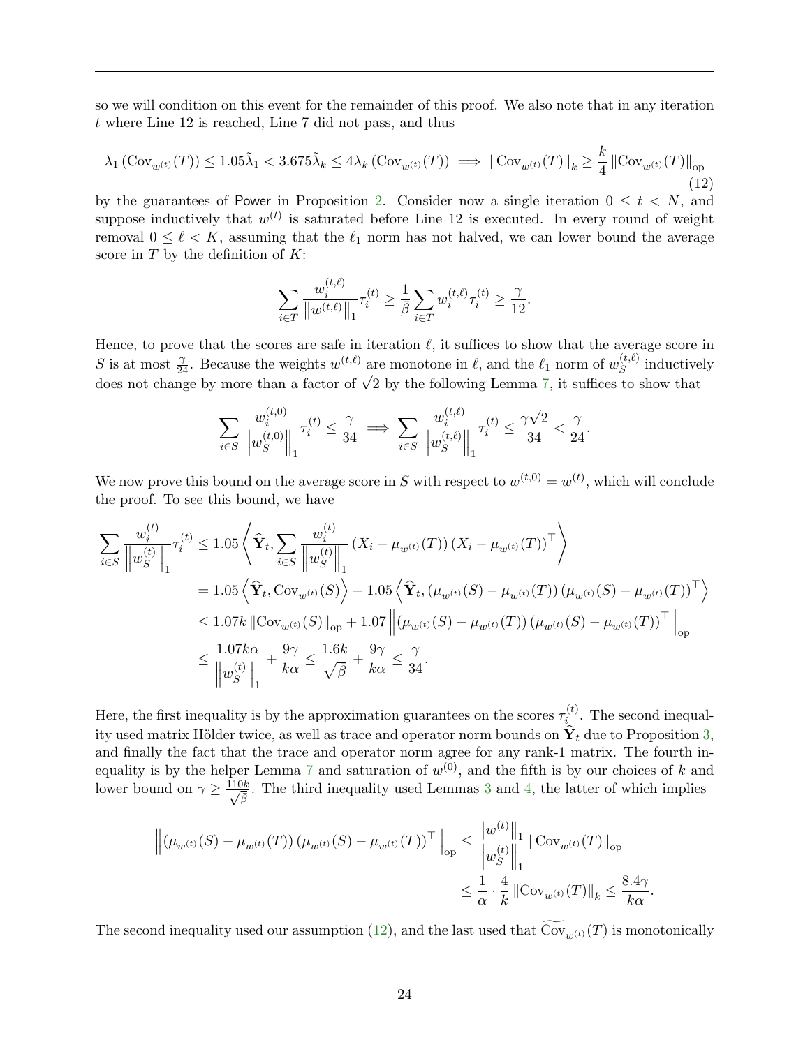so we will condition on this event for the remainder of this proof. We also note that in any iteration $t$ where Line 12 is reached, Line 7 did not pass, and thus

$$\lambda_1 \left(\mathrm{Cov}_{w^{(t)}}(T)\right) \le 1.05\tilde{\lambda}_1 < 3.675\tilde{\lambda}_k \le 4\lambda_k \left(\mathrm{Cov}_{w^{(t)}}(T)\right) \implies \|\mathrm{Cov}_{w^{(t)}}(T)\|_k \ge \frac{k}{4} \|\mathrm{Cov}_{w^{(t)}}(T)\|_{\mathrm{op}} \tag{12}$$

by the guarantees of Power in Proposition 2. Consider now a single iteration $0 \le t < N$, and suppose inductively that $w^{(t)}$ is saturated before Line 12 is executed. In every round of weight removal $0 \le \ell < K$, assuming that the $\ell_1$ norm has not halved, we can lower bound the average score in $T$ by the definition of $K$:

$$\sum_{i \in T} \frac{w_i^{(t,\ell)}}{\left\|w^{(t,\ell)}\right\|_1} \tau_i^{(t)} \ge \frac{1}{\beta} \sum_{i \in T} w_i^{(t,\ell)} \tau_i^{(t)} \ge \frac{\gamma}{12}.$$

Hence, to prove that the scores are safe in iteration $\ell$, it suffices to show that the average score in $S$ is at most $\frac{\gamma}{24}$. Because the weights $w^{(t,\ell)}$ are monotone in $\ell$, and the $\ell_1$ norm of $w_S^{(t,\ell)}$ inductively does not change by more than a factor of $\sqrt{2}$ by the following Lemma 7, it suffices to show that

$$\sum_{i \in S} \frac{w_i^{(t,0)}}{\left\|w_S^{(t,0)}\right\|_1} \tau_i^{(t)} \le \frac{\gamma}{34} \implies \sum_{i \in S} \frac{w_i^{(t,\ell)}}{\left\|w_S^{(t,\ell)}\right\|_1} \tau_i^{(t)} \le \frac{\gamma\sqrt{2}}{34} < \frac{\gamma}{24}.$$

We now prove this bound on the average score in $S$ with respect to $w^{(t,0)} = w^{(t)}$, which will conclude the proof. To see this bound, we have

$$\begin{aligned}
\sum_{i \in S} \frac{w_i^{(t)}}{\left\|w_S^{(t)}\right\|_1} \tau_i^{(t)} &\le 1.05 \left\langle \widehat{\mathbf{Y}}_t, \sum_{i \in S} \frac{w_i^{(t)}}{\left\|w_S^{(t)}\right\|_1} \left(X_i - \mu_{w^{(t)}}(T)\right)\left(X_i - \mu_{w^{(t)}}(T)\right)^\top \right\rangle \\
&= 1.05 \left\langle \widehat{\mathbf{Y}}_t, \mathrm{Cov}_{w^{(t)}}(S) \right\rangle + 1.05 \left\langle \widehat{\mathbf{Y}}_t, \left(\mu_{w^{(t)}}(S) - \mu_{w^{(t)}}(T)\right)\left(\mu_{w^{(t)}}(S) - \mu_{w^{(t)}}(T)\right)^\top \right\rangle \\
&\le 1.07k \|\mathrm{Cov}_{w^{(t)}}(S)\|_{\mathrm{op}} + 1.07 \left\| \left(\mu_{w^{(t)}}(S) - \mu_{w^{(t)}}(T)\right)\left(\mu_{w^{(t)}}(S) - \mu_{w^{(t)}}(T)\right)^\top \right\|_{\mathrm{op}} \\
&\le \frac{1.07k\alpha}{\left\|w_S^{(t)}\right\|_1} + \frac{9\gamma}{k\alpha} \le \frac{1.6k}{\sqrt{\beta}} + \frac{9\gamma}{k\alpha} \le \frac{\gamma}{34}.
\end{aligned}$$

Here, the first inequality is by the approximation guarantees on the scores $\tau_i^{(t)}$. The second inequality used matrix Hölder twice, as well as trace and operator norm bounds on $\widehat{\mathbf{Y}}_t$ due to Proposition 3, and finally the fact that the trace and operator norm agree for any rank-1 matrix. The fourth inequality is by the helper Lemma 7 and saturation of $w^{(0)}$, and the fifth is by our choices of $k$ and lower bound on $\gamma \ge \frac{110k}{\sqrt{\beta}}$. The third inequality used Lemmas 3 and 4, the latter of which implies

$$\begin{aligned}
\left\| \left(\mu_{w^{(t)}}(S) - \mu_{w^{(t)}}(T)\right)\left(\mu_{w^{(t)}}(S) - \mu_{w^{(t)}}(T)\right)^\top \right\|_{\mathrm{op}} &\le \frac{\left\|w^{(t)}\right\|_1}{\left\|w_S^{(t)}\right\|_1} \|\mathrm{Cov}_{w^{(t)}}(T)\|_{\mathrm{op}} \\
&\le \frac{1}{\alpha} \cdot \frac{4}{k} \|\mathrm{Cov}_{w^{(t)}}(T)\|_k \le \frac{8.4\gamma}{k\alpha}.
\end{aligned}$$

The second inequality used our assumption (12), and the last used that $\widetilde{\mathrm{Cov}}_{w^{(t)}}(T)$ is monotonically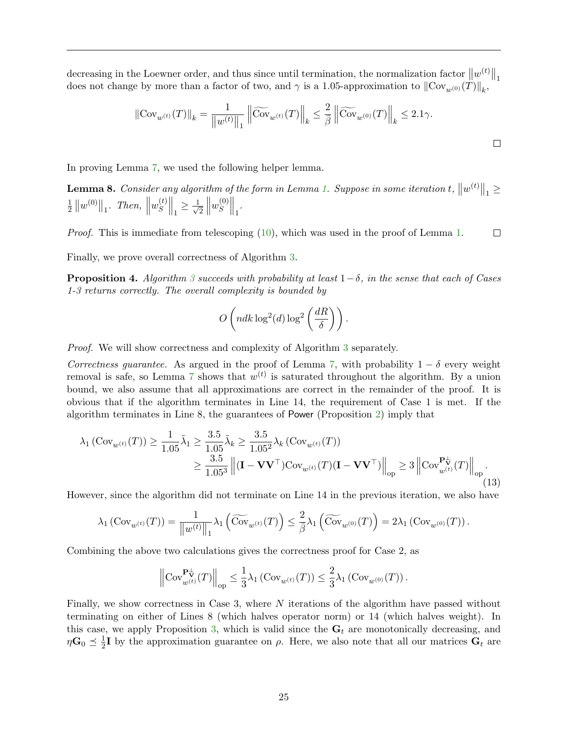decreasing in the Loewner order, and thus since until termination, the normalization factor $\left\|w^{(t)}\right\|_1$ does not change by more than a factor of two, and $\gamma$ is a 1.05-approximation to $\|\mathrm{Cov}_{w^{(0)}}(T)\|_k$,

$$\|\mathrm{Cov}_{w^{(t)}}(T)\|_k = \frac{1}{\left\|w^{(t)}\right\|_1} \left\|\widetilde{\mathrm{Cov}}_{w^{(t)}}(T)\right\|_k \leq \frac{2}{\beta} \left\|\widetilde{\mathrm{Cov}}_{w^{(0)}}(T)\right\|_k \leq 2.1\gamma.$$

□

In proving Lemma 7, we used the following helper lemma.

**Lemma 8.** *Consider any algorithm of the form in Lemma 1. Suppose in some iteration $t$, $\left\|w^{(t)}\right\|_1 \geq \frac{1}{2}\left\|w^{(0)}\right\|_1$. Then, $\left\|w_S^{(t)}\right\|_1 \geq \frac{1}{\sqrt{2}}\left\|w_S^{(0)}\right\|_1$.*

*Proof.* This is immediate from telescoping (10), which was used in the proof of Lemma 1. □

Finally, we prove overall correctness of Algorithm 3.

**Proposition 4.** *Algorithm 3 succeeds with probability at least $1-\delta$, in the sense that each of Cases 1-3 returns correctly. The overall complexity is bounded by*

$$O\left(ndk\log^2(d)\log^2\left(\frac{dR}{\delta}\right)\right).$$

*Proof.* We will show correctness and complexity of Algorithm 3 separately.

*Correctness guarantee.* As argued in the proof of Lemma 7, with probability $1-\delta$ every weight removal is safe, so Lemma 7 shows that $w^{(t)}$ is saturated throughout the algorithm. By a union bound, we also assume that all approximations are correct in the remainder of the proof. It is obvious that if the algorithm terminates in Line 14, the requirement of Case 1 is met. If the algorithm terminates in Line 8, the guarantees of Power (Proposition 2) imply that

$$\begin{aligned}\lambda_1\left(\mathrm{Cov}_{w^{(t)}}(T)\right) &\geq \frac{1}{1.05}\tilde{\lambda}_1 \geq \frac{3.5}{1.05}\tilde{\lambda}_k \geq \frac{3.5}{1.05^2}\lambda_k\left(\mathrm{Cov}_{w^{(t)}}(T)\right) \\ &\geq \frac{3.5}{1.05^3}\left\|(\mathbf{I}-\mathbf{V}\mathbf{V}^\top)\mathrm{Cov}_{w^{(t)}}(T)(\mathbf{I}-\mathbf{V}\mathbf{V}^\top)\right\|_{\mathrm{op}} \geq 3\left\|\mathrm{Cov}_{w^{(t)}}^{\mathbf{P}_{\mathbf{V}}^\perp}(T)\right\|_{\mathrm{op}}.\end{aligned} \tag{13}$$

However, since the algorithm did not terminate on Line 14 in the previous iteration, we also have

$$\lambda_1\left(\mathrm{Cov}_{w^{(t)}}(T)\right) = \frac{1}{\left\|w^{(t)}\right\|_1}\lambda_1\left(\widetilde{\mathrm{Cov}}_{w^{(t)}}(T)\right) \leq \frac{2}{\beta}\lambda_1\left(\widetilde{\mathrm{Cov}}_{w^{(0)}}(T)\right) = 2\lambda_1\left(\mathrm{Cov}_{w^{(0)}}(T)\right).$$

Combining the above two calculations gives the correctness proof for Case 2, as

$$\left\|\mathrm{Cov}_{w^{(t)}}^{\mathbf{P}_{\mathbf{V}}^\perp}(T)\right\|_{\mathrm{op}} \leq \frac{1}{3}\lambda_1\left(\mathrm{Cov}_{w^{(t)}}(T)\right) \leq \frac{2}{3}\lambda_1\left(\mathrm{Cov}_{w^{(0)}}(T)\right).$$

Finally, we show correctness in Case 3, where $N$ iterations of the algorithm have passed without terminating on either of Lines 8 (which halves operator norm) or 14 (which halves weight). In this case, we apply Proposition 3, which is valid since the $\mathbf{G}_t$ are monotonically decreasing, and $\eta\mathbf{G}_0 \preceq \frac{1}{2}\mathbf{I}$ by the approximation guarantee on $\rho$. Here, we also note that all our matrices $\mathbf{G}_t$ are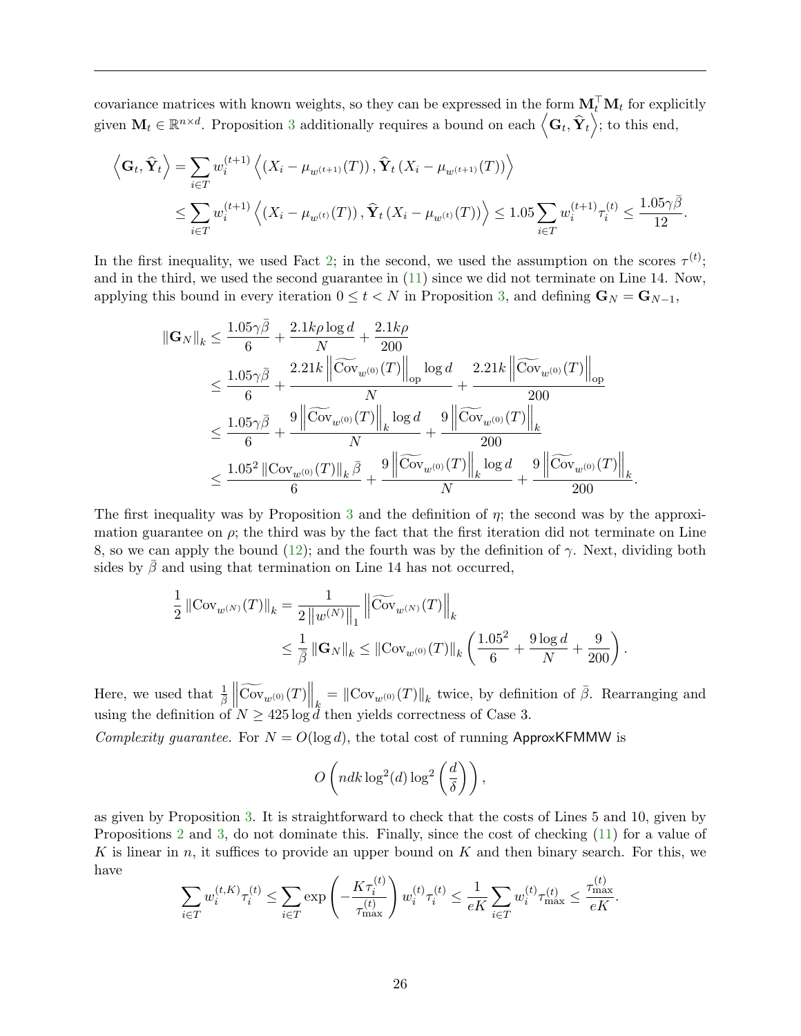covariance matrices with known weights, so they can be expressed in the form $\mathbf{M}_t^\top \mathbf{M}_t$ for explicitly given $\mathbf{M}_t \in \mathbb{R}^{n \times d}$. Proposition 3 additionally requires a bound on each $\left\langle \mathbf{G}_t, \widehat{\mathbf{Y}}_t \right\rangle$; to this end,

$$
\begin{aligned}
\left\langle \mathbf{G}_t, \widehat{\mathbf{Y}}_t \right\rangle &= \sum_{i \in T} w_i^{(t+1)} \left\langle \left(X_i - \mu_{w^{(t+1)}}(T)\right), \widehat{\mathbf{Y}}_t \left(X_i - \mu_{w^{(t+1)}}(T)\right) \right\rangle \\
&\leq \sum_{i \in T} w_i^{(t+1)} \left\langle \left(X_i - \mu_{w^{(t)}}(T)\right), \widehat{\mathbf{Y}}_t \left(X_i - \mu_{w^{(t)}}(T)\right) \right\rangle \leq 1.05 \sum_{i \in T} w_i^{(t+1)} \tau_i^{(t)} \leq \frac{1.05 \gamma \bar{\beta}}{12}.
\end{aligned}
$$

In the first inequality, we used Fact 2; in the second, we used the assumption on the scores $\tau^{(t)}$; and in the third, we used the second guarantee in (11) since we did not terminate on Line 14. Now, applying this bound in every iteration $0 \leq t < N$ in Proposition 3, and defining $\mathbf{G}_N = \mathbf{G}_{N-1}$,

$$
\begin{aligned}
\left\|\mathbf{G}_N\right\|_k &\leq \frac{1.05 \gamma \bar{\beta}}{6} + \frac{2.1 k \rho \log d}{N} + \frac{2.1 k \rho}{200} \\
&\leq \frac{1.05 \gamma \bar{\beta}}{6} + \frac{2.21 k \left\|\widetilde{\mathrm{Cov}}_{w^{(0)}}(T)\right\|_{\mathrm{op}} \log d}{N} + \frac{2.21 k \left\|\widetilde{\mathrm{Cov}}_{w^{(0)}}(T)\right\|_{\mathrm{op}}}{200} \\
&\leq \frac{1.05 \gamma \bar{\beta}}{6} + \frac{9 \left\|\widetilde{\mathrm{Cov}}_{w^{(0)}}(T)\right\|_k \log d}{N} + \frac{9 \left\|\widetilde{\mathrm{Cov}}_{w^{(0)}}(T)\right\|_k}{200} \\
&\leq \frac{1.05^2 \left\|\mathrm{Cov}_{w^{(0)}}(T)\right\|_k \bar{\beta}}{6} + \frac{9 \left\|\widetilde{\mathrm{Cov}}_{w^{(0)}}(T)\right\|_k \log d}{N} + \frac{9 \left\|\widetilde{\mathrm{Cov}}_{w^{(0)}}(T)\right\|_k}{200}.
\end{aligned}
$$

The first inequality was by Proposition 3 and the definition of $\eta$; the second was by the approximation guarantee on $\rho$; the third was by the fact that the first iteration did not terminate on Line 8, so we can apply the bound (12); and the fourth was by the definition of $\gamma$. Next, dividing both sides by $\bar{\beta}$ and using that termination on Line 14 has not occurred,

$$
\begin{aligned}
\frac{1}{2} \left\|\mathrm{Cov}_{w^{(N)}}(T)\right\|_k &= \frac{1}{2\left\|w^{(N)}\right\|_1} \left\|\widetilde{\mathrm{Cov}}_{w^{(N)}}(T)\right\|_k \\
&\leq \frac{1}{\bar{\beta}} \left\|\mathbf{G}_N\right\|_k \leq \left\|\mathrm{Cov}_{w^{(0)}}(T)\right\|_k \left(\frac{1.05^2}{6} + \frac{9 \log d}{N} + \frac{9}{200}\right).
\end{aligned}
$$

Here, we used that $\frac{1}{\bar{\beta}} \left\|\widetilde{\mathrm{Cov}}_{w^{(0)}}(T)\right\|_k = \left\|\mathrm{Cov}_{w^{(0)}}(T)\right\|_k$ twice, by definition of $\bar{\beta}$. Rearranging and using the definition of $N \geq 425 \log d$ then yields correctness of Case 3.

*Complexity guarantee.* For $N = O(\log d)$, the total cost of running ApproxKFMMW is

$$
O\left(ndk \log^2(d) \log^2\left(\frac{d}{\delta}\right)\right),
$$

as given by Proposition 3. It is straightforward to check that the costs of Lines 5 and 10, given by Propositions 2 and 3, do not dominate this. Finally, since the cost of checking (11) for a value of $K$ is linear in $n$, it suffices to provide an upper bound on $K$ and then binary search. For this, we have

$$
\sum_{i \in T} w_i^{(t,K)} \tau_i^{(t)} \leq \sum_{i \in T} \exp\left(-\frac{K \tau_i^{(t)}}{\tau_{\max}^{(t)}}\right) w_i^{(t)} \tau_i^{(t)} \leq \frac{1}{eK} \sum_{i \in T} w_i^{(t)} \tau_{\max}^{(t)} \leq \frac{\tau_{\max}^{(t)}}{eK}.
$$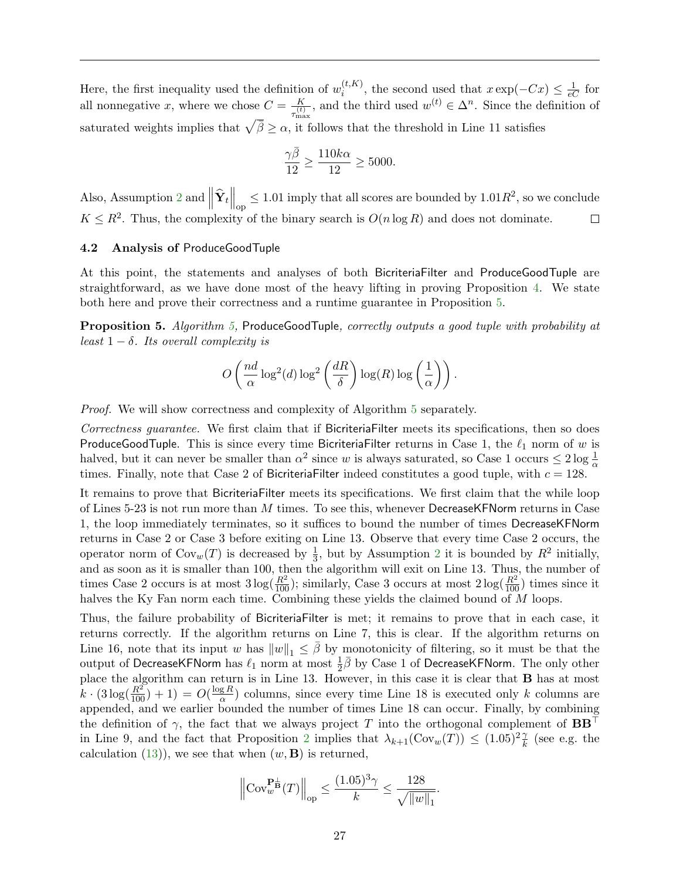Here, the first inequality used the definition of $w_i^{(t,K)}$, the second used that $x\exp(-Cx) \leq \frac{1}{eC}$ for all nonnegative $x$, where we chose $C = \frac{K}{\tau_{\max}^{(t)}}$, and the third used $w^{(t)} \in \Delta^n$. Since the definition of saturated weights implies that $\sqrt{\bar{\beta}} \geq \alpha$, it follows that the threshold in Line 11 satisfies

$$\frac{\gamma\bar{\beta}}{12} \geq \frac{110k\alpha}{12} \geq 5000.$$

Also, Assumption 2 and $\left\|\widehat{\mathbf{Y}}_t\right\|_{\text{op}} \leq 1.01$ imply that all scores are bounded by $1.01R^2$, so we conclude $K \leq R^2$. Thus, the complexity of the binary search is $O(n\log R)$ and does not dominate. $\square$

### 4.2 Analysis of ProduceGoodTuple

At this point, the statements and analyses of both BicriteriaFilter and ProduceGoodTuple are straightforward, as we have done most of the heavy lifting in proving Proposition 4. We state both here and prove their correctness and a runtime guarantee in Proposition 5.

**Proposition 5.** *Algorithm 5, ProduceGoodTuple, correctly outputs a good tuple with probability at least $1-\delta$. Its overall complexity is*

$$O\left(\frac{nd}{\alpha}\log^2(d)\log^2\left(\frac{dR}{\delta}\right)\log(R)\log\left(\frac{1}{\alpha}\right)\right).$$

*Proof.* We will show correctness and complexity of Algorithm 5 separately.

*Correctness guarantee.* We first claim that if BicriteriaFilter meets its specifications, then so does ProduceGoodTuple. This is since every time BicriteriaFilter returns in Case 1, the $\ell_1$ norm of $w$ is halved, but it can never be smaller than $\alpha^2$ since $w$ is always saturated, so Case 1 occurs $\leq 2\log\frac{1}{\alpha}$ times. Finally, note that Case 2 of BicriteriaFilter indeed constitutes a good tuple, with $c = 128$.

It remains to prove that BicriteriaFilter meets its specifications. We first claim that the while loop of Lines 5-23 is not run more than $M$ times. To see this, whenever DecreaseKFNorm returns in Case 1, the loop immediately terminates, so it suffices to bound the number of times DecreaseKFNorm returns in Case 2 or Case 3 before exiting on Line 13. Observe that every time Case 2 occurs, the operator norm of $\mathrm{Cov}_w(T)$ is decreased by $\frac{1}{3}$, but by Assumption 2 it is bounded by $R^2$ initially, and as soon as it is smaller than 100, then the algorithm will exit on Line 13. Thus, the number of times Case 2 occurs is at most $3\log(\frac{R^2}{100})$; similarly, Case 3 occurs at most $2\log(\frac{R^2}{100})$ times since it halves the Ky Fan norm each time. Combining these yields the claimed bound of $M$ loops.

Thus, the failure probability of BicriteriaFilter is met; it remains to prove that in each case, it returns correctly. If the algorithm returns on Line 7, this is clear. If the algorithm returns on Line 16, note that its input $w$ has $\|w\|_1 \leq \bar{\beta}$ by monotonicity of filtering, so it must be that the output of DecreaseKFNorm has $\ell_1$ norm at most $\frac{1}{2}\bar{\beta}$ by Case 1 of DecreaseKFNorm. The only other place the algorithm can return is in Line 13. However, in this case it is clear that $\mathbf{B}$ has at most $k\cdot(3\log(\frac{R^2}{100})+1) = O(\frac{\log R}{\alpha})$ columns, since every time Line 18 is executed only $k$ columns are appended, and we earlier bounded the number of times Line 18 can occur. Finally, by combining the definition of $\gamma$, the fact that we always project $T$ into the orthogonal complement of $\mathbf{B}\mathbf{B}^\top$ in Line 9, and the fact that Proposition 2 implies that $\lambda_{k+1}(\mathrm{Cov}_w(T)) \leq (1.05)^2\frac{\gamma}{k}$ (see e.g. the calculation (13)), we see that when $(w, \mathbf{B})$ is returned,

$$\left\|\mathrm{Cov}_w^{\mathbf{P}_{\mathbf{B}}^\perp}(T)\right\|_{\text{op}} \leq \frac{(1.05)^3\gamma}{k} \leq \frac{128}{\sqrt{\|w\|_1}}.$$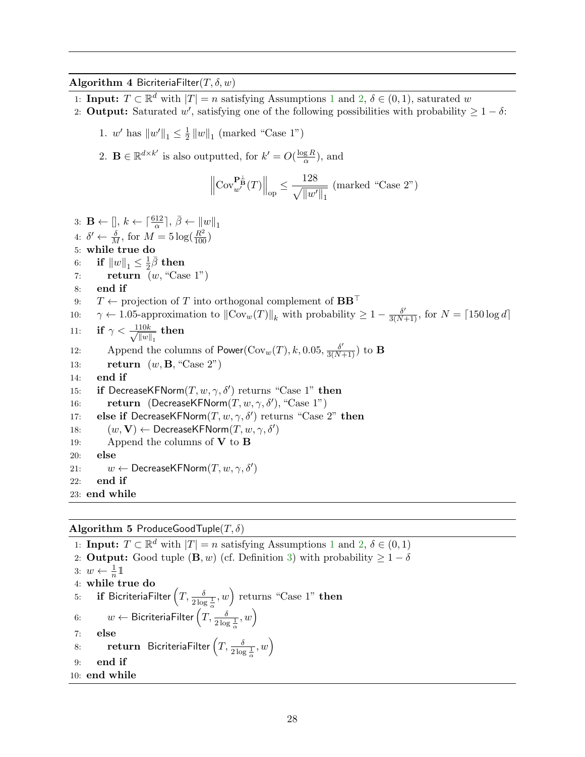**Algorithm 4** $\mathsf{BicriteriaFilter}(T, \delta, w)$

```
1: Input: T ⊂ ℝ^d with |T| = n satisfying Assumptions 1 and 2, δ ∈ (0,1), saturated w
2: Output: Saturated w', satisfying one of the following possibilities with probability ≥ 1 − δ:
     1. w' has ‖w'‖_1 ≤ (1/2)‖w‖_1 (marked "Case 1")
     2. B ∈ ℝ^{d×k'} is also outputted, for k' = O(log R / α), and
            ‖Cov_{w'}^{P_B^⊥}(T)‖_op ≤ 128 / sqrt(‖w'‖_1)   (marked "Case 2")
3: B ← [], k ← ⌈612/α⌉, β̄ ← ‖w‖_1
4: δ' ← δ/M, for M = 5 log(R²/100)
5: while true do
6:     if ‖w‖_1 ≤ (1/2)β̄ then
7:         return (w, "Case 1")
8:     end if
9:     T ← projection of T into orthogonal complement of BB^⊤
10:    γ ← 1.05-approximation to ‖Cov_w(T)‖_k with probability ≥ 1 − δ'/(3(N+1)), for N = ⌈150 log d⌉
11:    if γ < 110k / sqrt(‖w‖_1) then
12:        Append the columns of Power(Cov_w(T), k, 0.05, δ'/(3(N+1))) to B
13:        return (w, B, "Case 2")
14:    end if
15:    if DecreaseKFNorm(T, w, γ, δ') returns "Case 1" then
16:        return (DecreaseKFNorm(T, w, γ, δ'), "Case 1")
17:    else if DecreaseKFNorm(T, w, γ, δ') returns "Case 2" then
18:        (w, V) ← DecreaseKFNorm(T, w, γ, δ')
19:        Append the columns of V to B
20:    else
21:        w ← DecreaseKFNorm(T, w, γ, δ')
22:    end if
23: end while
```

Mathematical form of key lines:

- Line 2, Case 1: $\|w'\|_1 \le \frac{1}{2}\|w\|_1$
- Line 2, Case 2: $\mathbf{B} \in \mathbb{R}^{d\times k'}$ is also outputted, for $k' = O(\frac{\log R}{\alpha})$, and

$$\left\|\mathrm{Cov}_{w'}^{\mathbf{P}_{\mathbf{B}}^{\perp}}(T)\right\|_{\mathrm{op}} \le \frac{128}{\sqrt{\|w'\|_1}} \text{ (marked "Case 2")}$$

- Line 3: $\mathbf{B} \leftarrow []$, $k \leftarrow \lceil \frac{612}{\alpha} \rceil$, $\bar{\beta} \leftarrow \|w\|_1$
- Line 4: $\delta' \leftarrow \frac{\delta}{M}$, for $M = 5\log(\frac{R^2}{100})$
- Line 6: if $\|w\|_1 \le \frac{1}{2}\bar{\beta}$ then
- Line 9: $T \leftarrow$ projection of $T$ into orthogonal complement of $\mathbf{B}\mathbf{B}^\top$
- Line 10: $\gamma \leftarrow 1.05$-approximation to $\|\mathrm{Cov}_w(T)\|_k$ with probability $\ge 1 - \frac{\delta'}{3(N+1)}$, for $N = \lceil 150 \log d \rceil$
- Line 11: if $\gamma < \frac{110k}{\sqrt{\|w\|_1}}$ then
- Line 12: Append the columns of $\mathsf{Power}(\mathrm{Cov}_w(T), k, 0.05, \frac{\delta'}{3(N+1)})$ to $\mathbf{B}$
- Line 13: return $(w, \mathbf{B}, \text{"Case 2"})$
- Line 18: $(w, \mathbf{V}) \leftarrow \mathsf{DecreaseKFNorm}(T, w, \gamma, \delta')$

**Algorithm 5** $\mathsf{ProduceGoodTuple}(T, \delta)$

```
1: Input: T ⊂ ℝ^d with |T| = n satisfying Assumptions 1 and 2, δ ∈ (0,1)
2: Output: Good tuple (B, w) (cf. Definition 3) with probability ≥ 1 − δ
3: w ← (1/n)𝟙
4: while true do
5:     if BicriteriaFilter(T, δ/(2 log(1/α)), w) returns "Case 1" then
6:         w ← BicriteriaFilter(T, δ/(2 log(1/α)), w)
7:     else
8:         return BicriteriaFilter(T, δ/(2 log(1/α)), w)
9:     end if
10: end while
```

Mathematical form of key lines:

- Line 3: $w \leftarrow \frac{1}{n}\mathbb{1}$
- Lines 5, 6, 8: $\mathsf{BicriteriaFilter}\left(T, \frac{\delta}{2\log\frac{1}{\alpha}}, w\right)$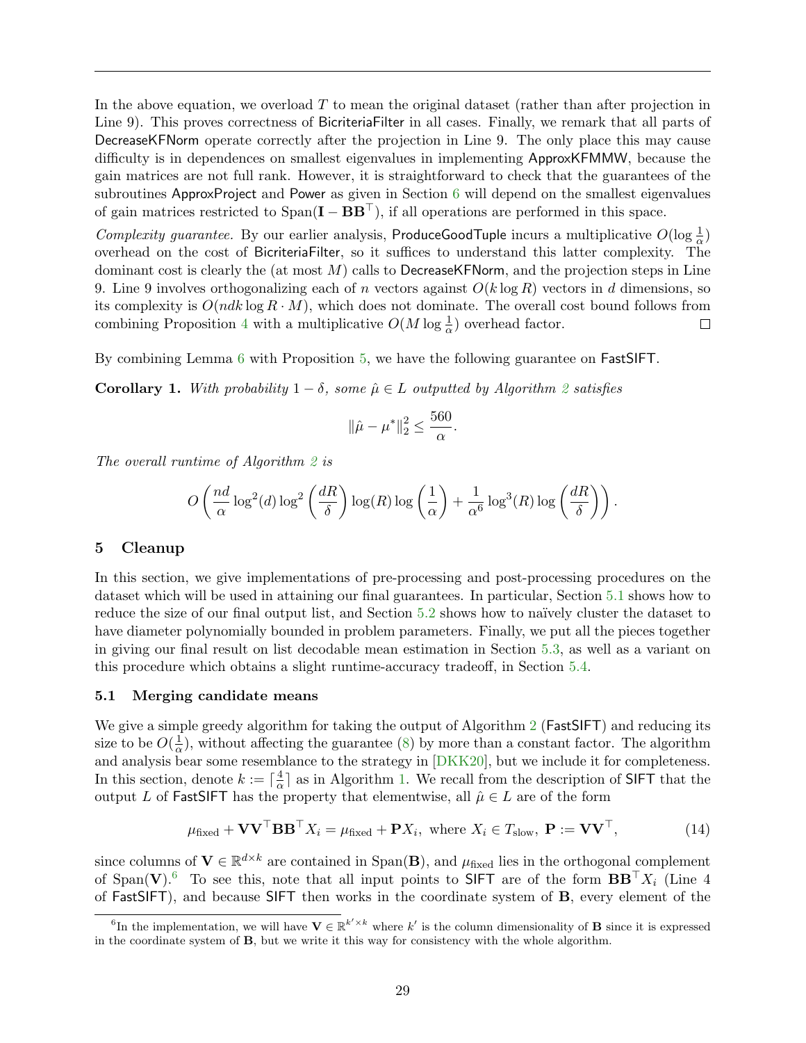In the above equation, we overload $T$ to mean the original dataset (rather than after projection in Line 9). This proves correctness of BicriteriaFilter in all cases. Finally, we remark that all parts of DecreaseKFNorm operate correctly after the projection in Line 9. The only place this may cause difficulty is in dependences on smallest eigenvalues in implementing ApproxKFMMW, because the gain matrices are not full rank. However, it is straightforward to check that the guarantees of the subroutines ApproxProject and Power as given in Section 6 will depend on the smallest eigenvalues of gain matrices restricted to $\text{Span}(\mathbf{I} - \mathbf{B}\mathbf{B}^\top)$, if all operations are performed in this space.

*Complexity guarantee.* By our earlier analysis, ProduceGoodTuple incurs a multiplicative $O(\log \frac{1}{\alpha})$ overhead on the cost of BicriteriaFilter, so it suffices to understand this latter complexity. The dominant cost is clearly the (at most $M$) calls to DecreaseKFNorm, and the projection steps in Line 9. Line 9 involves orthogonalizing each of $n$ vectors against $O(k \log R)$ vectors in $d$ dimensions, so its complexity is $O(ndk \log R \cdot M)$, which does not dominate. The overall cost bound follows from combining Proposition 4 with a multiplicative $O(M \log \frac{1}{\alpha})$ overhead factor. □

By combining Lemma 6 with Proposition 5, we have the following guarantee on FastSIFT.

**Corollary 1.** *With probability $1 - \delta$, some $\hat{\mu} \in L$ outputted by Algorithm 2 satisfies*

$$\|\hat{\mu} - \mu^*\|_2^2 \leq \frac{560}{\alpha}.$$

*The overall runtime of Algorithm 2 is*

$$O\left(\frac{nd}{\alpha} \log^2(d) \log^2\left(\frac{dR}{\delta}\right) \log(R) \log\left(\frac{1}{\alpha}\right) + \frac{1}{\alpha^6} \log^3(R) \log\left(\frac{dR}{\delta}\right)\right).$$

## 5 Cleanup

In this section, we give implementations of pre-processing and post-processing procedures on the dataset which will be used in attaining our final guarantees. In particular, Section 5.1 shows how to reduce the size of our final output list, and Section 5.2 shows how to naïvely cluster the dataset to have diameter polynomially bounded in problem parameters. Finally, we put all the pieces together in giving our final result on list decodable mean estimation in Section 5.3, as well as a variant on this procedure which obtains a slight runtime-accuracy tradeoff, in Section 5.4.

### 5.1 Merging candidate means

We give a simple greedy algorithm for taking the output of Algorithm 2 (FastSIFT) and reducing its size to be $O(\frac{1}{\alpha})$, without affecting the guarantee (8) by more than a constant factor. The algorithm and analysis bear some resemblance to the strategy in [DKK20], but we include it for completeness. In this section, denote $k := \lceil \frac{4}{\alpha} \rceil$ as in Algorithm 1. We recall from the description of SIFT that the output $L$ of FastSIFT has the property that elementwise, all $\hat{\mu} \in L$ are of the form

$$\mu_{\text{fixed}} + \mathbf{V}\mathbf{V}^\top \mathbf{B}\mathbf{B}^\top X_i = \mu_{\text{fixed}} + \mathbf{P} X_i, \text{ where } X_i \in T_{\text{slow}}, \ \mathbf{P} := \mathbf{V}\mathbf{V}^\top, \tag{14}$$

since columns of $\mathbf{V} \in \mathbb{R}^{d \times k}$ are contained in $\text{Span}(\mathbf{B})$, and $\mu_{\text{fixed}}$ lies in the orthogonal complement of $\text{Span}(\mathbf{V})$.[6] To see this, note that all input points to SIFT are of the form $\mathbf{B}\mathbf{B}^\top X_i$ (Line 4 of FastSIFT), and because SIFT then works in the coordinate system of $\mathbf{B}$, every element of the

[6] In the implementation, we will have $\mathbf{V} \in \mathbb{R}^{k' \times k}$ where $k'$ is the column dimensionality of $\mathbf{B}$ since it is expressed in the coordinate system of $\mathbf{B}$, but we write it this way for consistency with the whole algorithm.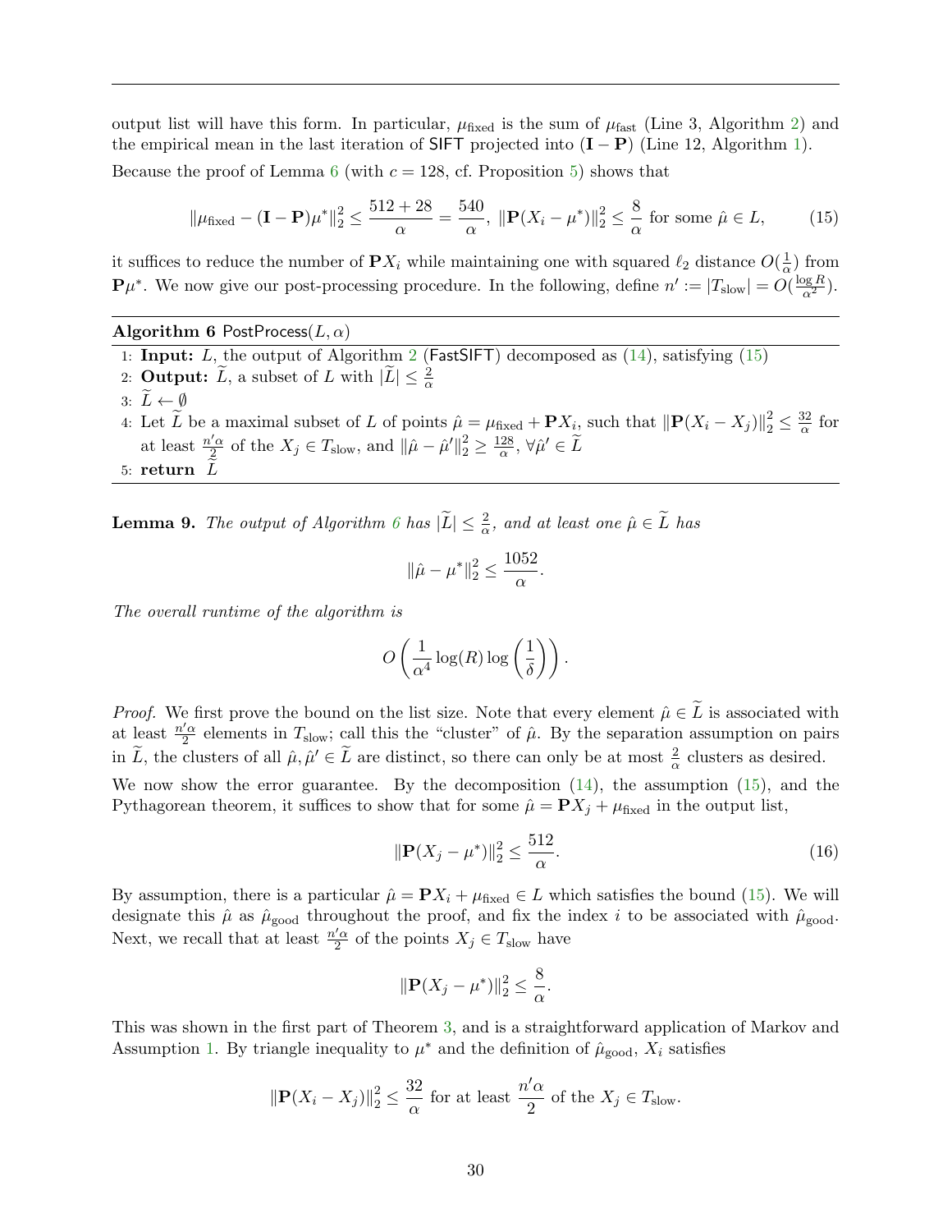output list will have this form. In particular, $\mu_{\text{fixed}}$ is the sum of $\mu_{\text{fast}}$ (Line 3, Algorithm 2) and the empirical mean in the last iteration of SIFT projected into $(\mathbf{I} - \mathbf{P})$ (Line 12, Algorithm 1).

Because the proof of Lemma 6 (with $c = 128$, cf. Proposition 5) shows that

$$\|\mu_{\text{fixed}} - (\mathbf{I} - \mathbf{P})\mu^*\|_2^2 \le \frac{512 + 28}{\alpha} = \frac{540}{\alpha},\ \|\mathbf{P}(X_i - \mu^*)\|_2^2 \le \frac{8}{\alpha} \text{ for some } \hat{\mu} \in L, \tag{15}$$

it suffices to reduce the number of $\mathbf{P}X_i$ while maintaining one with squared $\ell_2$ distance $O(\frac{1}{\alpha})$ from $\mathbf{P}\mu^*$. We now give our post-processing procedure. In the following, define $n' := |T_{\text{slow}}| = O(\frac{\log R}{\alpha^2})$.

---

**Algorithm 6** PostProcess$(L, \alpha)$

1: **Input:** $L$, the output of Algorithm 2 (FastSIFT) decomposed as (14), satisfying (15)
2: **Output:** $\widetilde{L}$, a subset of $L$ with $|\widetilde{L}| \le \frac{2}{\alpha}$
3: $\widetilde{L} \leftarrow \emptyset$
4: Let $\widetilde{L}$ be a maximal subset of $L$ of points $\hat{\mu} = \mu_{\text{fixed}} + \mathbf{P}X_i$, such that $\|\mathbf{P}(X_i - X_j)\|_2^2 \le \frac{32}{\alpha}$ for at least $\frac{n'\alpha}{2}$ of the $X_j \in T_{\text{slow}}$, and $\|\hat{\mu} - \hat{\mu}'\|_2^2 \ge \frac{128}{\alpha}$, $\forall \hat{\mu}' \in \widetilde{L}$
5: **return** $\widetilde{L}$

---

**Lemma 9.** *The output of Algorithm 6 has $|\widetilde{L}| \le \frac{2}{\alpha}$, and at least one $\hat{\mu} \in \widetilde{L}$ has*

$$\|\hat{\mu} - \mu^*\|_2^2 \le \frac{1052}{\alpha}.$$

*The overall runtime of the algorithm is*

$$O\left(\frac{1}{\alpha^4} \log(R) \log\left(\frac{1}{\delta}\right)\right).$$

*Proof.* We first prove the bound on the list size. Note that every element $\hat{\mu} \in \widetilde{L}$ is associated with at least $\frac{n'\alpha}{2}$ elements in $T_{\text{slow}}$; call this the "cluster" of $\hat{\mu}$. By the separation assumption on pairs in $\widetilde{L}$, the clusters of all $\hat{\mu}, \hat{\mu}' \in \widetilde{L}$ are distinct, so there can only be at most $\frac{2}{\alpha}$ clusters as desired.

We now show the error guarantee. By the decomposition (14), the assumption (15), and the Pythagorean theorem, it suffices to show that for some $\hat{\mu} = \mathbf{P}X_j + \mu_{\text{fixed}}$ in the output list,

$$\|\mathbf{P}(X_j - \mu^*)\|_2^2 \le \frac{512}{\alpha}. \tag{16}$$

By assumption, there is a particular $\hat{\mu} = \mathbf{P}X_i + \mu_{\text{fixed}} \in L$ which satisfies the bound (15). We will designate this $\hat{\mu}$ as $\hat{\mu}_{\text{good}}$ throughout the proof, and fix the index $i$ to be associated with $\hat{\mu}_{\text{good}}$. Next, we recall that at least $\frac{n'\alpha}{2}$ of the points $X_j \in T_{\text{slow}}$ have

$$\|\mathbf{P}(X_j - \mu^*)\|_2^2 \le \frac{8}{\alpha}.$$

This was shown in the first part of Theorem 3, and is a straightforward application of Markov and Assumption 1. By triangle inequality to $\mu^*$ and the definition of $\hat{\mu}_{\text{good}}$, $X_i$ satisfies

$$\|\mathbf{P}(X_i - X_j)\|_2^2 \le \frac{32}{\alpha} \text{ for at least } \frac{n'\alpha}{2} \text{ of the } X_j \in T_{\text{slow}}.$$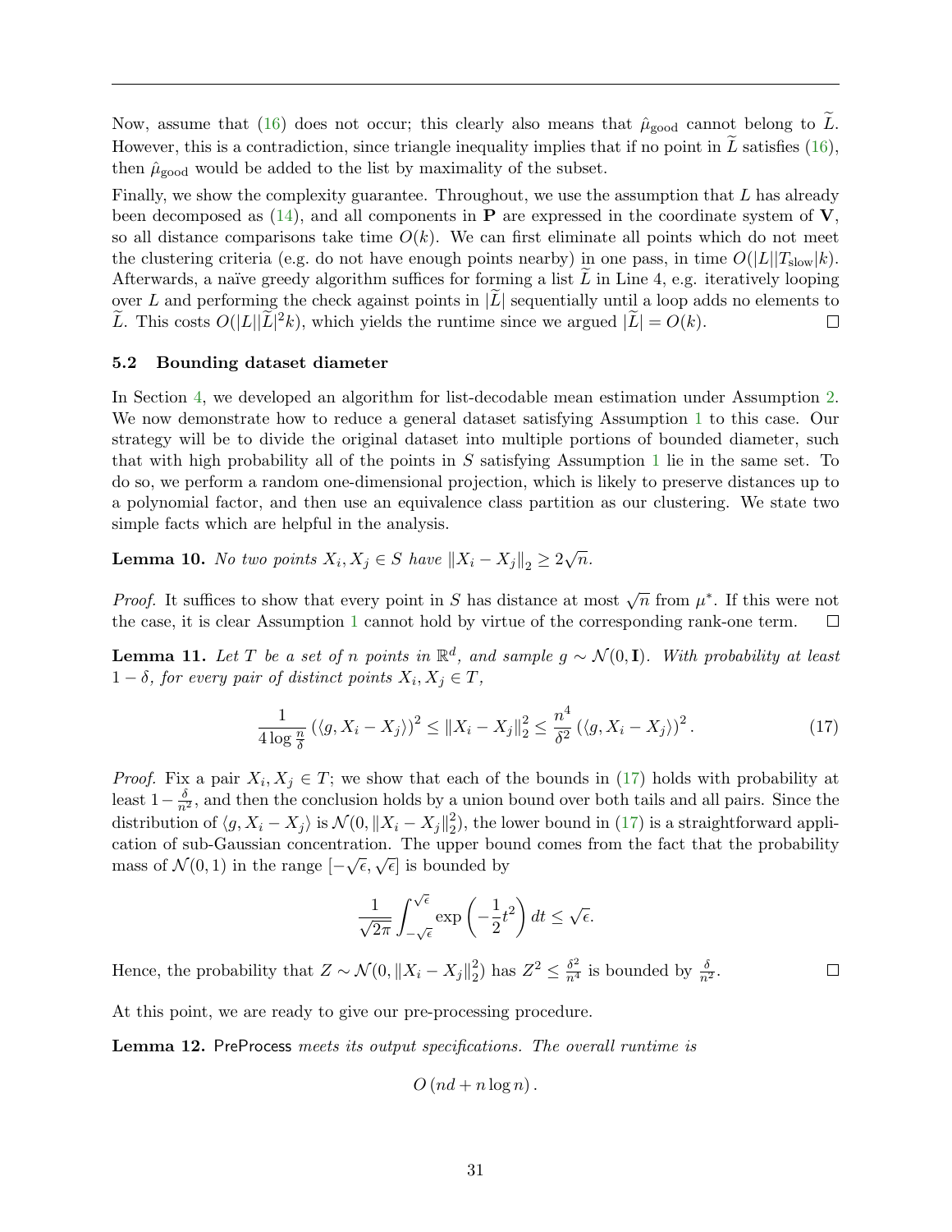Now, assume that (16) does not occur; this clearly also means that $\hat{\mu}_{\text{good}}$ cannot belong to $\widetilde{L}$. However, this is a contradiction, since triangle inequality implies that if no point in $\widetilde{L}$ satisfies (16), then $\hat{\mu}_{\text{good}}$ would be added to the list by maximality of the subset.

Finally, we show the complexity guarantee. Throughout, we use the assumption that $L$ has already been decomposed as (14), and all components in $\mathbf{P}$ are expressed in the coordinate system of $\mathbf{V}$, so all distance comparisons take time $O(k)$. We can first eliminate all points which do not meet the clustering criteria (e.g. do not have enough points nearby) in one pass, in time $O(|L||T_{\text{slow}}|k)$. Afterwards, a naïve greedy algorithm suffices for forming a list $\widetilde{L}$ in Line 4, e.g. iteratively looping over $L$ and performing the check against points in $|\widetilde{L}|$ sequentially until a loop adds no elements to $\widetilde{L}$. This costs $O(|L||\widetilde{L}|^2 k)$, which yields the runtime since we argued $|\widetilde{L}| = O(k)$. ◻

### 5.2 Bounding dataset diameter

In Section 4, we developed an algorithm for list-decodable mean estimation under Assumption 2. We now demonstrate how to reduce a general dataset satisfying Assumption 1 to this case. Our strategy will be to divide the original dataset into multiple portions of bounded diameter, such that with high probability all of the points in $S$ satisfying Assumption 1 lie in the same set. To do so, we perform a random one-dimensional projection, which is likely to preserve distances up to a polynomial factor, and then use an equivalence class partition as our clustering. We state two simple facts which are helpful in the analysis.

**Lemma 10.** *No two points $X_i, X_j \in S$ have $\|X_i - X_j\|_2 \geq 2\sqrt{n}$.*

*Proof.* It suffices to show that every point in $S$ has distance at most $\sqrt{n}$ from $\mu^*$. If this were not the case, it is clear Assumption 1 cannot hold by virtue of the corresponding rank-one term. ◻

**Lemma 11.** *Let $T$ be a set of $n$ points in $\mathbb{R}^d$, and sample $g \sim \mathcal{N}(0, \mathbf{I})$. With probability at least $1 - \delta$, for every pair of distinct points $X_i, X_j \in T$,*

$$\frac{1}{4 \log \frac{n}{\delta}} \left(\langle g, X_i - X_j \rangle\right)^2 \leq \|X_i - X_j\|_2^2 \leq \frac{n^4}{\delta^2} \left(\langle g, X_i - X_j \rangle\right)^2. \tag{17}$$

*Proof.* Fix a pair $X_i, X_j \in T$; we show that each of the bounds in (17) holds with probability at least $1 - \frac{\delta}{n^2}$, and then the conclusion holds by a union bound over both tails and all pairs. Since the distribution of $\langle g, X_i - X_j \rangle$ is $\mathcal{N}(0, \|X_i - X_j\|_2^2)$, the lower bound in (17) is a straightforward application of sub-Gaussian concentration. The upper bound comes from the fact that the probability mass of $\mathcal{N}(0, 1)$ in the range $[-\sqrt{\epsilon}, \sqrt{\epsilon}]$ is bounded by

$$\frac{1}{\sqrt{2\pi}} \int_{-\sqrt{\epsilon}}^{\sqrt{\epsilon}} \exp\left(-\frac{1}{2}t^2\right) dt \leq \sqrt{\epsilon}.$$

Hence, the probability that $Z \sim \mathcal{N}(0, \|X_i - X_j\|_2^2)$ has $Z^2 \leq \frac{\delta^2}{n^4}$ is bounded by $\frac{\delta}{n^2}$. ◻

At this point, we are ready to give our pre-processing procedure.

**Lemma 12.** PreProcess *meets its output specifications. The overall runtime is*

$$O\left(nd + n \log n\right).$$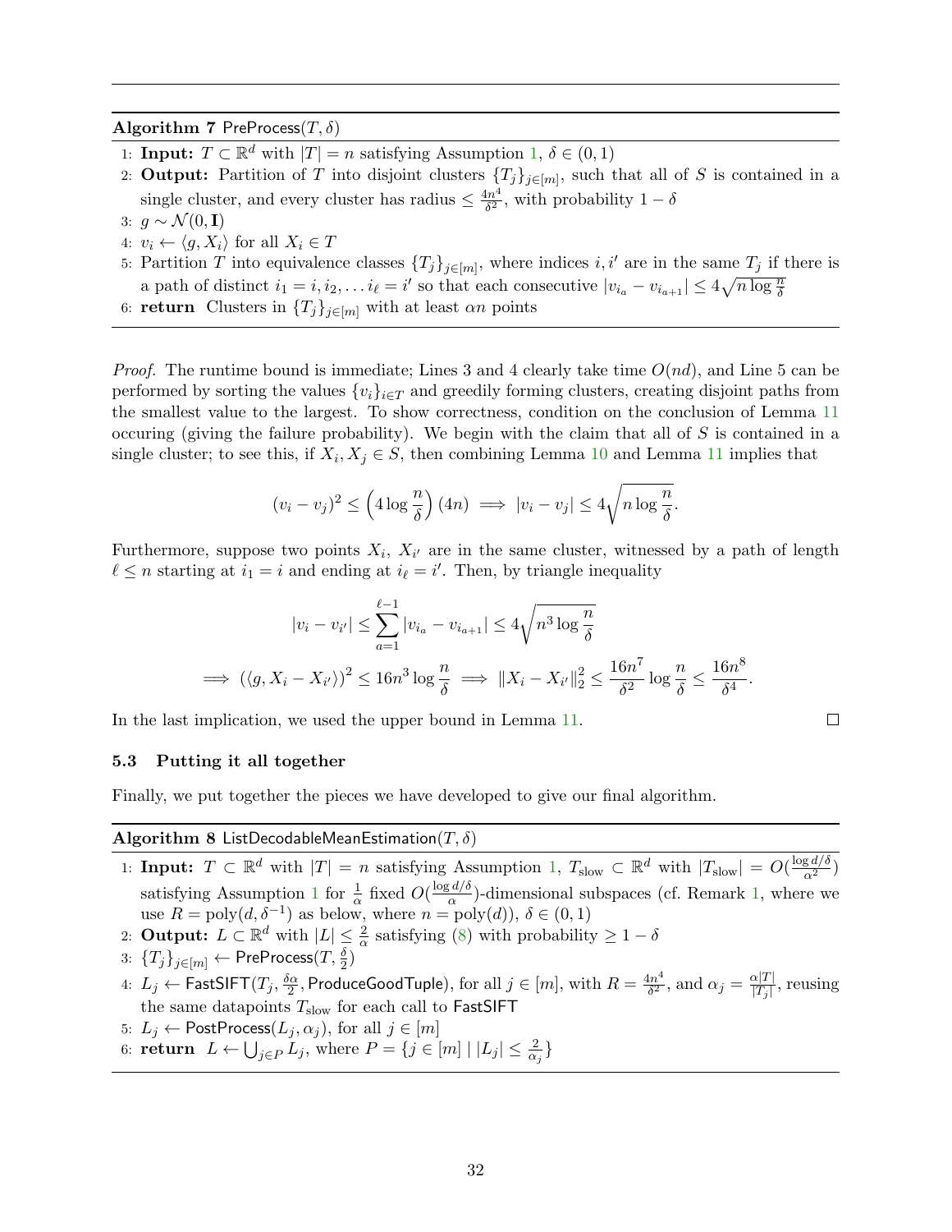**Algorithm 7** $\mathsf{PreProcess}(T, \delta)$

1: **Input:** $T \subset \mathbb{R}^d$ with $|T| = n$ satisfying Assumption 1, $\delta \in (0, 1)$
2: **Output:** Partition of $T$ into disjoint clusters $\{T_j\}_{j\in[m]}$, such that all of $S$ is contained in a single cluster, and every cluster has radius $\leq \frac{4n^4}{\delta^2}$, with probability $1 - \delta$
3: $g \sim \mathcal{N}(0, \mathbf{I})$
4: $v_i \leftarrow \langle g, X_i \rangle$ for all $X_i \in T$
5: Partition $T$ into equivalence classes $\{T_j\}_{j\in[m]}$, where indices $i, i'$ are in the same $T_j$ if there is a path of distinct $i_1 = i, i_2, \ldots i_\ell = i'$ so that each consecutive $|v_{i_a} - v_{i_{a+1}}| \leq 4\sqrt{n \log \frac{n}{\delta}}$
6: **return** Clusters in $\{T_j\}_{j\in[m]}$ with at least $\alpha n$ points

*Proof.* The runtime bound is immediate; Lines 3 and 4 clearly take time $O(nd)$, and Line 5 can be performed by sorting the values $\{v_i\}_{i\in T}$ and greedily forming clusters, creating disjoint paths from the smallest value to the largest. To show correctness, condition on the conclusion of Lemma 11 occuring (giving the failure probability). We begin with the claim that all of $S$ is contained in a single cluster; to see this, if $X_i, X_j \in S$, then combining Lemma 10 and Lemma 11 implies that

$$(v_i - v_j)^2 \leq \left(4 \log \frac{n}{\delta}\right)(4n) \implies |v_i - v_j| \leq 4\sqrt{n \log \frac{n}{\delta}}.$$

Furthermore, suppose two points $X_i$, $X_{i'}$ are in the same cluster, witnessed by a path of length $\ell \leq n$ starting at $i_1 = i$ and ending at $i_\ell = i'$. Then, by triangle inequality

$$|v_i - v_{i'}| \leq \sum_{a=1}^{\ell-1} |v_{i_a} - v_{i_{a+1}}| \leq 4\sqrt{n^3 \log \frac{n}{\delta}}$$
$$\implies (\langle g, X_i - X_{i'} \rangle)^2 \leq 16n^3 \log \frac{n}{\delta} \implies \|X_i - X_{i'}\|_2^2 \leq \frac{16n^7}{\delta^2} \log \frac{n}{\delta} \leq \frac{16n^8}{\delta^4}.$$

In the last implication, we used the upper bound in Lemma 11. $\square$

### 5.3 Putting it all together

Finally, we put together the pieces we have developed to give our final algorithm.

**Algorithm 8** $\mathsf{ListDecodableMeanEstimation}(T, \delta)$

1: **Input:** $T \subset \mathbb{R}^d$ with $|T| = n$ satisfying Assumption 1, $T_{\text{slow}} \subset \mathbb{R}^d$ with $|T_{\text{slow}}| = O(\frac{\log d/\delta}{\alpha^2})$ satisfying Assumption 1 for $\frac{1}{\alpha}$ fixed $O(\frac{\log d/\delta}{\alpha})$-dimensional subspaces (cf. Remark 1, where we use $R = \text{poly}(d, \delta^{-1})$ as below, where $n = \text{poly}(d)$), $\delta \in (0, 1)$
2: **Output:** $L \subset \mathbb{R}^d$ with $|L| \leq \frac{2}{\alpha}$ satisfying (8) with probability $\geq 1 - \delta$
3: $\{T_j\}_{j\in[m]} \leftarrow \mathsf{PreProcess}(T, \frac{\delta}{2})$
4: $L_j \leftarrow \mathsf{FastSIFT}(T_j, \frac{\delta\alpha}{2}, \mathsf{ProduceGoodTuple})$, for all $j \in [m]$, with $R = \frac{4n^4}{\delta^2}$, and $\alpha_j = \frac{\alpha|T|}{|T_j|}$, reusing the same datapoints $T_{\text{slow}}$ for each call to $\mathsf{FastSIFT}$
5: $L_j \leftarrow \mathsf{PostProcess}(L_j, \alpha_j)$, for all $j \in [m]$
6: **return** $L \leftarrow \bigcup_{j\in P} L_j$, where $P = \{j \in [m] \mid |L_j| \leq \frac{2}{\alpha_j}\}$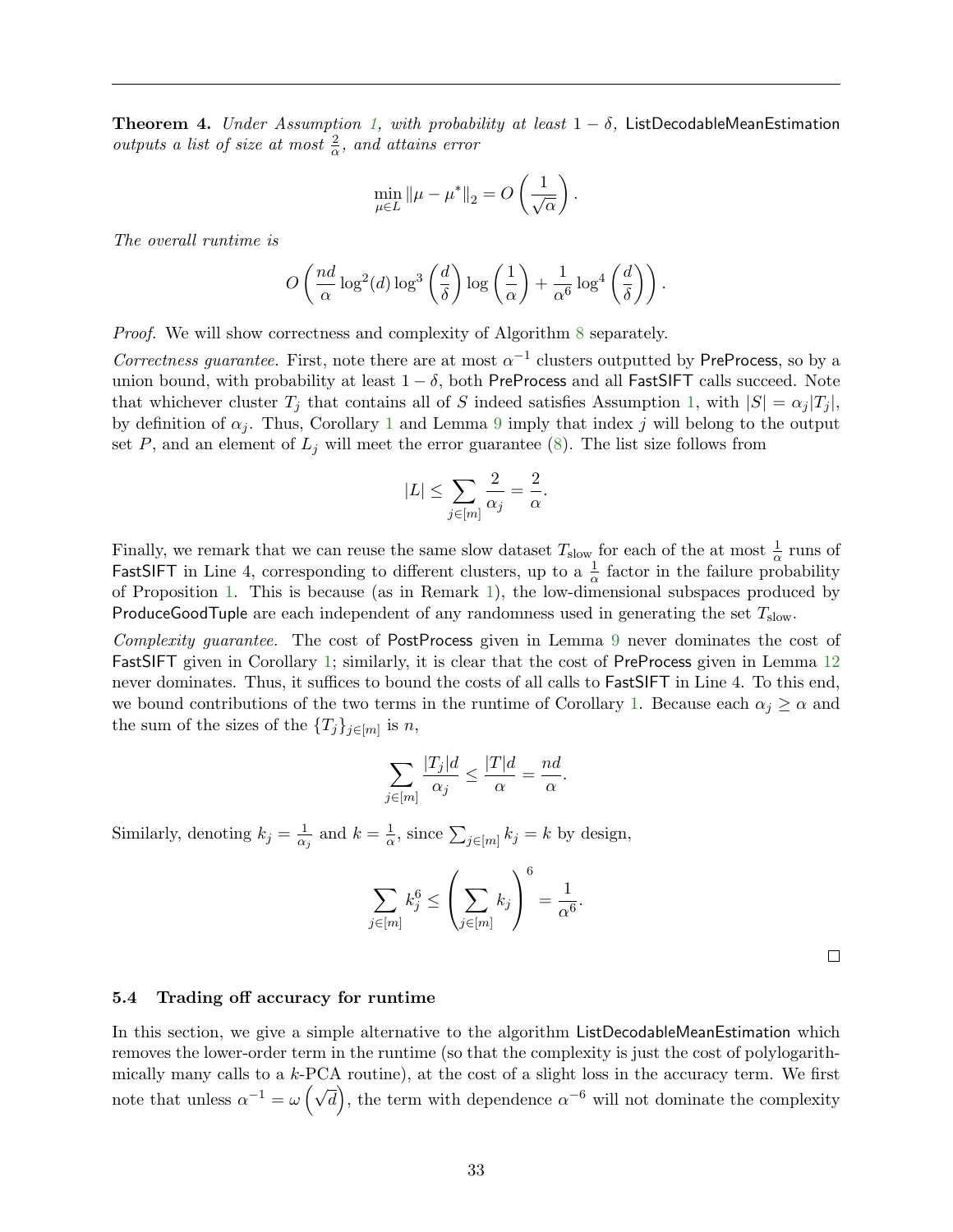**Theorem 4.** *Under Assumption 1, with probability at least $1 - \delta$,* ListDecodableMeanEstimation *outputs a list of size at most $\frac{2}{\alpha}$, and attains error*

$$\min_{\mu \in L} \|\mu - \mu^*\|_2 = O\left(\frac{1}{\sqrt{\alpha}}\right).$$

*The overall runtime is*

$$O\left(\frac{nd}{\alpha} \log^2(d) \log^3\left(\frac{d}{\delta}\right) \log\left(\frac{1}{\alpha}\right) + \frac{1}{\alpha^6} \log^4\left(\frac{d}{\delta}\right)\right).$$

*Proof.* We will show correctness and complexity of Algorithm 8 separately.

*Correctness guarantee.* First, note there are at most $\alpha^{-1}$ clusters outputted by PreProcess, so by a union bound, with probability at least $1 - \delta$, both PreProcess and all FastSIFT calls succeed. Note that whichever cluster $T_j$ that contains all of $S$ indeed satisfies Assumption 1, with $|S| = \alpha_j |T_j|$, by definition of $\alpha_j$. Thus, Corollary 1 and Lemma 9 imply that index $j$ will belong to the output set $P$, and an element of $L_j$ will meet the error guarantee (8). The list size follows from

$$|L| \le \sum_{j \in [m]} \frac{2}{\alpha_j} = \frac{2}{\alpha}.$$

Finally, we remark that we can reuse the same slow dataset $T_{\text{slow}}$ for each of the at most $\frac{1}{\alpha}$ runs of FastSIFT in Line 4, corresponding to different clusters, up to a $\frac{1}{\alpha}$ factor in the failure probability of Proposition 1. This is because (as in Remark 1), the low-dimensional subspaces produced by ProduceGoodTuple are each independent of any randomness used in generating the set $T_{\text{slow}}$.

*Complexity guarantee.* The cost of PostProcess given in Lemma 9 never dominates the cost of FastSIFT given in Corollary 1; similarly, it is clear that the cost of PreProcess given in Lemma 12 never dominates. Thus, it suffices to bound the costs of all calls to FastSIFT in Line 4. To this end, we bound contributions of the two terms in the runtime of Corollary 1. Because each $\alpha_j \ge \alpha$ and the sum of the sizes of the $\{T_j\}_{j \in [m]}$ is $n$,

$$\sum_{j \in [m]} \frac{|T_j| d}{\alpha_j} \le \frac{|T| d}{\alpha} = \frac{nd}{\alpha}.$$

Similarly, denoting $k_j = \frac{1}{\alpha_j}$ and $k = \frac{1}{\alpha}$, since $\sum_{j \in [m]} k_j = k$ by design,

$$\sum_{j \in [m]} k_j^6 \le \left(\sum_{j \in [m]} k_j\right)^6 = \frac{1}{\alpha^6}.$$

□

### 5.4 Trading off accuracy for runtime

In this section, we give a simple alternative to the algorithm ListDecodableMeanEstimation which removes the lower-order term in the runtime (so that the complexity is just the cost of polylogarithmically many calls to a $k$-PCA routine), at the cost of a slight loss in the accuracy term. We first note that unless $\alpha^{-1} = \omega\left(\sqrt{d}\right)$, the term with dependence $\alpha^{-6}$ will not dominate the complexity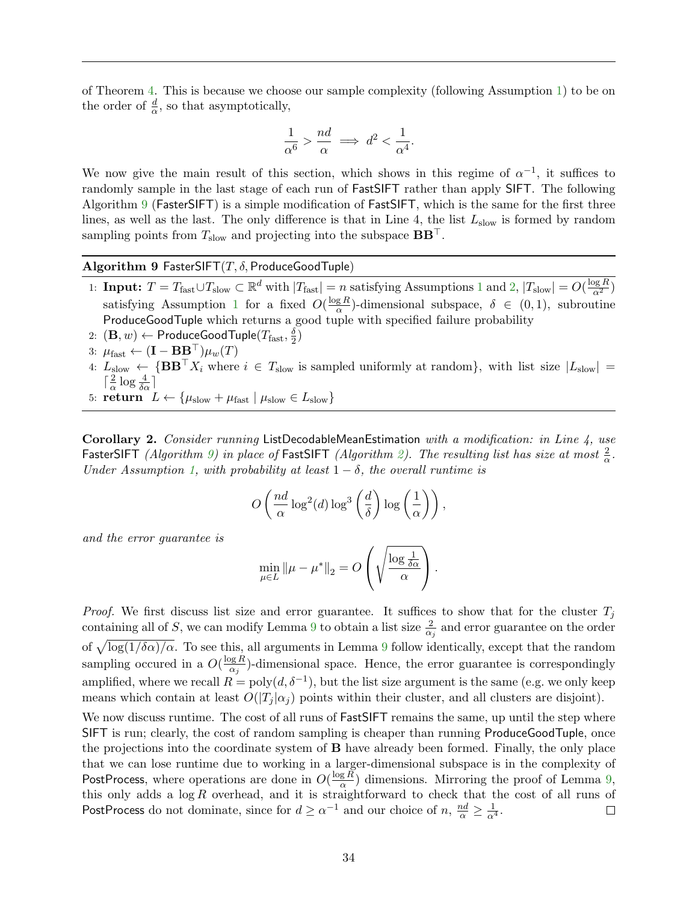of Theorem 4. This is because we choose our sample complexity (following Assumption 1) to be on the order of $\frac{d}{\alpha}$, so that asymptotically,

$$\frac{1}{\alpha^6} > \frac{nd}{\alpha} \implies d^2 < \frac{1}{\alpha^4}.$$

We now give the main result of this section, which shows in this regime of $\alpha^{-1}$, it suffices to randomly sample in the last stage of each run of FastSIFT rather than apply SIFT. The following Algorithm 9 (FasterSIFT) is a simple modification of FastSIFT, which is the same for the first three lines, as well as the last. The only difference is that in Line 4, the list $L_{\text{slow}}$ is formed by random sampling points from $T_{\text{slow}}$ and projecting into the subspace $\mathbf{B}\mathbf{B}^\top$.

---

**Algorithm 9** FasterSIFT($T, \delta$, ProduceGoodTuple)

1: **Input:** $T = T_{\text{fast}} \cup T_{\text{slow}} \subset \mathbb{R}^d$ with $|T_{\text{fast}}| = n$ satisfying Assumptions 1 and 2, $|T_{\text{slow}}| = O(\frac{\log R}{\alpha^2})$ satisfying Assumption 1 for a fixed $O(\frac{\log R}{\alpha})$-dimensional subspace, $\delta \in (0, 1)$, subroutine ProduceGoodTuple which returns a good tuple with specified failure probability

2: $(\mathbf{B}, w) \leftarrow$ ProduceGoodTuple($T_{\text{fast}}, \frac{\delta}{2}$)

3: $\mu_{\text{fast}} \leftarrow (\mathbf{I} - \mathbf{B}\mathbf{B}^\top)\mu_w(T)$

4: $L_{\text{slow}} \leftarrow \{\mathbf{B}\mathbf{B}^\top X_i$ where $i \in T_{\text{slow}}$ is sampled uniformly at random$\}$, with list size $|L_{\text{slow}}| = \lceil \frac{2}{\alpha} \log \frac{4}{\delta\alpha} \rceil$

5: **return** $L \leftarrow \{\mu_{\text{slow}} + \mu_{\text{fast}} \mid \mu_{\text{slow}} \in L_{\text{slow}}\}$

---

**Corollary 2.** *Consider running* ListDecodableMeanEstimation *with a modification: in Line 4, use* FasterSIFT *(Algorithm 9) in place of* FastSIFT *(Algorithm 2). The resulting list has size at most $\frac{2}{\alpha}$. Under Assumption 1, with probability at least $1 - \delta$, the overall runtime is*

$$O\left(\frac{nd}{\alpha} \log^2(d) \log^3\left(\frac{d}{\delta}\right) \log\left(\frac{1}{\alpha}\right)\right),$$

*and the error guarantee is*

$$\min_{\mu \in L} \|\mu - \mu^*\|_2 = O\left(\sqrt{\frac{\log \frac{1}{\delta\alpha}}{\alpha}}\right).$$

*Proof.* We first discuss list size and error guarantee. It suffices to show that for the cluster $T_j$ containing all of $S$, we can modify Lemma 9 to obtain a list size $\frac{2}{\alpha_j}$ and error guarantee on the order of $\sqrt{\log(1/\delta\alpha)/\alpha}$. To see this, all arguments in Lemma 9 follow identically, except that the random sampling occured in a $O(\frac{\log R}{\alpha_j})$-dimensional space. Hence, the error guarantee is correspondingly amplified, where we recall $R = \text{poly}(d, \delta^{-1})$, but the list size argument is the same (e.g. we only keep means which contain at least $O(|T_j|\alpha_j)$ points within their cluster, and all clusters are disjoint).

We now discuss runtime. The cost of all runs of FastSIFT remains the same, up until the step where SIFT is run; clearly, the cost of random sampling is cheaper than running ProduceGoodTuple, once the projections into the coordinate system of $\mathbf{B}$ have already been formed. Finally, the only place that we can lose runtime due to working in a larger-dimensional subspace is in the complexity of PostProcess, where operations are done in $O(\frac{\log R}{\alpha})$ dimensions. Mirroring the proof of Lemma 9, this only adds a $\log R$ overhead, and it is straightforward to check that the cost of all runs of PostProcess do not dominate, since for $d \geq \alpha^{-1}$ and our choice of $n$, $\frac{nd}{\alpha} \geq \frac{1}{\alpha^4}$. $\square$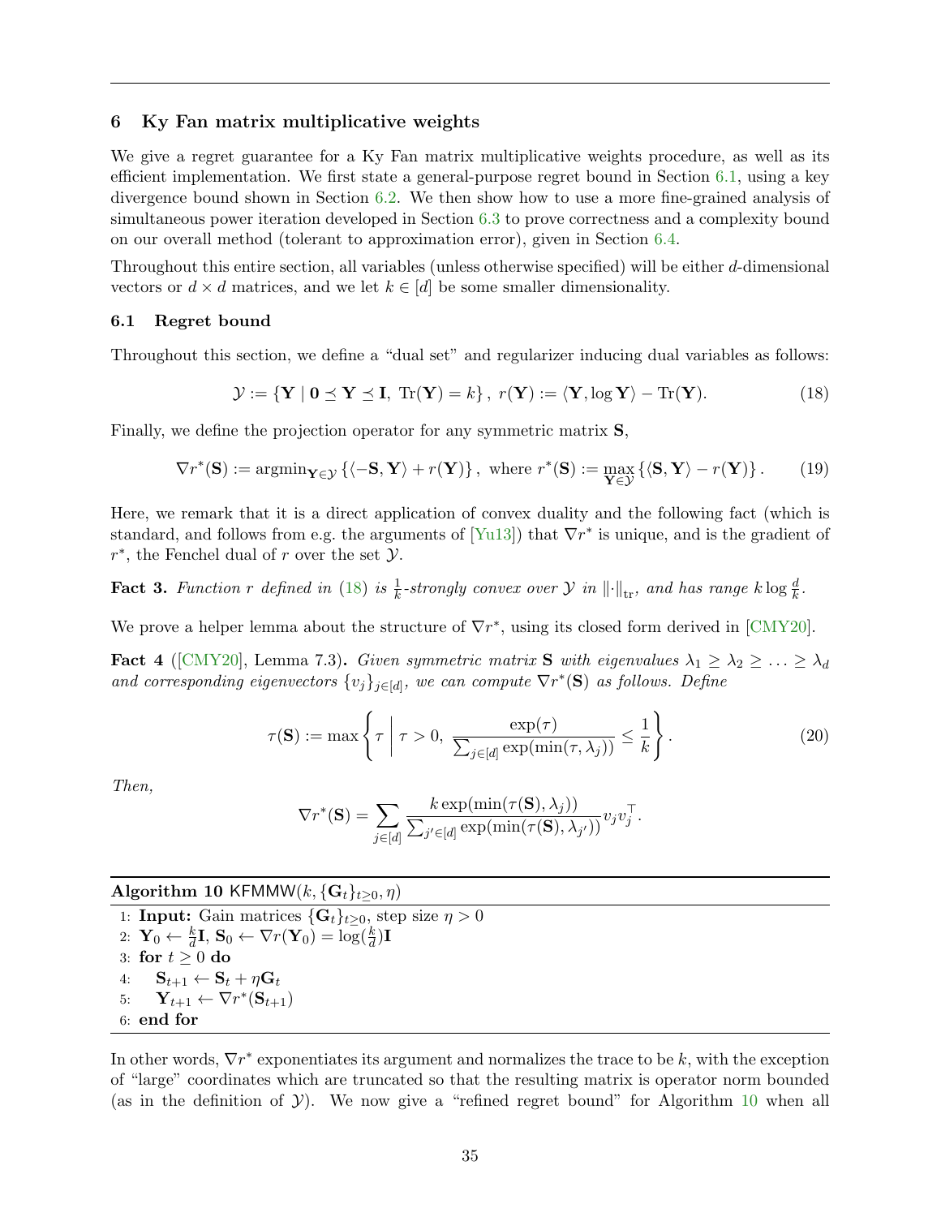## 6 Ky Fan matrix multiplicative weights

We give a regret guarantee for a Ky Fan matrix multiplicative weights procedure, as well as its efficient implementation. We first state a general-purpose regret bound in Section 6.1, using a key divergence bound shown in Section 6.2. We then show how to use a more fine-grained analysis of simultaneous power iteration developed in Section 6.3 to prove correctness and a complexity bound on our overall method (tolerant to approximation error), given in Section 6.4.

Throughout this entire section, all variables (unless otherwise specified) will be either $d$-dimensional vectors or $d \times d$ matrices, and we let $k \in [d]$ be some smaller dimensionality.

### 6.1 Regret bound

Throughout this section, we define a "dual set" and regularizer inducing dual variables as follows:

$$\mathcal{Y} := \{\mathbf{Y} \mid \mathbf{0} \preceq \mathbf{Y} \preceq \mathbf{I},\ \mathrm{Tr}(\mathbf{Y}) = k\},\ r(\mathbf{Y}) := \langle \mathbf{Y}, \log \mathbf{Y} \rangle - \mathrm{Tr}(\mathbf{Y}). \tag{18}$$

Finally, we define the projection operator for any symmetric matrix $\mathbf{S}$,

$$\nabla r^*(\mathbf{S}) := \mathrm{argmin}_{\mathbf{Y} \in \mathcal{Y}} \{\langle -\mathbf{S}, \mathbf{Y} \rangle + r(\mathbf{Y})\},\ \text{where } r^*(\mathbf{S}) := \max_{\mathbf{Y} \in \mathcal{Y}} \{\langle \mathbf{S}, \mathbf{Y} \rangle - r(\mathbf{Y})\}. \tag{19}$$

Here, we remark that it is a direct application of convex duality and the following fact (which is standard, and follows from e.g. the arguments of [Yu13]) that $\nabla r^*$ is unique, and is the gradient of $r^*$, the Fenchel dual of $r$ over the set $\mathcal{Y}$.

**Fact 3.** *Function $r$ defined in (18) is $\frac{1}{k}$-strongly convex over $\mathcal{Y}$ in $\|\cdot\|_{\mathrm{tr}}$, and has range $k \log \frac{d}{k}$.*

We prove a helper lemma about the structure of $\nabla r^*$, using its closed form derived in [CMY20].

**Fact 4** ([CMY20], Lemma 7.3)**.** *Given symmetric matrix $\mathbf{S}$ with eigenvalues $\lambda_1 \geq \lambda_2 \geq \ldots \geq \lambda_d$ and corresponding eigenvectors $\{v_j\}_{j \in [d]}$, we can compute $\nabla r^*(\mathbf{S})$ as follows. Define*

$$\tau(\mathbf{S}) := \max \left\{ \tau \;\middle|\; \tau > 0,\ \frac{\exp(\tau)}{\sum_{j \in [d]} \exp(\min(\tau, \lambda_j))} \leq \frac{1}{k} \right\}. \tag{20}$$

*Then,*

$$\nabla r^*(\mathbf{S}) = \sum_{j \in [d]} \frac{k \exp(\min(\tau(\mathbf{S}), \lambda_j))}{\sum_{j' \in [d]} \exp(\min(\tau(\mathbf{S}), \lambda_{j'}))} v_j v_j^\top.$$

**Algorithm 10** $\mathsf{KFMMW}(k, \{\mathbf{G}_t\}_{t \geq 0}, \eta)$

```
1: Input: Gain matrices {G_t}_{t≥0}, step size η > 0
2: Y_0 ← (k/d) I, S_0 ← ∇r(Y_0) = log(k/d) I
3: for t ≥ 0 do
4:     S_{t+1} ← S_t + η G_t
5:     Y_{t+1} ← ∇r*(S_{t+1})
6: end for
```

In other words, $\nabla r^*$ exponentiates its argument and normalizes the trace to be $k$, with the exception of "large" coordinates which are truncated so that the resulting matrix is operator norm bounded (as in the definition of $\mathcal{Y}$). We now give a "refined regret bound" for Algorithm 10 when all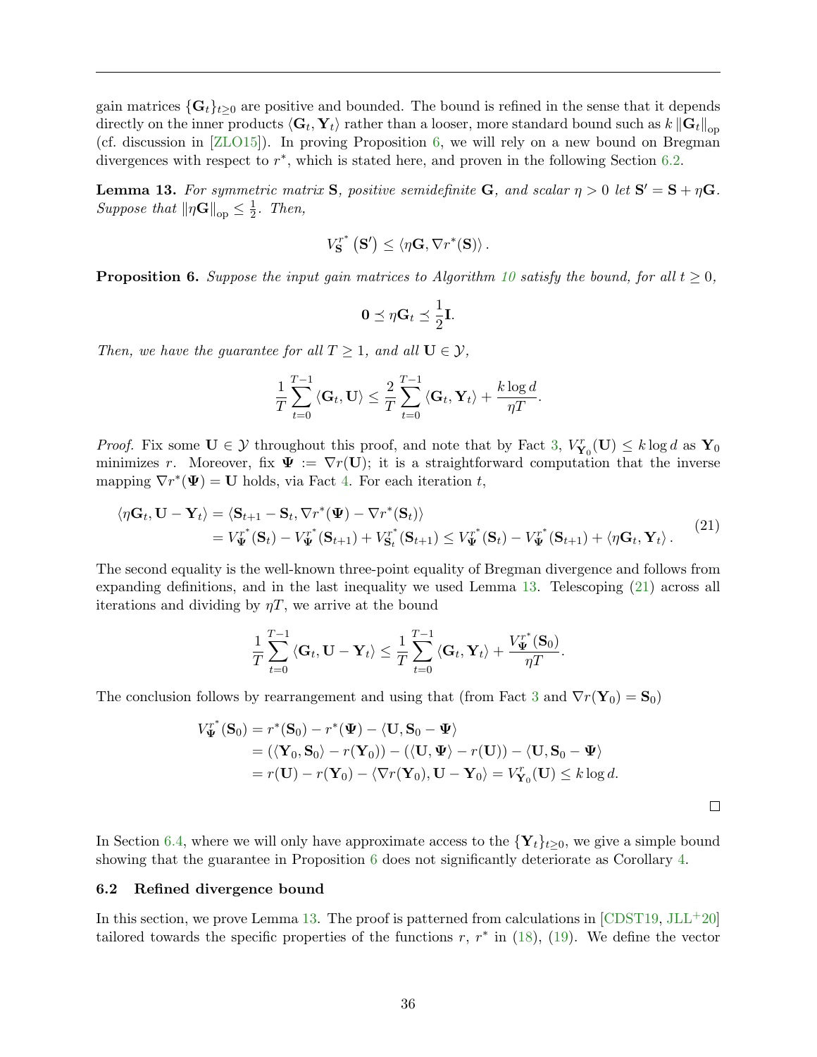gain matrices $\{\mathbf{G}_t\}_{t\geq 0}$ are positive and bounded. The bound is refined in the sense that it depends directly on the inner products $\langle \mathbf{G}_t, \mathbf{Y}_t \rangle$ rather than a looser, more standard bound such as $k \|\mathbf{G}_t\|_{\text{op}}$ (cf. discussion in [ZLO15]). In proving Proposition 6, we will rely on a new bound on Bregman divergences with respect to $r^*$, which is stated here, and proven in the following Section 6.2.

**Lemma 13.** *For symmetric matrix $\mathbf{S}$, positive semidefinite $\mathbf{G}$, and scalar $\eta > 0$ let $\mathbf{S}' = \mathbf{S} + \eta\mathbf{G}$. Suppose that $\|\eta\mathbf{G}\|_{\text{op}} \leq \frac{1}{2}$. Then,*

$$V_{\mathbf{S}}^{r^*}\left(\mathbf{S}'\right) \leq \langle \eta\mathbf{G}, \nabla r^*(\mathbf{S})\rangle .$$

**Proposition 6.** *Suppose the input gain matrices to Algorithm 10 satisfy the bound, for all $t \geq 0$,*

$$\mathbf{0} \preceq \eta\mathbf{G}_t \preceq \frac{1}{2}\mathbf{I}.$$

*Then, we have the guarantee for all $T \geq 1$, and all $\mathbf{U} \in \mathcal{Y}$,*

$$\frac{1}{T}\sum_{t=0}^{T-1} \langle \mathbf{G}_t, \mathbf{U}\rangle \leq \frac{2}{T}\sum_{t=0}^{T-1} \langle \mathbf{G}_t, \mathbf{Y}_t\rangle + \frac{k\log d}{\eta T}.$$

*Proof.* Fix some $\mathbf{U} \in \mathcal{Y}$ throughout this proof, and note that by Fact 3, $V_{\mathbf{Y}_0}^r(\mathbf{U}) \leq k\log d$ as $\mathbf{Y}_0$ minimizes $r$. Moreover, fix $\mathbf{\Psi} := \nabla r(\mathbf{U})$; it is a straightforward computation that the inverse mapping $\nabla r^*(\mathbf{\Psi}) = \mathbf{U}$ holds, via Fact 4. For each iteration $t$,

$$\begin{aligned}\langle \eta\mathbf{G}_t, \mathbf{U} - \mathbf{Y}_t\rangle &= \langle \mathbf{S}_{t+1} - \mathbf{S}_t, \nabla r^*(\mathbf{\Psi}) - \nabla r^*(\mathbf{S}_t)\rangle \\ &= V_{\mathbf{\Psi}}^{r^*}(\mathbf{S}_t) - V_{\mathbf{\Psi}}^{r^*}(\mathbf{S}_{t+1}) + V_{\mathbf{S}_t}^{r^*}(\mathbf{S}_{t+1}) \leq V_{\mathbf{\Psi}}^{r^*}(\mathbf{S}_t) - V_{\mathbf{\Psi}}^{r^*}(\mathbf{S}_{t+1}) + \langle \eta\mathbf{G}_t, \mathbf{Y}_t\rangle .\end{aligned} \tag{21}$$

The second equality is the well-known three-point equality of Bregman divergence and follows from expanding definitions, and in the last inequality we used Lemma 13. Telescoping (21) across all iterations and dividing by $\eta T$, we arrive at the bound

$$\frac{1}{T}\sum_{t=0}^{T-1}\langle \mathbf{G}_t, \mathbf{U} - \mathbf{Y}_t\rangle \leq \frac{1}{T}\sum_{t=0}^{T-1}\langle \mathbf{G}_t, \mathbf{Y}_t\rangle + \frac{V_{\mathbf{\Psi}}^{r^*}(\mathbf{S}_0)}{\eta T}.$$

The conclusion follows by rearrangement and using that (from Fact 3 and $\nabla r(\mathbf{Y}_0) = \mathbf{S}_0$)

$$\begin{aligned}V_{\mathbf{\Psi}}^{r^*}(\mathbf{S}_0) &= r^*(\mathbf{S}_0) - r^*(\mathbf{\Psi}) - \langle \mathbf{U}, \mathbf{S}_0 - \mathbf{\Psi}\rangle \\ &= (\langle \mathbf{Y}_0, \mathbf{S}_0\rangle - r(\mathbf{Y}_0)) - (\langle \mathbf{U}, \mathbf{\Psi}\rangle - r(\mathbf{U})) - \langle \mathbf{U}, \mathbf{S}_0 - \mathbf{\Psi}\rangle \\ &= r(\mathbf{U}) - r(\mathbf{Y}_0) - \langle \nabla r(\mathbf{Y}_0), \mathbf{U} - \mathbf{Y}_0\rangle = V_{\mathbf{Y}_0}^r(\mathbf{U}) \leq k\log d.\end{aligned}$$

□

In Section 6.4, where we will only have approximate access to the $\{\mathbf{Y}_t\}_{t\geq 0}$, we give a simple bound showing that the guarantee in Proposition 6 does not significantly deteriorate as Corollary 4.

### 6.2 Refined divergence bound

In this section, we prove Lemma 13. The proof is patterned from calculations in [CDST19, JLL+20] tailored towards the specific properties of the functions $r$, $r^*$ in (18), (19). We define the vector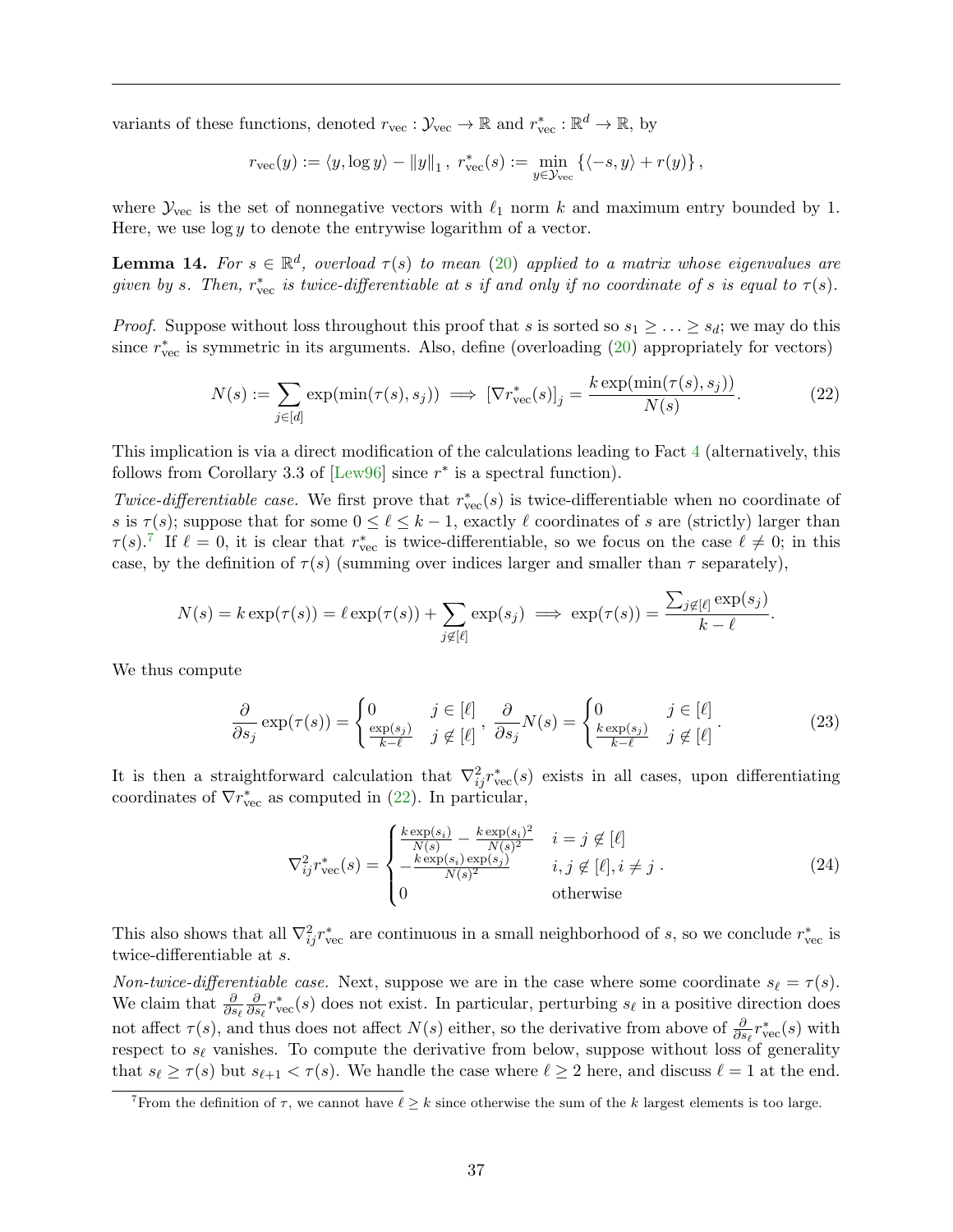variants of these functions, denoted $r_{\text{vec}} : \mathcal{Y}_{\text{vec}} \to \mathbb{R}$ and $r^*_{\text{vec}} : \mathbb{R}^d \to \mathbb{R}$, by

$$r_{\text{vec}}(y) := \langle y, \log y \rangle - \|y\|_1 \,,\; r^*_{\text{vec}}(s) := \min_{y \in \mathcal{Y}_{\text{vec}}} \left\{ \langle -s, y \rangle + r(y) \right\},$$

where $\mathcal{Y}_{\text{vec}}$ is the set of nonnegative vectors with $\ell_1$ norm $k$ and maximum entry bounded by 1. Here, we use $\log y$ to denote the entrywise logarithm of a vector.

**Lemma 14.** *For $s \in \mathbb{R}^d$, overload $\tau(s)$ to mean (20) applied to a matrix whose eigenvalues are given by $s$. Then, $r^*_{\text{vec}}$ is twice-differentiable at $s$ if and only if no coordinate of $s$ is equal to $\tau(s)$.*

*Proof.* Suppose without loss throughout this proof that $s$ is sorted so $s_1 \geq \ldots \geq s_d$; we may do this since $r^*_{\text{vec}}$ is symmetric in its arguments. Also, define (overloading (20) appropriately for vectors)

$$N(s) := \sum_{j \in [d]} \exp(\min(\tau(s), s_j)) \implies [\nabla r^*_{\text{vec}}(s)]_j = \frac{k \exp(\min(\tau(s), s_j))}{N(s)}. \tag{22}$$

This implication is via a direct modification of the calculations leading to Fact 4 (alternatively, this follows from Corollary 3.3 of [Lew96] since $r^*$ is a spectral function).

*Twice-differentiable case.* We first prove that $r^*_{\text{vec}}(s)$ is twice-differentiable when no coordinate of $s$ is $\tau(s)$; suppose that for some $0 \leq \ell \leq k-1$, exactly $\ell$ coordinates of $s$ are (strictly) larger than $\tau(s)$.[7] If $\ell = 0$, it is clear that $r^*_{\text{vec}}$ is twice-differentiable, so we focus on the case $\ell \neq 0$; in this case, by the definition of $\tau(s)$ (summing over indices larger and smaller than $\tau$ separately),

$$N(s) = k \exp(\tau(s)) = \ell \exp(\tau(s)) + \sum_{j \notin [\ell]} \exp(s_j) \implies \exp(\tau(s)) = \frac{\sum_{j \notin [\ell]} \exp(s_j)}{k - \ell}.$$

We thus compute

$$\frac{\partial}{\partial s_j} \exp(\tau(s)) = \begin{cases} 0 & j \in [\ell] \\ \frac{\exp(s_j)}{k-\ell} & j \notin [\ell] \end{cases}, \; \frac{\partial}{\partial s_j} N(s) = \begin{cases} 0 & j \in [\ell] \\ \frac{k \exp(s_j)}{k-\ell} & j \notin [\ell] \end{cases}. \tag{23}$$

It is then a straightforward calculation that $\nabla^2_{ij} r^*_{\text{vec}}(s)$ exists in all cases, upon differentiating coordinates of $\nabla r^*_{\text{vec}}$ as computed in (22). In particular,

$$\nabla^2_{ij} r^*_{\text{vec}}(s) = \begin{cases} \frac{k \exp(s_i)}{N(s)} - \frac{k \exp(s_i)^2}{N(s)^2} & i = j \notin [\ell] \\ -\frac{k \exp(s_i) \exp(s_j)}{N(s)^2} & i, j \notin [\ell], i \neq j \\ 0 & \text{otherwise} \end{cases}. \tag{24}$$

This also shows that all $\nabla^2_{ij} r^*_{\text{vec}}$ are continuous in a small neighborhood of $s$, so we conclude $r^*_{\text{vec}}$ is twice-differentiable at $s$.

*Non-twice-differentiable case.* Next, suppose we are in the case where some coordinate $s_\ell = \tau(s)$. We claim that $\frac{\partial}{\partial s_\ell} \frac{\partial}{\partial s_\ell} r^*_{\text{vec}}(s)$ does not exist. In particular, perturbing $s_\ell$ in a positive direction does not affect $\tau(s)$, and thus does not affect $N(s)$ either, so the derivative from above of $\frac{\partial}{\partial s_\ell} r^*_{\text{vec}}(s)$ with respect to $s_\ell$ vanishes. To compute the derivative from below, suppose without loss of generality that $s_\ell \geq \tau(s)$ but $s_{\ell+1} < \tau(s)$. We handle the case where $\ell \geq 2$ here, and discuss $\ell = 1$ at the end.

[7] From the definition of $\tau$, we cannot have $\ell \geq k$ since otherwise the sum of the $k$ largest elements is too large.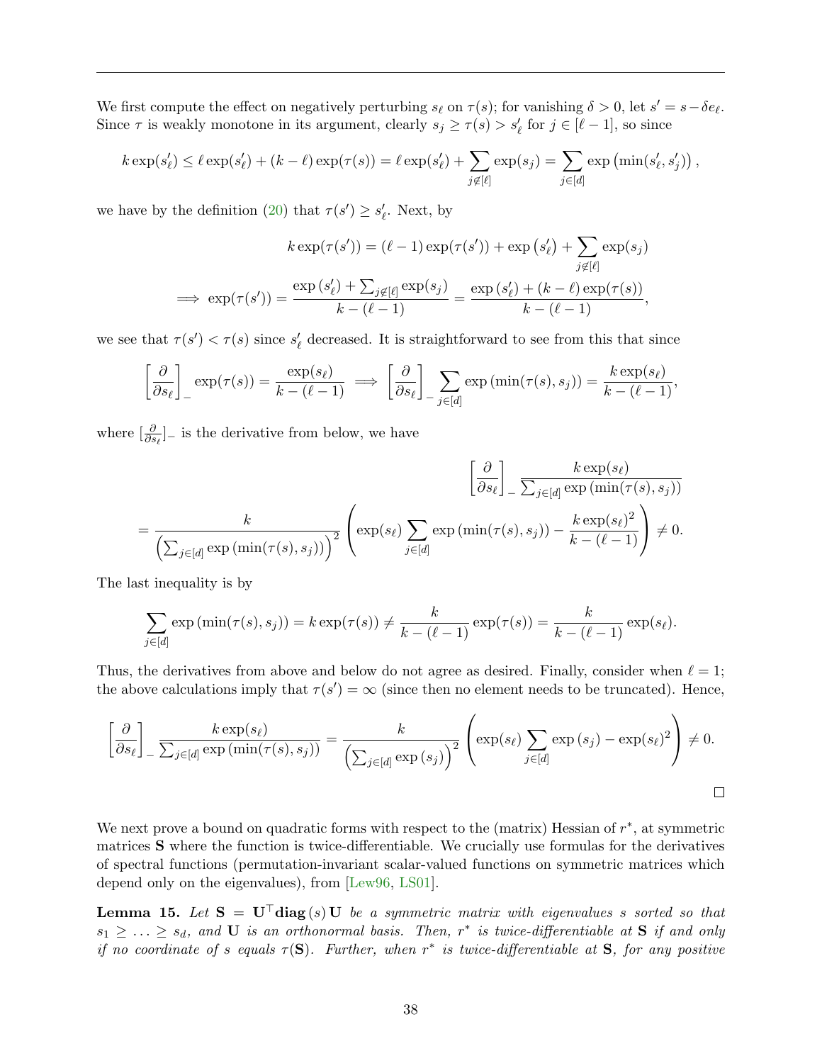We first compute the effect on negatively perturbing $s_\ell$ on $\tau(s)$; for vanishing $\delta > 0$, let $s' = s - \delta e_\ell$. Since $\tau$ is weakly monotone in its argument, clearly $s_j \geq \tau(s) > s'_\ell$ for $j \in [\ell - 1]$, so since

$$k \exp(s'_\ell) \leq \ell \exp(s'_\ell) + (k - \ell) \exp(\tau(s)) = \ell \exp(s'_\ell) + \sum_{j \notin [\ell]} \exp(s_j) = \sum_{j \in [d]} \exp\left(\min(s'_\ell, s'_j)\right),$$

we have by the definition (20) that $\tau(s') \geq s'_\ell$. Next, by

$$k \exp(\tau(s')) = (\ell - 1) \exp(\tau(s')) + \exp\left(s'_\ell\right) + \sum_{j \notin [\ell]} \exp(s_j)$$

$$\implies \exp(\tau(s')) = \frac{\exp\left(s'_\ell\right) + \sum_{j \notin [\ell]} \exp(s_j)}{k - (\ell - 1)} = \frac{\exp\left(s'_\ell\right) + (k - \ell) \exp(\tau(s))}{k - (\ell - 1)},$$

we see that $\tau(s') < \tau(s)$ since $s'_\ell$ decreased. It is straightforward to see from this that since

$$\left[\frac{\partial}{\partial s_\ell}\right]_- \exp(\tau(s)) = \frac{\exp(s_\ell)}{k - (\ell - 1)} \implies \left[\frac{\partial}{\partial s_\ell}\right]_- \sum_{j \in [d]} \exp\left(\min(\tau(s), s_j)\right) = \frac{k \exp(s_\ell)}{k - (\ell - 1)},$$

where $[\frac{\partial}{\partial s_\ell}]_-$ is the derivative from below, we have

$$\left[\frac{\partial}{\partial s_\ell}\right]_- \frac{k \exp(s_\ell)}{\sum_{j \in [d]} \exp\left(\min(\tau(s), s_j)\right)}$$

$$= \frac{k}{\left(\sum_{j \in [d]} \exp\left(\min(\tau(s), s_j)\right)\right)^2} \left( \exp(s_\ell) \sum_{j \in [d]} \exp\left(\min(\tau(s), s_j)\right) - \frac{k \exp(s_\ell)^2}{k - (\ell - 1)} \right) \neq 0.$$

The last inequality is by

$$\sum_{j \in [d]} \exp\left(\min(\tau(s), s_j)\right) = k \exp(\tau(s)) \neq \frac{k}{k - (\ell - 1)} \exp(\tau(s)) = \frac{k}{k - (\ell - 1)} \exp(s_\ell).$$

Thus, the derivatives from above and below do not agree as desired. Finally, consider when $\ell = 1$; the above calculations imply that $\tau(s') = \infty$ (since then no element needs to be truncated). Hence,

$$\left[\frac{\partial}{\partial s_\ell}\right]_- \frac{k \exp(s_\ell)}{\sum_{j \in [d]} \exp\left(\min(\tau(s), s_j)\right)} = \frac{k}{\left(\sum_{j \in [d]} \exp\left(s_j\right)\right)^2} \left( \exp(s_\ell) \sum_{j \in [d]} \exp\left(s_j\right) - \exp(s_\ell)^2 \right) \neq 0.$$

$\square$

We next prove a bound on quadratic forms with respect to the (matrix) Hessian of $r^*$, at symmetric matrices $\mathbf{S}$ where the function is twice-differentiable. We crucially use formulas for the derivatives of spectral functions (permutation-invariant scalar-valued functions on symmetric matrices which depend only on the eigenvalues), from [Lew96, LS01].

**Lemma 15.** *Let $\mathbf{S} = \mathbf{U}^\top \mathbf{diag}(s) \mathbf{U}$ be a symmetric matrix with eigenvalues $s$ sorted so that $s_1 \geq \ldots \geq s_d$, and $\mathbf{U}$ is an orthonormal basis. Then, $r^*$ is twice-differentiable at $\mathbf{S}$ if and only if no coordinate of $s$ equals $\tau(\mathbf{S})$. Further, when $r^*$ is twice-differentiable at $\mathbf{S}$, for any positive*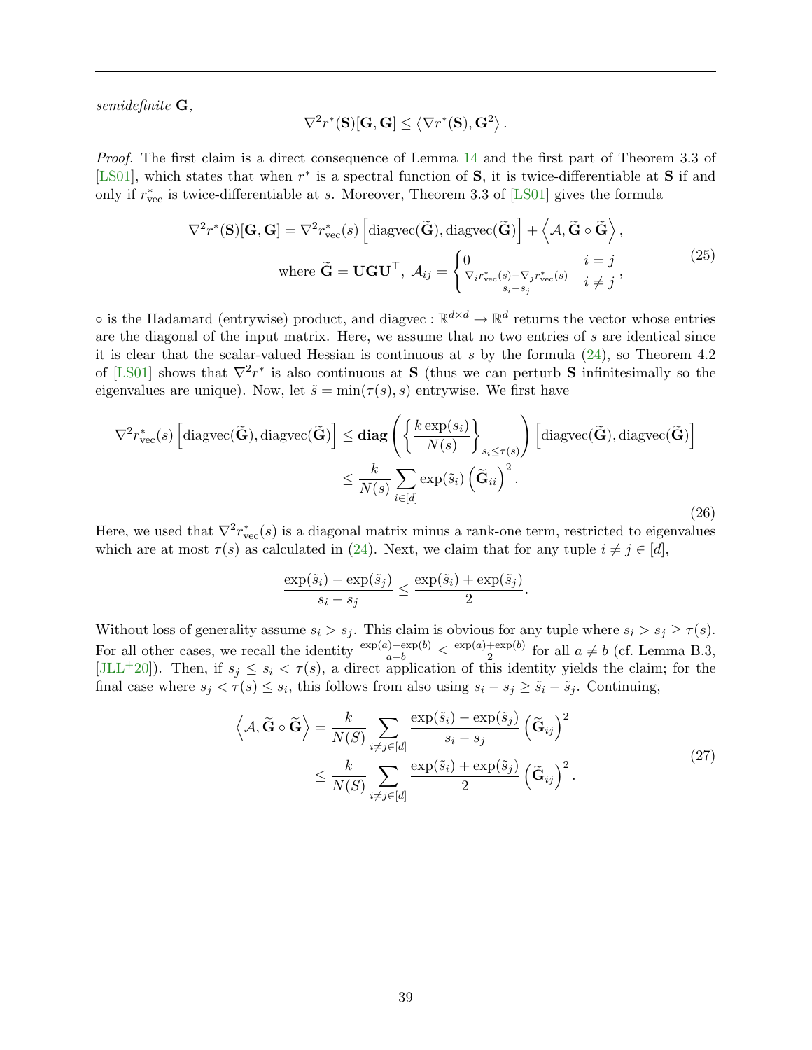*semidefinite* $\mathbf{G}$,

$$\nabla^2 r^*(\mathbf{S})[\mathbf{G}, \mathbf{G}] \leq \left\langle \nabla r^*(\mathbf{S}), \mathbf{G}^2 \right\rangle.$$

*Proof.* The first claim is a direct consequence of Lemma 14 and the first part of Theorem 3.3 of [LS01], which states that when $r^*$ is a spectral function of $\mathbf{S}$, it is twice-differentiable at $\mathbf{S}$ if and only if $r^*_{\text{vec}}$ is twice-differentiable at $s$. Moreover, Theorem 3.3 of [LS01] gives the formula

$$\begin{gathered}
\nabla^2 r^*(\mathbf{S})[\mathbf{G}, \mathbf{G}] = \nabla^2 r^*_{\text{vec}}(s) \left[\text{diagvec}(\widetilde{\mathbf{G}}), \text{diagvec}(\widetilde{\mathbf{G}})\right] + \left\langle \mathcal{A}, \widetilde{\mathbf{G}} \circ \widetilde{\mathbf{G}} \right\rangle, \\
\text{where } \widetilde{\mathbf{G}} = \mathbf{U}\mathbf{G}\mathbf{U}^\top,\ \mathcal{A}_{ij} = \begin{cases} 0 & i = j \\ \frac{\nabla_i r^*_{\text{vec}}(s) - \nabla_j r^*_{\text{vec}}(s)}{s_i - s_j} & i \neq j \end{cases},
\end{gathered} \tag{25}$$

$\circ$ is the Hadamard (entrywise) product, and $\text{diagvec} : \mathbb{R}^{d\times d} \to \mathbb{R}^d$ returns the vector whose entries are the diagonal of the input matrix. Here, we assume that no two entries of $s$ are identical since it is clear that the scalar-valued Hessian is continuous at $s$ by the formula (24), so Theorem 4.2 of [LS01] shows that $\nabla^2 r^*$ is also continuous at $\mathbf{S}$ (thus we can perturb $\mathbf{S}$ infinitesimally so the eigenvalues are unique). Now, let $\tilde{s} = \min(\tau(s), s)$ entrywise. We first have

$$\begin{aligned}
\nabla^2 r^*_{\text{vec}}(s) \left[\text{diagvec}(\widetilde{\mathbf{G}}), \text{diagvec}(\widetilde{\mathbf{G}})\right] &\leq \mathbf{diag}\left( \left\{ \frac{k \exp(s_i)}{N(s)} \right\}_{s_i \leq \tau(s)} \right) \left[\text{diagvec}(\widetilde{\mathbf{G}}), \text{diagvec}(\widetilde{\mathbf{G}})\right] \\
&\leq \frac{k}{N(s)} \sum_{i \in [d]} \exp(\tilde{s}_i) \left(\widetilde{\mathbf{G}}_{ii}\right)^2.
\end{aligned} \tag{26}$$

Here, we used that $\nabla^2 r^*_{\text{vec}}(s)$ is a diagonal matrix minus a rank-one term, restricted to eigenvalues which are at most $\tau(s)$ as calculated in (24). Next, we claim that for any tuple $i \neq j \in [d]$,

$$\frac{\exp(\tilde{s}_i) - \exp(\tilde{s}_j)}{s_i - s_j} \leq \frac{\exp(\tilde{s}_i) + \exp(\tilde{s}_j)}{2}.$$

Without loss of generality assume $s_i > s_j$. This claim is obvious for any tuple where $s_i > s_j \geq \tau(s)$. For all other cases, we recall the identity $\frac{\exp(a) - \exp(b)}{a - b} \leq \frac{\exp(a) + \exp(b)}{2}$ for all $a \neq b$ (cf. Lemma B.3, [JLL+20]). Then, if $s_j \leq s_i < \tau(s)$, a direct application of this identity yields the claim; for the final case where $s_j < \tau(s) \leq s_i$, this follows from also using $s_i - s_j \geq \tilde{s}_i - \tilde{s}_j$. Continuing,

$$\begin{aligned}
\left\langle \mathcal{A}, \widetilde{\mathbf{G}} \circ \widetilde{\mathbf{G}} \right\rangle &= \frac{k}{N(S)} \sum_{i \neq j \in [d]} \frac{\exp(\tilde{s}_i) - \exp(\tilde{s}_j)}{s_i - s_j} \left(\widetilde{\mathbf{G}}_{ij}\right)^2 \\
&\leq \frac{k}{N(S)} \sum_{i \neq j \in [d]} \frac{\exp(\tilde{s}_i) + \exp(\tilde{s}_j)}{2} \left(\widetilde{\mathbf{G}}_{ij}\right)^2.
\end{aligned} \tag{27}$$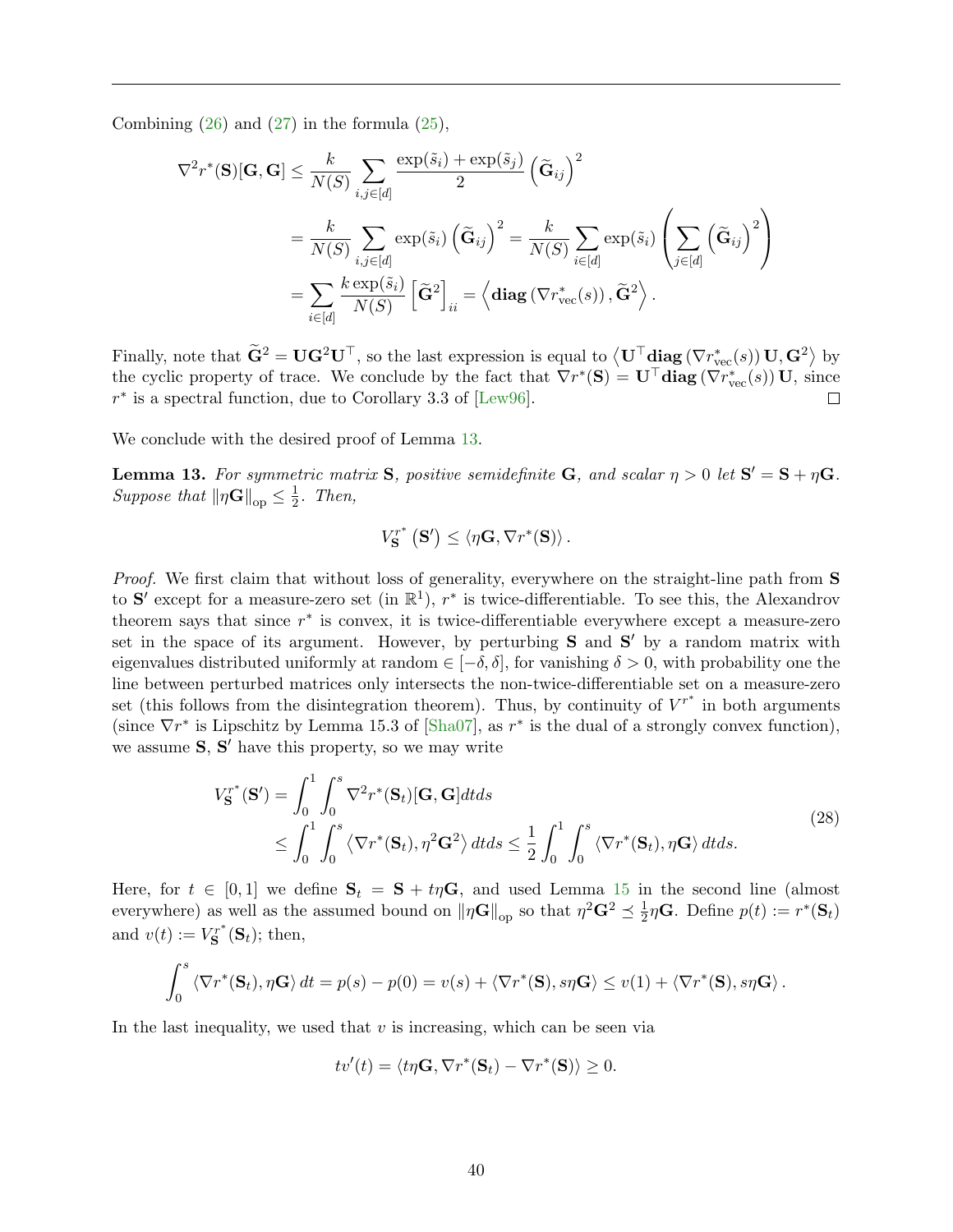Combining (26) and (27) in the formula (25),

$$
\begin{aligned}
\nabla^2 r^*(\mathbf{S})[\mathbf{G}, \mathbf{G}] &\leq \frac{k}{N(S)} \sum_{i,j \in [d]} \frac{\exp(\tilde{s}_i) + \exp(\tilde{s}_j)}{2} \left(\widetilde{\mathbf{G}}_{ij}\right)^2 \\
&= \frac{k}{N(S)} \sum_{i,j \in [d]} \exp(\tilde{s}_i) \left(\widetilde{\mathbf{G}}_{ij}\right)^2 = \frac{k}{N(S)} \sum_{i \in [d]} \exp(\tilde{s}_i) \left( \sum_{j \in [d]} \left(\widetilde{\mathbf{G}}_{ij}\right)^2 \right) \\
&= \sum_{i \in [d]} \frac{k \exp(\tilde{s}_i)}{N(S)} \left[\widetilde{\mathbf{G}}^2\right]_{ii} = \left\langle \mathbf{diag}\left(\nabla r^*_{\text{vec}}(s)\right), \widetilde{\mathbf{G}}^2 \right\rangle.
\end{aligned}
$$

Finally, note that $\widetilde{\mathbf{G}}^2 = \mathbf{U}\mathbf{G}^2\mathbf{U}^\top$, so the last expression is equal to $\left\langle \mathbf{U}^\top \mathbf{diag}\left(\nabla r^*_{\text{vec}}(s)\right) \mathbf{U}, \mathbf{G}^2 \right\rangle$ by the cyclic property of trace. We conclude by the fact that $\nabla r^*(\mathbf{S}) = \mathbf{U}^\top \mathbf{diag}\left(\nabla r^*_{\text{vec}}(s)\right) \mathbf{U}$, since $r^*$ is a spectral function, due to Corollary 3.3 of [Lew96]. $\square$

We conclude with the desired proof of Lemma 13.

**Lemma 13.** *For symmetric matrix $\mathbf{S}$, positive semidefinite $\mathbf{G}$, and scalar $\eta > 0$ let $\mathbf{S}' = \mathbf{S} + \eta\mathbf{G}$. Suppose that $\|\eta\mathbf{G}\|_{\text{op}} \leq \frac{1}{2}$. Then,*

$$
V^{r^*}_{\mathbf{S}}\left(\mathbf{S}'\right) \leq \left\langle \eta\mathbf{G}, \nabla r^*(\mathbf{S}) \right\rangle.
$$

*Proof.* We first claim that without loss of generality, everywhere on the straight-line path from $\mathbf{S}$ to $\mathbf{S}'$ except for a measure-zero set (in $\mathbb{R}^1$), $r^*$ is twice-differentiable. To see this, the Alexandrov theorem says that since $r^*$ is convex, it is twice-differentiable everywhere except a measure-zero set in the space of its argument. However, by perturbing $\mathbf{S}$ and $\mathbf{S}'$ by a random matrix with eigenvalues distributed uniformly at random $\in [-\delta, \delta]$, for vanishing $\delta > 0$, with probability one the line between perturbed matrices only intersects the non-twice-differentiable set on a measure-zero set (this follows from the disintegration theorem). Thus, by continuity of $V^{r^*}$ in both arguments (since $\nabla r^*$ is Lipschitz by Lemma 15.3 of [Sha07], as $r^*$ is the dual of a strongly convex function), we assume $\mathbf{S}$, $\mathbf{S}'$ have this property, so we may write

$$
\begin{aligned}
V^{r^*}_{\mathbf{S}}(\mathbf{S}') &= \int_0^1 \int_0^s \nabla^2 r^*(\mathbf{S}_t)[\mathbf{G}, \mathbf{G}] dt ds \\
&\leq \int_0^1 \int_0^s \left\langle \nabla r^*(\mathbf{S}_t), \eta^2\mathbf{G}^2 \right\rangle dt ds \leq \frac{1}{2} \int_0^1 \int_0^s \left\langle \nabla r^*(\mathbf{S}_t), \eta\mathbf{G} \right\rangle dt ds.
\end{aligned}
\tag{28}
$$

Here, for $t \in [0, 1]$ we define $\mathbf{S}_t = \mathbf{S} + t\eta\mathbf{G}$, and used Lemma 15 in the second line (almost everywhere) as well as the assumed bound on $\|\eta\mathbf{G}\|_{\text{op}}$ so that $\eta^2\mathbf{G}^2 \preceq \frac{1}{2}\eta\mathbf{G}$. Define $p(t) := r^*(\mathbf{S}_t)$ and $v(t) := V^{r^*}_{\mathbf{S}}(\mathbf{S}_t)$; then,

$$
\int_0^s \left\langle \nabla r^*(\mathbf{S}_t), \eta\mathbf{G} \right\rangle dt = p(s) - p(0) = v(s) + \left\langle \nabla r^*(\mathbf{S}), s\eta\mathbf{G} \right\rangle \leq v(1) + \left\langle \nabla r^*(\mathbf{S}), s\eta\mathbf{G} \right\rangle.
$$

In the last inequality, we used that $v$ is increasing, which can be seen via

$$
tv'(t) = \left\langle t\eta\mathbf{G}, \nabla r^*(\mathbf{S}_t) - \nabla r^*(\mathbf{S}) \right\rangle \geq 0.
$$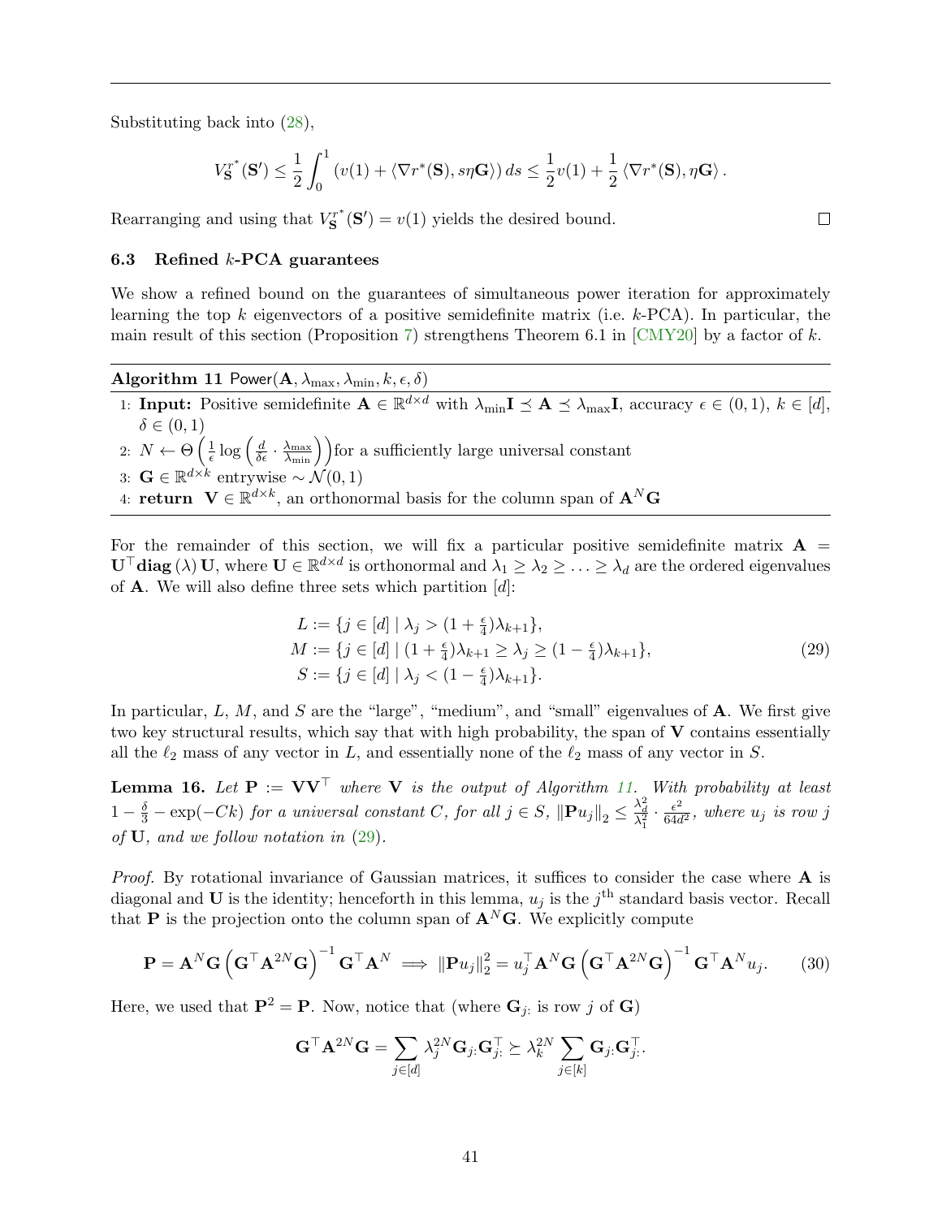Substituting back into (28),

$$V_{\mathbf{S}}^{r^*}(\mathbf{S}') \leq \frac{1}{2}\int_0^1 \left(v(1) + \langle \nabla r^*(\mathbf{S}), s\eta \mathbf{G}\rangle\right) ds \leq \frac{1}{2}v(1) + \frac{1}{2}\langle \nabla r^*(\mathbf{S}), \eta\mathbf{G}\rangle.$$

Rearranging and using that $V_{\mathbf{S}}^{r^*}(\mathbf{S}') = v(1)$ yields the desired bound. □

### 6.3 Refined $k$-PCA guarantees

We show a refined bound on the guarantees of simultaneous power iteration for approximately learning the top $k$ eigenvectors of a positive semidefinite matrix (i.e. $k$-PCA). In particular, the main result of this section (Proposition 7) strengthens Theorem 6.1 in [CMY20] by a factor of $k$.

---

**Algorithm 11** $\mathsf{Power}(\mathbf{A}, \lambda_{\max}, \lambda_{\min}, k, \epsilon, \delta)$

1: **Input:** Positive semidefinite $\mathbf{A} \in \mathbb{R}^{d\times d}$ with $\lambda_{\min}\mathbf{I} \preceq \mathbf{A} \preceq \lambda_{\max}\mathbf{I}$, accuracy $\epsilon \in (0,1)$, $k \in [d]$, $\delta \in (0,1)$

2: $N \leftarrow \Theta\left(\frac{1}{\epsilon}\log\left(\frac{d}{\delta\epsilon}\cdot\frac{\lambda_{\max}}{\lambda_{\min}}\right)\right)$for a sufficiently large universal constant

3: $\mathbf{G} \in \mathbb{R}^{d\times k}$ entrywise $\sim \mathcal{N}(0,1)$

4: **return** $\mathbf{V} \in \mathbb{R}^{d\times k}$, an orthonormal basis for the column span of $\mathbf{A}^N\mathbf{G}$

---

For the remainder of this section, we will fix a particular positive semidefinite matrix $\mathbf{A} = \mathbf{U}^\top \mathbf{diag}(\lambda)\mathbf{U}$, where $\mathbf{U} \in \mathbb{R}^{d\times d}$ is orthonormal and $\lambda_1 \geq \lambda_2 \geq \ldots \geq \lambda_d$ are the ordered eigenvalues of $\mathbf{A}$. We will also define three sets which partition $[d]$:

$$\begin{aligned}
L &:= \{j \in [d] \mid \lambda_j > (1+\tfrac{\epsilon}{4})\lambda_{k+1}\},\\
M &:= \{j \in [d] \mid (1+\tfrac{\epsilon}{4})\lambda_{k+1} \geq \lambda_j \geq (1-\tfrac{\epsilon}{4})\lambda_{k+1}\},\\
S &:= \{j \in [d] \mid \lambda_j < (1-\tfrac{\epsilon}{4})\lambda_{k+1}\}.
\end{aligned} \tag{29}$$

In particular, $L$, $M$, and $S$ are the "large", "medium", and "small" eigenvalues of $\mathbf{A}$. We first give two key structural results, which say that with high probability, the span of $\mathbf{V}$ contains essentially all the $\ell_2$ mass of any vector in $L$, and essentially none of the $\ell_2$ mass of any vector in $S$.

**Lemma 16.** *Let $\mathbf{P} := \mathbf{V}\mathbf{V}^\top$ where $\mathbf{V}$ is the output of Algorithm 11. With probability at least $1 - \frac{\delta}{3} - \exp(-Ck)$ for a universal constant $C$, for all $j \in S$, $\|\mathbf{P}u_j\|_2 \leq \frac{\lambda_d^2}{\lambda_1^2}\cdot\frac{\epsilon^2}{64d^2}$, where $u_j$ is row $j$ of $\mathbf{U}$, and we follow notation in (29).*

*Proof.* By rotational invariance of Gaussian matrices, it suffices to consider the case where $\mathbf{A}$ is diagonal and $\mathbf{U}$ is the identity; henceforth in this lemma, $u_j$ is the $j^{\text{th}}$ standard basis vector. Recall that $\mathbf{P}$ is the projection onto the column span of $\mathbf{A}^N\mathbf{G}$. We explicitly compute

$$\mathbf{P} = \mathbf{A}^N\mathbf{G}\left(\mathbf{G}^\top\mathbf{A}^{2N}\mathbf{G}\right)^{-1}\mathbf{G}^\top\mathbf{A}^N \implies \|\mathbf{P}u_j\|_2^2 = u_j^\top\mathbf{A}^N\mathbf{G}\left(\mathbf{G}^\top\mathbf{A}^{2N}\mathbf{G}\right)^{-1}\mathbf{G}^\top\mathbf{A}^N u_j. \tag{30}$$

Here, we used that $\mathbf{P}^2 = \mathbf{P}$. Now, notice that (where $\mathbf{G}_{j:}$ is row $j$ of $\mathbf{G}$)

$$\mathbf{G}^\top\mathbf{A}^{2N}\mathbf{G} = \sum_{j\in[d]}\lambda_j^{2N}\mathbf{G}_{j:}\mathbf{G}_{j:}^\top \succeq \lambda_k^{2N}\sum_{j\in[k]}\mathbf{G}_{j:}\mathbf{G}_{j:}^\top.$$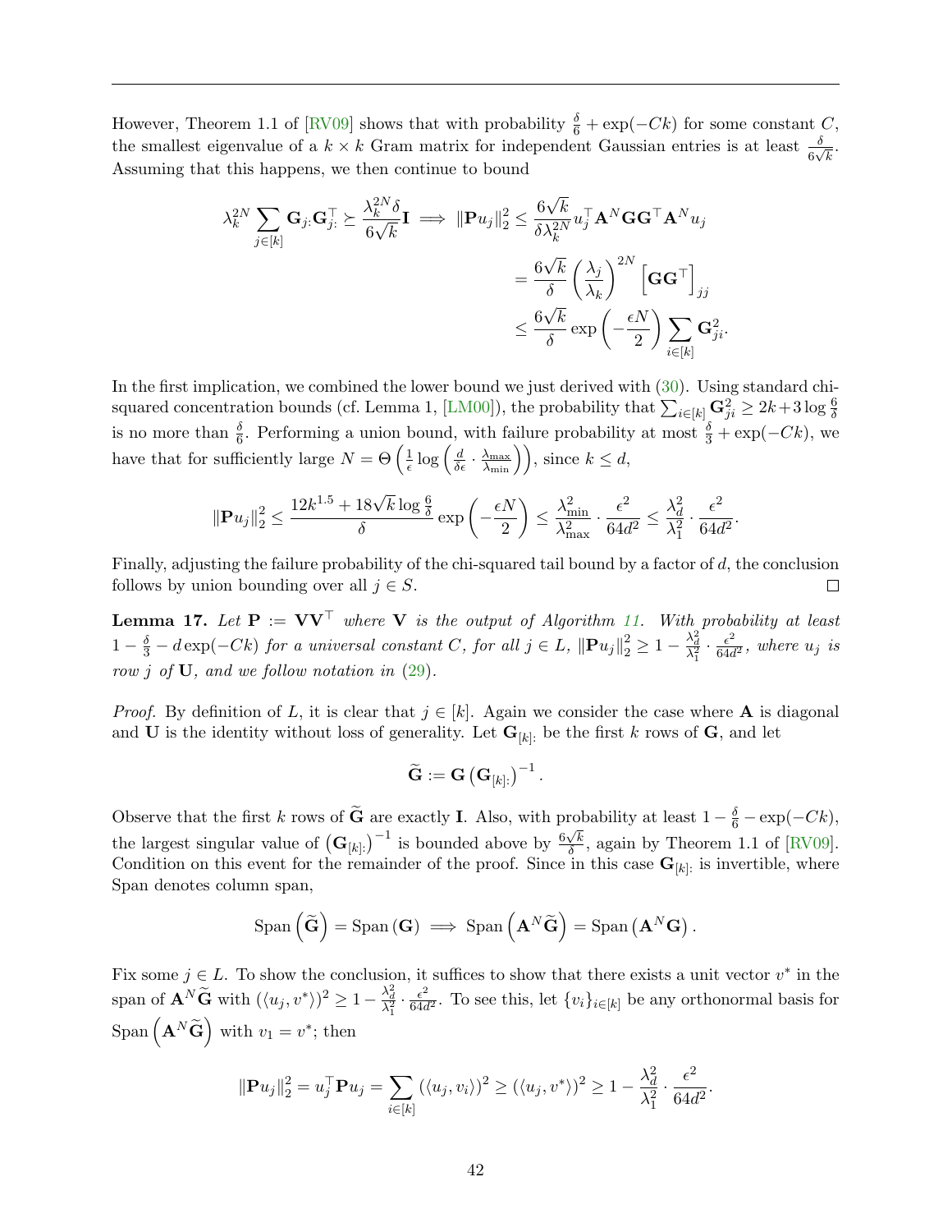However, Theorem 1.1 of [RV09] shows that with probability $\frac{\delta}{6} + \exp(-Ck)$ for some constant $C$, the smallest eigenvalue of a $k \times k$ Gram matrix for independent Gaussian entries is at least $\frac{\delta}{6\sqrt{k}}$. Assuming that this happens, we then continue to bound

$$
\begin{aligned}
\lambda_k^{2N} \sum_{j \in [k]} \mathbf{G}_{j:} \mathbf{G}_{j:}^\top \succeq \frac{\lambda_k^{2N} \delta}{6\sqrt{k}} \mathbf{I} \implies \|\mathbf{P} u_j\|_2^2 &\le \frac{6\sqrt{k}}{\delta \lambda_k^{2N}} u_j^\top \mathbf{A}^N \mathbf{G} \mathbf{G}^\top \mathbf{A}^N u_j \\
&= \frac{6\sqrt{k}}{\delta} \left(\frac{\lambda_j}{\lambda_k}\right)^{2N} \left[\mathbf{G}\mathbf{G}^\top\right]_{jj} \\
&\le \frac{6\sqrt{k}}{\delta} \exp\left(-\frac{\epsilon N}{2}\right) \sum_{i \in [k]} \mathbf{G}_{ji}^2.
\end{aligned}
$$

In the first implication, we combined the lower bound we just derived with (30). Using standard chi-squared concentration bounds (cf. Lemma 1, [LM00]), the probability that $\sum_{i \in [k]} \mathbf{G}_{ji}^2 \ge 2k + 3 \log \frac{6}{\delta}$ is no more than $\frac{\delta}{6}$. Performing a union bound, with failure probability at most $\frac{\delta}{3} + \exp(-Ck)$, we have that for sufficiently large $N = \Theta\left(\frac{1}{\epsilon} \log\left(\frac{d}{\delta\epsilon} \cdot \frac{\lambda_{\max}}{\lambda_{\min}}\right)\right)$, since $k \le d$,

$$
\|\mathbf{P} u_j\|_2^2 \le \frac{12k^{1.5} + 18\sqrt{k} \log \frac{6}{\delta}}{\delta} \exp\left(-\frac{\epsilon N}{2}\right) \le \frac{\lambda_{\min}^2}{\lambda_{\max}^2} \cdot \frac{\epsilon^2}{64d^2} \le \frac{\lambda_d^2}{\lambda_1^2} \cdot \frac{\epsilon^2}{64d^2}.
$$

Finally, adjusting the failure probability of the chi-squared tail bound by a factor of $d$, the conclusion follows by union bounding over all $j \in S$. $\square$

**Lemma 17.** *Let $\mathbf{P} := \mathbf{V}\mathbf{V}^\top$ where $\mathbf{V}$ is the output of Algorithm 11. With probability at least $1 - \frac{\delta}{3} - d\exp(-Ck)$ for a universal constant $C$, for all $j \in L$, $\|\mathbf{P} u_j\|_2^2 \ge 1 - \frac{\lambda_d^2}{\lambda_1^2} \cdot \frac{\epsilon^2}{64d^2}$, where $u_j$ is row $j$ of $\mathbf{U}$, and we follow notation in (29).*

*Proof.* By definition of $L$, it is clear that $j \in [k]$. Again we consider the case where $\mathbf{A}$ is diagonal and $\mathbf{U}$ is the identity without loss of generality. Let $\mathbf{G}_{[k]:}$ be the first $k$ rows of $\mathbf{G}$, and let

$$
\widetilde{\mathbf{G}} := \mathbf{G} \left(\mathbf{G}_{[k]:}\right)^{-1}.
$$

Observe that the first $k$ rows of $\widetilde{\mathbf{G}}$ are exactly $\mathbf{I}$. Also, with probability at least $1 - \frac{\delta}{6} - \exp(-Ck)$, the largest singular value of $\left(\mathbf{G}_{[k]:}\right)^{-1}$ is bounded above by $\frac{6\sqrt{k}}{\delta}$, again by Theorem 1.1 of [RV09]. Condition on this event for the remainder of the proof. Since in this case $\mathbf{G}_{[k]:}$ is invertible, where Span denotes column span,

$$
\text{Span}\left(\widetilde{\mathbf{G}}\right) = \text{Span}\left(\mathbf{G}\right) \implies \text{Span}\left(\mathbf{A}^N \widetilde{\mathbf{G}}\right) = \text{Span}\left(\mathbf{A}^N \mathbf{G}\right).
$$

Fix some $j \in L$. To show the conclusion, it suffices to show that there exists a unit vector $v^*$ in the span of $\mathbf{A}^N \widetilde{\mathbf{G}}$ with $(\langle u_j, v^* \rangle)^2 \ge 1 - \frac{\lambda_d^2}{\lambda_1^2} \cdot \frac{\epsilon^2}{64d^2}$. To see this, let $\{v_i\}_{i \in [k]}$ be any orthonormal basis for $\text{Span}\left(\mathbf{A}^N \widetilde{\mathbf{G}}\right)$ with $v_1 = v^*$; then

$$
\|\mathbf{P} u_j\|_2^2 = u_j^\top \mathbf{P} u_j = \sum_{i \in [k]} (\langle u_j, v_i \rangle)^2 \ge (\langle u_j, v^* \rangle)^2 \ge 1 - \frac{\lambda_d^2}{\lambda_1^2} \cdot \frac{\epsilon^2}{64d^2}.
$$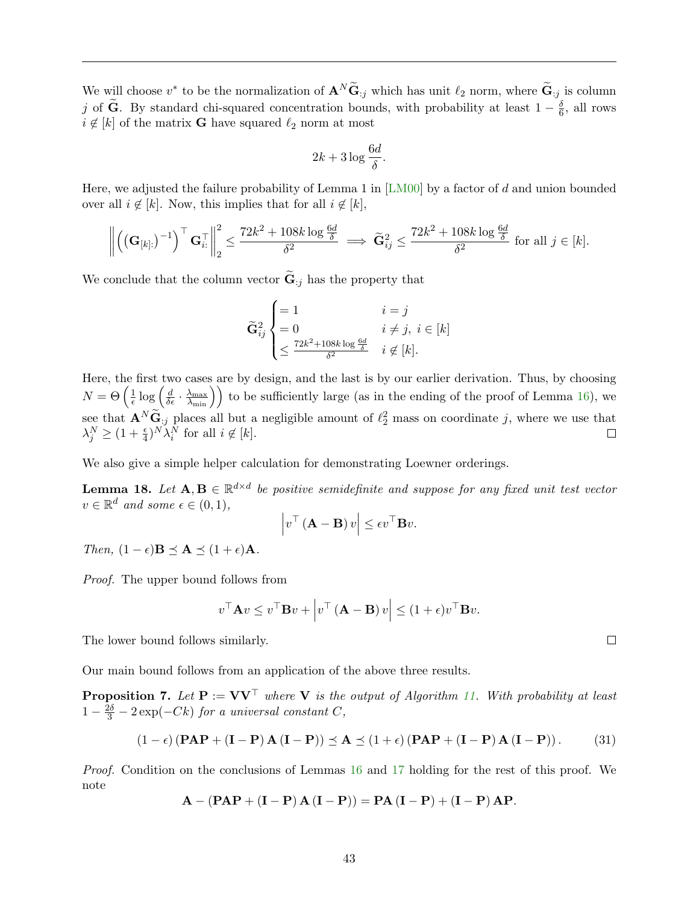We will choose $v^*$ to be the normalization of $\mathbf{A}^N \widetilde{\mathbf{G}}_{:j}$ which has unit $\ell_2$ norm, where $\widetilde{\mathbf{G}}_{:j}$ is column $j$ of $\widetilde{\mathbf{G}}$. By standard chi-squared concentration bounds, with probability at least $1 - \frac{\delta}{6}$, all rows $i \notin [k]$ of the matrix $\mathbf{G}$ have squared $\ell_2$ norm at most

$$2k + 3 \log \frac{6d}{\delta}.$$

Here, we adjusted the failure probability of Lemma 1 in [LM00] by a factor of $d$ and union bounded over all $i \notin [k]$. Now, this implies that for all $i \notin [k]$,

$$\left\| \left( \left( \mathbf{G}_{[k]:} \right)^{-1} \right)^\top \mathbf{G}_{i:}^\top \right\|_2^2 \le \frac{72k^2 + 108k \log \frac{6d}{\delta}}{\delta^2} \implies \widetilde{\mathbf{G}}_{ij}^2 \le \frac{72k^2 + 108k \log \frac{6d}{\delta}}{\delta^2} \text{ for all } j \in [k].$$

We conclude that the column vector $\widetilde{\mathbf{G}}_{:j}$ has the property that

$$\widetilde{\mathbf{G}}_{ij}^2 \begin{cases} = 1 & i = j \\ = 0 & i \neq j, \ i \in [k] \\ \le \frac{72k^2 + 108k \log \frac{6d}{\delta}}{\delta^2} & i \notin [k]. \end{cases}$$

Here, the first two cases are by design, and the last is by our earlier derivation. Thus, by choosing $N = \Theta\left(\frac{1}{\epsilon} \log\left(\frac{d}{\delta\epsilon} \cdot \frac{\lambda_{\max}}{\lambda_{\min}}\right)\right)$ to be sufficiently large (as in the ending of the proof of Lemma 16), we see that $\mathbf{A}^N \widetilde{\mathbf{G}}_{:j}$ places all but a negligible amount of $\ell_2^2$ mass on coordinate $j$, where we use that $\lambda_j^N \ge (1 + \frac{\epsilon}{4})^N \lambda_i^N$ for all $i \notin [k]$. $\square$

We also give a simple helper calculation for demonstrating Loewner orderings.

**Lemma 18.** *Let $\mathbf{A}, \mathbf{B} \in \mathbb{R}^{d \times d}$ be positive semidefinite and suppose for any fixed unit test vector $v \in \mathbb{R}^d$ and some $\epsilon \in (0, 1)$,*

$$\left| v^\top \left( \mathbf{A} - \mathbf{B} \right) v \right| \le \epsilon v^\top \mathbf{B} v.$$

*Then, $(1 - \epsilon)\mathbf{B} \preceq \mathbf{A} \preceq (1 + \epsilon)\mathbf{A}$.*

*Proof.* The upper bound follows from

$$v^\top \mathbf{A} v \le v^\top \mathbf{B} v + \left| v^\top \left( \mathbf{A} - \mathbf{B} \right) v \right| \le (1 + \epsilon) v^\top \mathbf{B} v.$$

The lower bound follows similarly. $\square$

Our main bound follows from an application of the above three results.

**Proposition 7.** *Let $\mathbf{P} := \mathbf{V}\mathbf{V}^\top$ where $\mathbf{V}$ is the output of Algorithm 11. With probability at least $1 - \frac{2\delta}{3} - 2\exp(-Ck)$ for a universal constant $C$,*

$$(1 - \epsilon) \left( \mathbf{PAP} + \left( \mathbf{I} - \mathbf{P} \right) \mathbf{A} \left( \mathbf{I} - \mathbf{P} \right) \right) \preceq \mathbf{A} \preceq (1 + \epsilon) \left( \mathbf{PAP} + \left( \mathbf{I} - \mathbf{P} \right) \mathbf{A} \left( \mathbf{I} - \mathbf{P} \right) \right). \tag{31}$$

*Proof.* Condition on the conclusions of Lemmas 16 and 17 holding for the rest of this proof. We note

$$\mathbf{A} - \left( \mathbf{PAP} + \left( \mathbf{I} - \mathbf{P} \right) \mathbf{A} \left( \mathbf{I} - \mathbf{P} \right) \right) = \mathbf{PA} \left( \mathbf{I} - \mathbf{P} \right) + \left( \mathbf{I} - \mathbf{P} \right) \mathbf{AP}.$$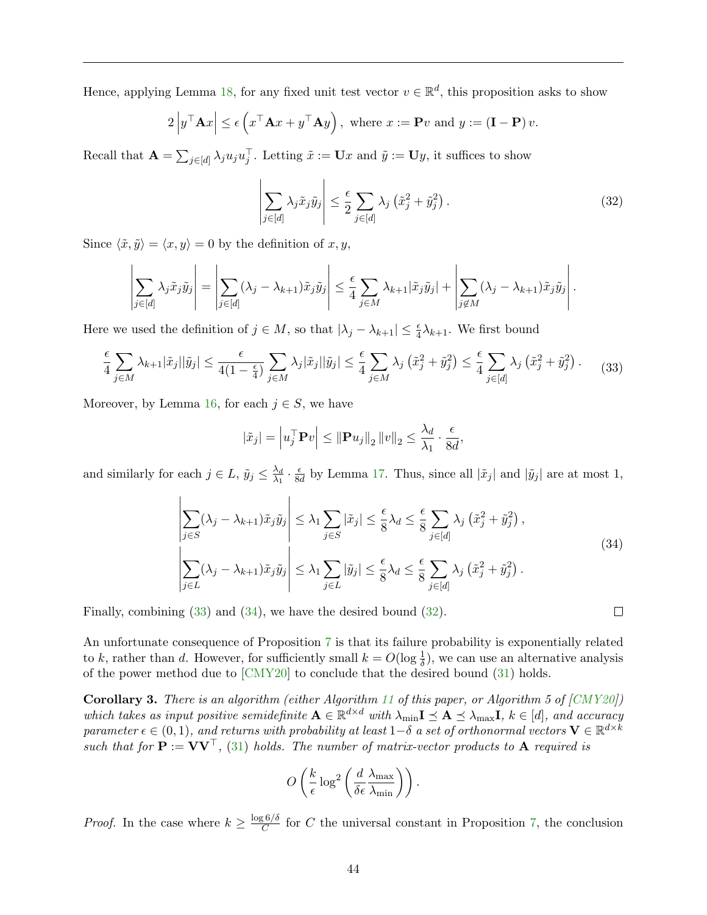Hence, applying Lemma 18, for any fixed unit test vector $v \in \mathbb{R}^d$, this proposition asks to show

$$2\left|y^\top \mathbf{A} x\right| \le \epsilon\left(x^\top \mathbf{A} x + y^\top \mathbf{A} y\right), \text{ where } x := \mathbf{P}v \text{ and } y := (\mathbf{I} - \mathbf{P})\, v.$$

Recall that $\mathbf{A} = \sum_{j\in[d]} \lambda_j u_j u_j^\top$. Letting $\tilde{x} := \mathbf{U}x$ and $\tilde{y} := \mathbf{U}y$, it suffices to show

$$\left|\sum_{j\in[d]} \lambda_j \tilde{x}_j \tilde{y}_j\right| \le \frac{\epsilon}{2}\sum_{j\in[d]} \lambda_j\left(\tilde{x}_j^2 + \tilde{y}_j^2\right). \tag{32}$$

Since $\langle \tilde{x}, \tilde{y}\rangle = \langle x, y\rangle = 0$ by the definition of $x, y$,

$$\left|\sum_{j\in[d]} \lambda_j \tilde{x}_j \tilde{y}_j\right| = \left|\sum_{j\in[d]} (\lambda_j - \lambda_{k+1}) \tilde{x}_j \tilde{y}_j\right| \le \frac{\epsilon}{4}\sum_{j\in M} \lambda_{k+1}|\tilde{x}_j\tilde{y}_j| + \left|\sum_{j\notin M} (\lambda_j - \lambda_{k+1}) \tilde{x}_j \tilde{y}_j\right|.$$

Here we used the definition of $j \in M$, so that $|\lambda_j - \lambda_{k+1}| \le \frac{\epsilon}{4}\lambda_{k+1}$. We first bound

$$\frac{\epsilon}{4}\sum_{j\in M}\lambda_{k+1}|\tilde{x}_j||\tilde{y}_j| \le \frac{\epsilon}{4(1-\frac{\epsilon}{4})}\sum_{j\in M}\lambda_j|\tilde{x}_j||\tilde{y}_j| \le \frac{\epsilon}{4}\sum_{j\in M}\lambda_j\left(\tilde{x}_j^2+\tilde{y}_j^2\right) \le \frac{\epsilon}{4}\sum_{j\in [d]}\lambda_j\left(\tilde{x}_j^2+\tilde{y}_j^2\right). \tag{33}$$

Moreover, by Lemma 16, for each $j \in S$, we have

$$|\tilde{x}_j| = \left|u_j^\top \mathbf{P} v\right| \le \left\|\mathbf{P}u_j\right\|_2 \left\|v\right\|_2 \le \frac{\lambda_d}{\lambda_1}\cdot\frac{\epsilon}{8d},$$

and similarly for each $j \in L$, $\tilde{y}_j \le \frac{\lambda_d}{\lambda_1}\cdot\frac{\epsilon}{8d}$ by Lemma 17. Thus, since all $|\tilde{x}_j|$ and $|\tilde{y}_j|$ are at most 1,

$$\begin{aligned}
\left|\sum_{j\in S}(\lambda_j - \lambda_{k+1})\tilde{x}_j\tilde{y}_j\right| &\le \lambda_1\sum_{j\in S}|\tilde{x}_j| \le \frac{\epsilon}{8}\lambda_d \le \frac{\epsilon}{8}\sum_{j\in[d]}\lambda_j\left(\tilde{x}_j^2+\tilde{y}_j^2\right),\\
\left|\sum_{j\in L}(\lambda_j - \lambda_{k+1})\tilde{x}_j\tilde{y}_j\right| &\le \lambda_1\sum_{j\in L}|\tilde{y}_j| \le \frac{\epsilon}{8}\lambda_d \le \frac{\epsilon}{8}\sum_{j\in[d]}\lambda_j\left(\tilde{x}_j^2+\tilde{y}_j^2\right).
\end{aligned} \tag{34}$$

Finally, combining (33) and (34), we have the desired bound (32). □

An unfortunate consequence of Proposition 7 is that its failure probability is exponentially related to $k$, rather than $d$. However, for sufficiently small $k = O(\log\frac{1}{\delta})$, we can use an alternative analysis of the power method due to [CMY20] to conclude that the desired bound (31) holds.

**Corollary 3.** *There is an algorithm (either Algorithm 11 of this paper, or Algorithm 5 of [CMY20]) which takes as input positive semidefinite $\mathbf{A} \in \mathbb{R}^{d\times d}$ with $\lambda_{\min}\mathbf{I} \preceq \mathbf{A} \preceq \lambda_{\max}\mathbf{I}$, $k \in [d]$, and accuracy parameter $\epsilon \in (0,1)$, and returns with probability at least $1-\delta$ a set of orthonormal vectors $\mathbf{V} \in \mathbb{R}^{d\times k}$ such that for $\mathbf{P} := \mathbf{V}\mathbf{V}^\top$, (31) holds. The number of matrix-vector products to $\mathbf{A}$ required is*

$$O\left(\frac{k}{\epsilon}\log^2\left(\frac{d}{\delta\epsilon}\frac{\lambda_{\max}}{\lambda_{\min}}\right)\right).$$

*Proof.* In the case where $k \ge \frac{\log 6/\delta}{C}$ for $C$ the universal constant in Proposition 7, the conclusion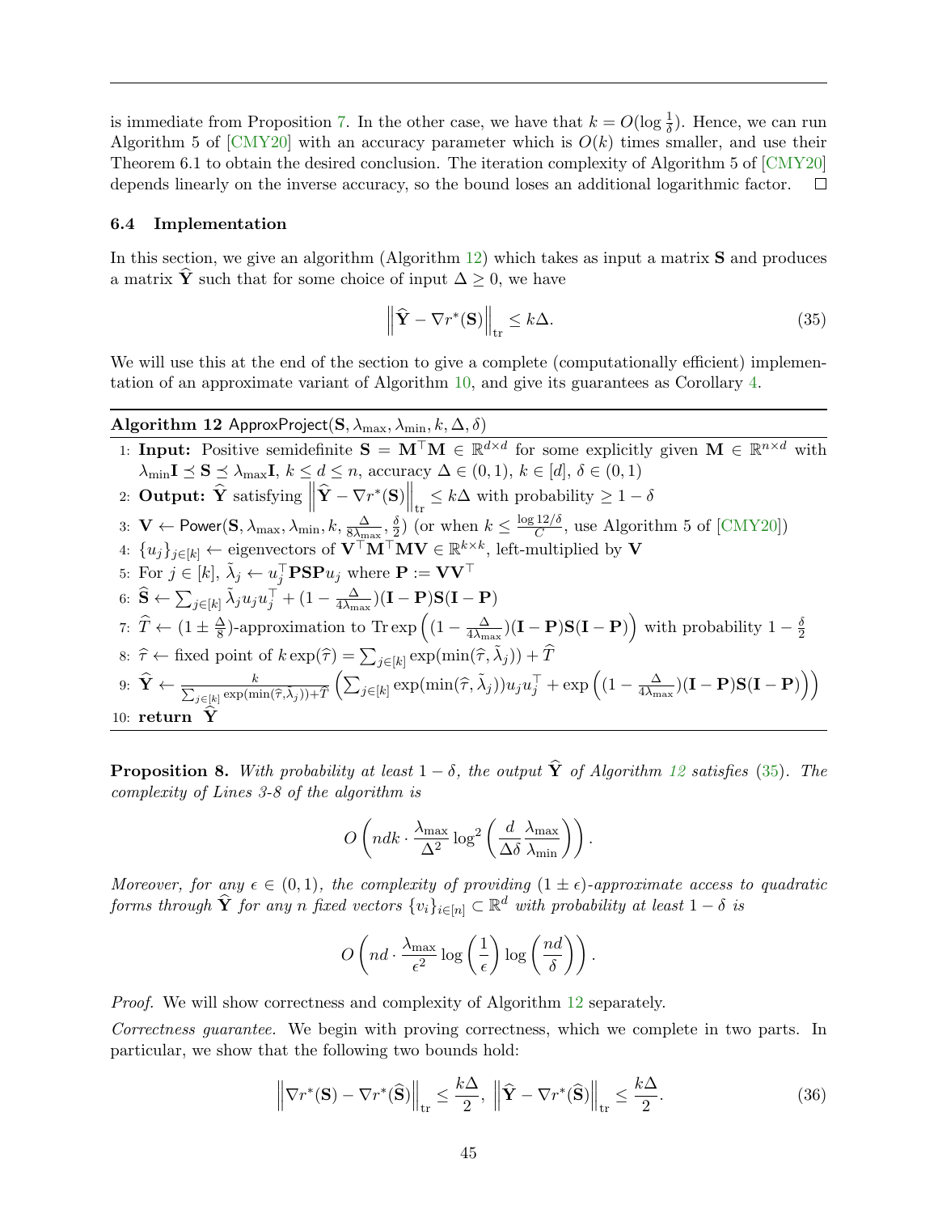is immediate from Proposition 7. In the other case, we have that $k = O(\log \frac{1}{\delta})$. Hence, we can run Algorithm 5 of [CMY20] with an accuracy parameter which is $O(k)$ times smaller, and use their Theorem 6.1 to obtain the desired conclusion. The iteration complexity of Algorithm 5 of [CMY20] depends linearly on the inverse accuracy, so the bound loses an additional logarithmic factor. □

### 6.4 Implementation

In this section, we give an algorithm (Algorithm 12) which takes as input a matrix $\mathbf{S}$ and produces a matrix $\widehat{\mathbf{Y}}$ such that for some choice of input $\Delta \geq 0$, we have

$$\left\|\widehat{\mathbf{Y}} - \nabla r^*(\mathbf{S})\right\|_{\text{tr}} \leq k\Delta. \tag{35}$$

We will use this at the end of the section to give a complete (computationally efficient) implementation of an approximate variant of Algorithm 10, and give its guarantees as Corollary 4.

---

**Algorithm 12** ApproxProject($\mathbf{S}, \lambda_{\max}, \lambda_{\min}, k, \Delta, \delta$)

1: **Input:** Positive semidefinite $\mathbf{S} = \mathbf{M}^\top \mathbf{M} \in \mathbb{R}^{d \times d}$ for some explicitly given $\mathbf{M} \in \mathbb{R}^{n \times d}$ with $\lambda_{\min}\mathbf{I} \preceq \mathbf{S} \preceq \lambda_{\max}\mathbf{I}$, $k \leq d \leq n$, accuracy $\Delta \in (0, 1)$, $k \in [d]$, $\delta \in (0, 1)$

2: **Output:** $\widehat{\mathbf{Y}}$ satisfying $\left\|\widehat{\mathbf{Y}} - \nabla r^*(\mathbf{S})\right\|_{\text{tr}} \leq k\Delta$ with probability $\geq 1 - \delta$

3: $\mathbf{V} \leftarrow$ Power($\mathbf{S}, \lambda_{\max}, \lambda_{\min}, k, \frac{\Delta}{8\lambda_{\max}}, \frac{\delta}{2}$) (or when $k \leq \frac{\log 12/\delta}{C}$, use Algorithm 5 of [CMY20])

4: $\{u_j\}_{j \in [k]} \leftarrow$ eigenvectors of $\mathbf{V}^\top \mathbf{M}^\top \mathbf{M} \mathbf{V} \in \mathbb{R}^{k \times k}$, left-multiplied by $\mathbf{V}$

5: For $j \in [k]$, $\tilde{\lambda}_j \leftarrow u_j^\top \mathbf{PSP} u_j$ where $\mathbf{P} := \mathbf{V}\mathbf{V}^\top$

6: $\widehat{\mathbf{S}} \leftarrow \sum_{j \in [k]} \tilde{\lambda}_j u_j u_j^\top + (1 - \frac{\Delta}{4\lambda_{\max}})(\mathbf{I} - \mathbf{P})\mathbf{S}(\mathbf{I} - \mathbf{P})$

7: $\widehat{T} \leftarrow (1 \pm \frac{\Delta}{8})$-approximation to $\text{Tr}\exp\left((1 - \frac{\Delta}{4\lambda_{\max}})(\mathbf{I} - \mathbf{P})\mathbf{S}(\mathbf{I} - \mathbf{P})\right)$ with probability $1 - \frac{\delta}{2}$

8: $\widehat{\tau} \leftarrow$ fixed point of $k\exp(\widehat{\tau}) = \sum_{j \in [k]} \exp(\min(\widehat{\tau}, \tilde{\lambda}_j)) + \widehat{T}$

9: $\widehat{\mathbf{Y}} \leftarrow \frac{k}{\sum_{j \in [k]} \exp(\min(\widehat{\tau}, \tilde{\lambda}_j)) + \widehat{T}} \left(\sum_{j \in [k]} \exp(\min(\widehat{\tau}, \tilde{\lambda}_j)) u_j u_j^\top + \exp\left((1 - \frac{\Delta}{4\lambda_{\max}})(\mathbf{I} - \mathbf{P})\mathbf{S}(\mathbf{I} - \mathbf{P})\right)\right)$

10: **return** $\widehat{\mathbf{Y}}$

---

**Proposition 8.** *With probability at least $1 - \delta$, the output $\widehat{\mathbf{Y}}$ of Algorithm 12 satisfies (35). The complexity of Lines 3-8 of the algorithm is*

$$O\left(ndk \cdot \frac{\lambda_{\max}}{\Delta^2} \log^2\left(\frac{d}{\Delta\delta} \frac{\lambda_{\max}}{\lambda_{\min}}\right)\right).$$

*Moreover, for any $\epsilon \in (0, 1)$, the complexity of providing $(1 \pm \epsilon)$-approximate access to quadratic forms through $\widehat{\mathbf{Y}}$ for any $n$ fixed vectors $\{v_i\}_{i \in [n]} \subset \mathbb{R}^d$ with probability at least $1 - \delta$ is*

$$O\left(nd \cdot \frac{\lambda_{\max}}{\epsilon^2} \log\left(\frac{1}{\epsilon}\right) \log\left(\frac{nd}{\delta}\right)\right).$$

*Proof.* We will show correctness and complexity of Algorithm 12 separately.

*Correctness guarantee.* We begin with proving correctness, which we complete in two parts. In particular, we show that the following two bounds hold:

$$\left\|\nabla r^*(\mathbf{S}) - \nabla r^*(\widehat{\mathbf{S}})\right\|_{\text{tr}} \leq \frac{k\Delta}{2}, \ \left\|\widehat{\mathbf{Y}} - \nabla r^*(\widehat{\mathbf{S}})\right\|_{\text{tr}} \leq \frac{k\Delta}{2}. \tag{36}$$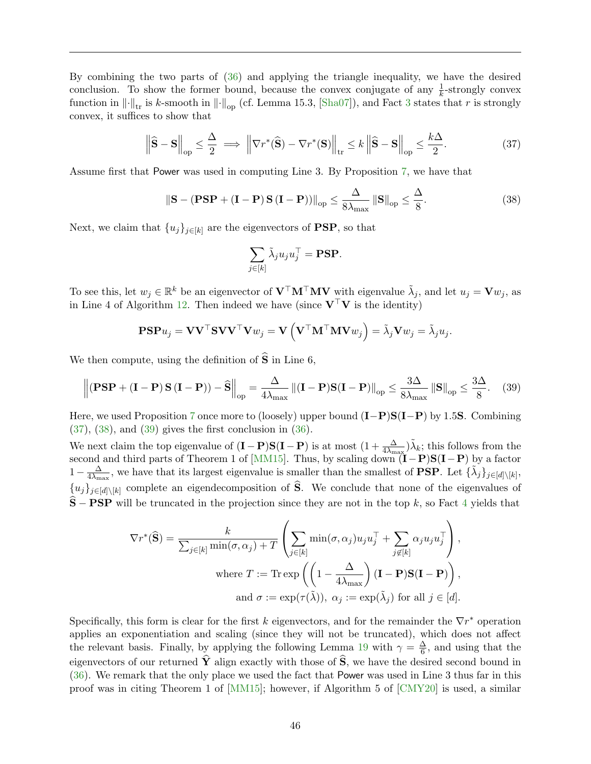By combining the two parts of (36) and applying the triangle inequality, we have the desired conclusion. To show the former bound, because the convex conjugate of any $\frac{1}{k}$-strongly convex function in $\|\cdot\|_{\text{tr}}$ is $k$-smooth in $\|\cdot\|_{\text{op}}$ (cf. Lemma 15.3, [Sha07]), and Fact 3 states that $r$ is strongly convex, it suffices to show that

$$\left\|\widehat{\mathbf{S}} - \mathbf{S}\right\|_{\text{op}} \le \frac{\Delta}{2} \implies \left\|\nabla r^*(\widehat{\mathbf{S}}) - \nabla r^*(\mathbf{S})\right\|_{\text{tr}} \le k \left\|\widehat{\mathbf{S}} - \mathbf{S}\right\|_{\text{op}} \le \frac{k\Delta}{2}. \tag{37}$$

Assume first that Power was used in computing Line 3. By Proposition 7, we have that

$$\|\mathbf{S} - (\mathbf{PSP} + (\mathbf{I} - \mathbf{P})\,\mathbf{S}\,(\mathbf{I} - \mathbf{P}))\|_{\text{op}} \le \frac{\Delta}{8\lambda_{\max}} \|\mathbf{S}\|_{\text{op}} \le \frac{\Delta}{8}. \tag{38}$$

Next, we claim that $\{u_j\}_{j\in[k]}$ are the eigenvectors of $\mathbf{PSP}$, so that

$$\sum_{j\in[k]} \tilde{\lambda}_j u_j u_j^\top = \mathbf{PSP}.$$

To see this, let $w_j \in \mathbb{R}^k$ be an eigenvector of $\mathbf{V}^\top\mathbf{M}^\top\mathbf{M}\mathbf{V}$ with eigenvalue $\tilde{\lambda}_j$, and let $u_j = \mathbf{V}w_j$, as in Line 4 of Algorithm 12. Then indeed we have (since $\mathbf{V}^\top\mathbf{V}$ is the identity)

$$\mathbf{PSP}u_j = \mathbf{V}\mathbf{V}^\top\mathbf{S}\mathbf{V}\mathbf{V}^\top\mathbf{V}w_j = \mathbf{V}\left(\mathbf{V}^\top\mathbf{M}^\top\mathbf{M}\mathbf{V}w_j\right) = \tilde{\lambda}_j\mathbf{V}w_j = \tilde{\lambda}_j u_j.$$

We then compute, using the definition of $\widehat{\mathbf{S}}$ in Line 6,

$$\left\|(\mathbf{PSP} + (\mathbf{I} - \mathbf{P})\,\mathbf{S}\,(\mathbf{I} - \mathbf{P})) - \widehat{\mathbf{S}}\right\|_{\text{op}} = \frac{\Delta}{4\lambda_{\max}} \|(\mathbf{I} - \mathbf{P})\mathbf{S}(\mathbf{I} - \mathbf{P})\|_{\text{op}} \le \frac{3\Delta}{8\lambda_{\max}} \|\mathbf{S}\|_{\text{op}} \le \frac{3\Delta}{8}. \tag{39}$$

Here, we used Proposition 7 once more to (loosely) upper bound $(\mathbf{I}-\mathbf{P})\mathbf{S}(\mathbf{I}-\mathbf{P})$ by $1.5\mathbf{S}$. Combining (37), (38), and (39) gives the first conclusion in (36).

We next claim the top eigenvalue of $(\mathbf{I}-\mathbf{P})\mathbf{S}(\mathbf{I}-\mathbf{P})$ is at most $(1 + \frac{\Delta}{4\lambda_{\max}})\tilde{\lambda}_k$; this follows from the second and third parts of Theorem 1 of [MM15]. Thus, by scaling down $(\mathbf{I}-\mathbf{P})\mathbf{S}(\mathbf{I}-\mathbf{P})$ by a factor $1 - \frac{\Delta}{4\lambda_{\max}}$, we have that its largest eigenvalue is smaller than the smallest of $\mathbf{PSP}$. Let $\{\tilde{\lambda}_j\}_{j\in[d]\setminus[k]}$, $\{u_j\}_{j\in[d]\setminus[k]}$ complete an eigendecomposition of $\widehat{\mathbf{S}}$. We conclude that none of the eigenvalues of $\widehat{\mathbf{S}} - \mathbf{PSP}$ will be truncated in the projection since they are not in the top $k$, so Fact 4 yields that

$$\nabla r^*(\widehat{\mathbf{S}}) = \frac{k}{\sum_{j\in[k]}\min(\sigma,\alpha_j) + T}\left(\sum_{j\in[k]}\min(\sigma,\alpha_j)u_ju_j^\top + \sum_{j\notin[k]}\alpha_ju_ju_j^\top\right),$$
$$\text{where } T := \operatorname{Tr}\exp\left(\left(1 - \frac{\Delta}{4\lambda_{\max}}\right)(\mathbf{I}-\mathbf{P})\mathbf{S}(\mathbf{I}-\mathbf{P})\right),$$
$$\text{and } \sigma := \exp(\tau(\tilde{\lambda})),\ \alpha_j := \exp(\tilde{\lambda}_j) \text{ for all } j \in [d].$$

Specifically, this form is clear for the first $k$ eigenvectors, and for the remainder the $\nabla r^*$ operation applies an exponentiation and scaling (since they will not be truncated), which does not affect the relevant basis. Finally, by applying the following Lemma 19 with $\gamma = \frac{\Delta}{6}$, and using that the eigenvectors of our returned $\widehat{\mathbf{Y}}$ align exactly with those of $\widehat{\mathbf{S}}$, we have the desired second bound in (36). We remark that the only place we used the fact that Power was used in Line 3 thus far in this proof was in citing Theorem 1 of [MM15]; however, if Algorithm 5 of [CMY20] is used, a similar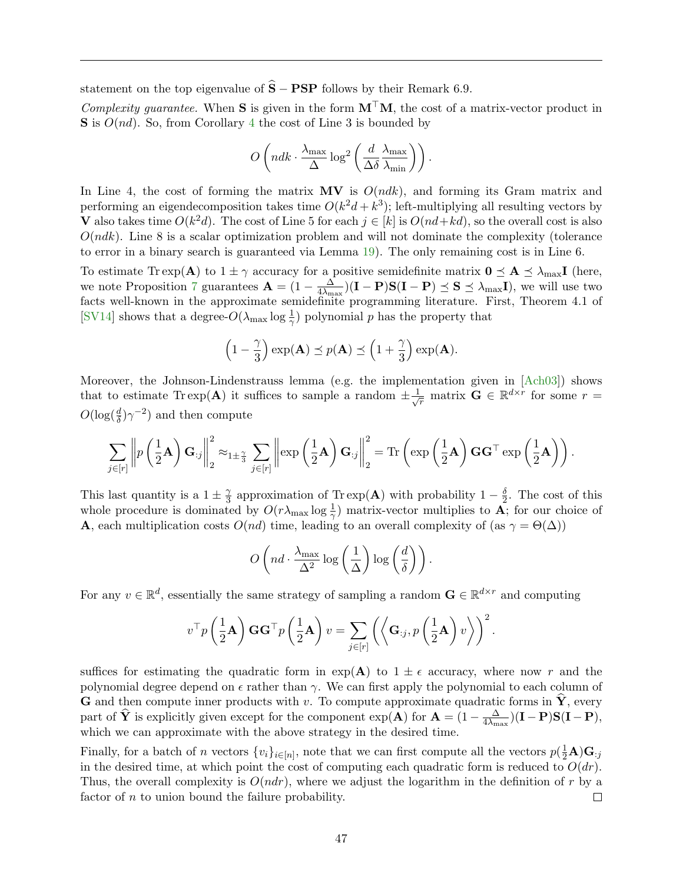statement on the top eigenvalue of $\widehat{\mathbf{S}} - \mathbf{PSP}$ follows by their Remark 6.9.

*Complexity guarantee.* When $\mathbf{S}$ is given in the form $\mathbf{M}^\top \mathbf{M}$, the cost of a matrix-vector product in $\mathbf{S}$ is $O(nd)$. So, from Corollary 4 the cost of Line 3 is bounded by

$$O\left(ndk \cdot \frac{\lambda_{\max}}{\Delta} \log^2\left(\frac{d}{\Delta\delta}\frac{\lambda_{\max}}{\lambda_{\min}}\right)\right).$$

In Line 4, the cost of forming the matrix $\mathbf{MV}$ is $O(ndk)$, and forming its Gram matrix and performing an eigendecomposition takes time $O(k^2 d + k^3)$; left-multiplying all resulting vectors by $\mathbf{V}$ also takes time $O(k^2 d)$. The cost of Line 5 for each $j \in [k]$ is $O(nd + kd)$, so the overall cost is also $O(ndk)$. Line 8 is a scalar optimization problem and will not dominate the complexity (tolerance to error in a binary search is guaranteed via Lemma 19). The only remaining cost is in Line 6.

To estimate $\mathrm{Tr}\exp(\mathbf{A})$ to $1 \pm \gamma$ accuracy for a positive semidefinite matrix $\mathbf{0} \preceq \mathbf{A} \preceq \lambda_{\max}\mathbf{I}$ (here, we note Proposition 7 guarantees $\mathbf{A} = (1 - \frac{\Delta}{4\lambda_{\max}})(\mathbf{I} - \mathbf{P})\mathbf{S}(\mathbf{I} - \mathbf{P}) \preceq \mathbf{S} \preceq \lambda_{\max}\mathbf{I}$), we will use two facts well-known in the approximate semidefinite programming literature. First, Theorem 4.1 of [SV14] shows that a degree-$O(\lambda_{\max} \log \frac{1}{\gamma})$ polynomial $p$ has the property that

$$\left(1 - \frac{\gamma}{3}\right)\exp(\mathbf{A}) \preceq p(\mathbf{A}) \preceq \left(1 + \frac{\gamma}{3}\right)\exp(\mathbf{A}).$$

Moreover, the Johnson-Lindenstrauss lemma (e.g. the implementation given in [Ach03]) shows that to estimate $\mathrm{Tr}\exp(\mathbf{A})$ it suffices to sample a random $\pm\frac{1}{\sqrt{r}}$ matrix $\mathbf{G} \in \mathbb{R}^{d \times r}$ for some $r = O(\log(\frac{d}{\delta})\gamma^{-2})$ and then compute

$$\sum_{j \in [r]} \left\| p\left(\frac{1}{2}\mathbf{A}\right)\mathbf{G}_{:j} \right\|_2^2 \approx_{1 \pm \frac{\gamma}{3}} \sum_{j \in [r]} \left\| \exp\left(\frac{1}{2}\mathbf{A}\right)\mathbf{G}_{:j} \right\|_2^2 = \mathrm{Tr}\left(\exp\left(\frac{1}{2}\mathbf{A}\right)\mathbf{G}\mathbf{G}^\top \exp\left(\frac{1}{2}\mathbf{A}\right)\right).$$

This last quantity is a $1 \pm \frac{\gamma}{3}$ approximation of $\mathrm{Tr}\exp(\mathbf{A})$ with probability $1 - \frac{\delta}{2}$. The cost of this whole procedure is dominated by $O(r\lambda_{\max} \log \frac{1}{\gamma})$ matrix-vector multiplies to $\mathbf{A}$; for our choice of $\mathbf{A}$, each multiplication costs $O(nd)$ time, leading to an overall complexity of (as $\gamma = \Theta(\Delta)$)

$$O\left(nd \cdot \frac{\lambda_{\max}}{\Delta^2} \log\left(\frac{1}{\Delta}\right) \log\left(\frac{d}{\delta}\right)\right).$$

For any $v \in \mathbb{R}^d$, essentially the same strategy of sampling a random $\mathbf{G} \in \mathbb{R}^{d \times r}$ and computing

$$v^\top p\left(\frac{1}{2}\mathbf{A}\right)\mathbf{G}\mathbf{G}^\top p\left(\frac{1}{2}\mathbf{A}\right)v = \sum_{j \in [r]} \left(\left\langle \mathbf{G}_{:j}, p\left(\frac{1}{2}\mathbf{A}\right)v \right\rangle\right)^2.$$

suffices for estimating the quadratic form in $\exp(\mathbf{A})$ to $1 \pm \epsilon$ accuracy, where now $r$ and the polynomial degree depend on $\epsilon$ rather than $\gamma$. We can first apply the polynomial to each column of $\mathbf{G}$ and then compute inner products with $v$. To compute approximate quadratic forms in $\widehat{\mathbf{Y}}$, every part of $\widehat{\mathbf{Y}}$ is explicitly given except for the component $\exp(\mathbf{A})$ for $\mathbf{A} = (1 - \frac{\Delta}{4\lambda_{\max}})(\mathbf{I} - \mathbf{P})\mathbf{S}(\mathbf{I} - \mathbf{P})$, which we can approximate with the above strategy in the desired time.

Finally, for a batch of $n$ vectors $\{v_i\}_{i \in [n]}$, note that we can first compute all the vectors $p(\frac{1}{2}\mathbf{A})\mathbf{G}_{:j}$ in the desired time, at which point the cost of computing each quadratic form is reduced to $O(dr)$. Thus, the overall complexity is $O(ndr)$, where we adjust the logarithm in the definition of $r$ by a factor of $n$ to union bound the failure probability. $\square$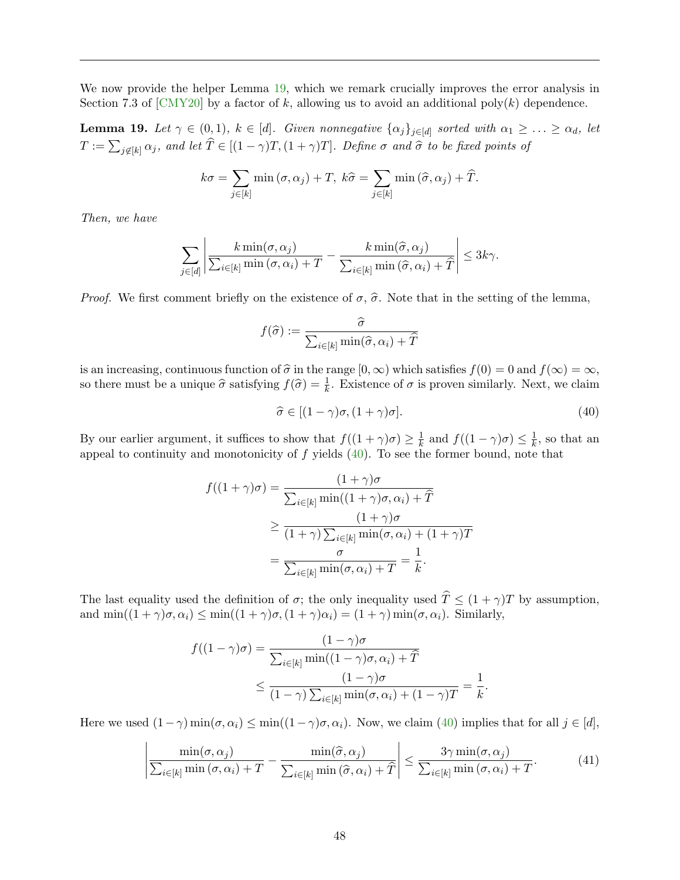We now provide the helper Lemma 19, which we remark crucially improves the error analysis in Section 7.3 of [CMY20] by a factor of $k$, allowing us to avoid an additional $\text{poly}(k)$ dependence.

**Lemma 19.** *Let $\gamma \in (0, 1)$, $k \in [d]$. Given nonnegative $\{\alpha_j\}_{j\in[d]}$ sorted with $\alpha_1 \geq \ldots \geq \alpha_d$, let $T := \sum_{j \notin [k]} \alpha_j$, and let $\widehat{T} \in [(1-\gamma)T, (1+\gamma)T]$. Define $\sigma$ and $\widehat{\sigma}$ to be fixed points of*

$$k\sigma = \sum_{j\in[k]} \min(\sigma, \alpha_j) + T, \; k\widehat{\sigma} = \sum_{j\in[k]} \min(\widehat{\sigma}, \alpha_j) + \widehat{T}.$$

*Then, we have*

$$\sum_{j\in[d]} \left| \frac{k \min(\sigma, \alpha_j)}{\sum_{i\in[k]} \min(\sigma, \alpha_i) + T} - \frac{k \min(\widehat{\sigma}, \alpha_j)}{\sum_{i\in[k]} \min(\widehat{\sigma}, \alpha_i) + \widehat{T}} \right| \leq 3k\gamma.$$

*Proof.* We first comment briefly on the existence of $\sigma$, $\widehat{\sigma}$. Note that in the setting of the lemma,

$$f(\widehat{\sigma}) := \frac{\widehat{\sigma}}{\sum_{i\in[k]} \min(\widehat{\sigma}, \alpha_i) + \widehat{T}}$$

is an increasing, continuous function of $\widehat{\sigma}$ in the range $[0, \infty)$ which satisfies $f(0) = 0$ and $f(\infty) = \infty$, so there must be a unique $\widehat{\sigma}$ satisfying $f(\widehat{\sigma}) = \frac{1}{k}$. Existence of $\sigma$ is proven similarly. Next, we claim

$$\widehat{\sigma} \in [(1-\gamma)\sigma, (1+\gamma)\sigma]. \tag{40}$$

By our earlier argument, it suffices to show that $f((1+\gamma)\sigma) \geq \frac{1}{k}$ and $f((1-\gamma)\sigma) \leq \frac{1}{k}$, so that an appeal to continuity and monotonicity of $f$ yields (40). To see the former bound, note that

$$\begin{aligned}
f((1+\gamma)\sigma) &= \frac{(1+\gamma)\sigma}{\sum_{i\in[k]} \min((1+\gamma)\sigma, \alpha_i) + \widehat{T}} \\
&\geq \frac{(1+\gamma)\sigma}{(1+\gamma)\sum_{i\in[k]} \min(\sigma, \alpha_i) + (1+\gamma)T} \\
&= \frac{\sigma}{\sum_{i\in[k]} \min(\sigma, \alpha_i) + T} = \frac{1}{k}.
\end{aligned}$$

The last equality used the definition of $\sigma$; the only inequality used $\widehat{T} \leq (1+\gamma)T$ by assumption, and $\min((1+\gamma)\sigma, \alpha_i) \leq \min((1+\gamma)\sigma, (1+\gamma)\alpha_i) = (1+\gamma)\min(\sigma, \alpha_i)$. Similarly,

$$\begin{aligned}
f((1-\gamma)\sigma) &= \frac{(1-\gamma)\sigma}{\sum_{i\in[k]} \min((1-\gamma)\sigma, \alpha_i) + \widehat{T}} \\
&\leq \frac{(1-\gamma)\sigma}{(1-\gamma)\sum_{i\in[k]} \min(\sigma, \alpha_i) + (1-\gamma)T} = \frac{1}{k}.
\end{aligned}$$

Here we used $(1-\gamma)\min(\sigma, \alpha_i) \leq \min((1-\gamma)\sigma, \alpha_i)$. Now, we claim (40) implies that for all $j \in [d]$,

$$\left| \frac{\min(\sigma, \alpha_j)}{\sum_{i\in[k]} \min(\sigma, \alpha_i) + T} - \frac{\min(\widehat{\sigma}, \alpha_j)}{\sum_{i\in[k]} \min(\widehat{\sigma}, \alpha_i) + \widehat{T}} \right| \leq \frac{3\gamma \min(\sigma, \alpha_j)}{\sum_{i\in[k]} \min(\sigma, \alpha_i) + T}. \tag{41}$$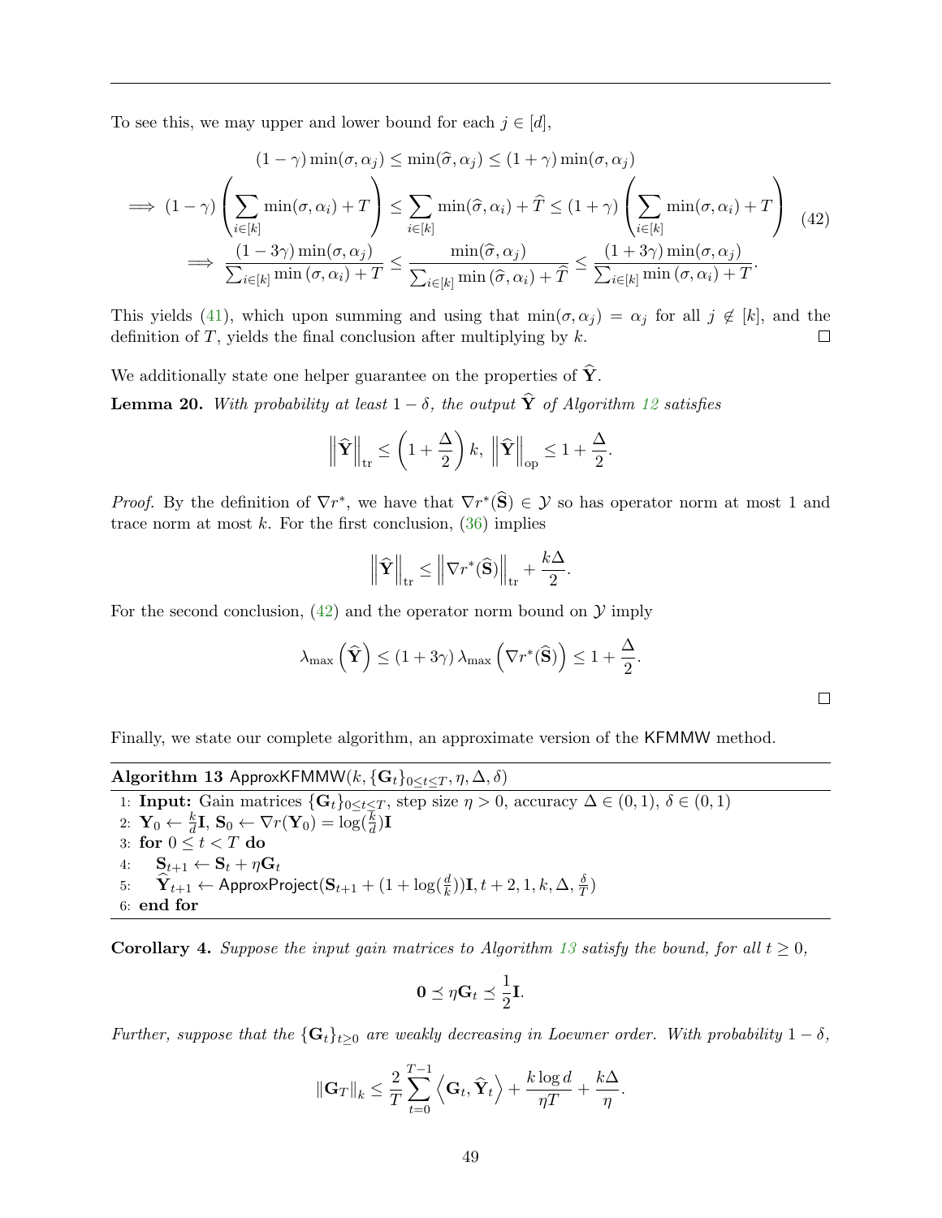To see this, we may upper and lower bound for each $j \in [d]$,

$$
\begin{aligned}
&(1-\gamma)\min(\sigma, \alpha_j) \le \min(\widehat{\sigma}, \alpha_j) \le (1+\gamma)\min(\sigma, \alpha_j) \\
\implies &(1-\gamma)\left(\sum_{i\in[k]} \min(\sigma, \alpha_i) + T\right) \le \sum_{i\in[k]} \min(\widehat{\sigma}, \alpha_i) + \widehat{T} \le (1+\gamma)\left(\sum_{i\in[k]} \min(\sigma, \alpha_i) + T\right) \\
\implies &\frac{(1-3\gamma)\min(\sigma, \alpha_j)}{\sum_{i\in[k]} \min(\sigma, \alpha_i) + T} \le \frac{\min(\widehat{\sigma}, \alpha_j)}{\sum_{i\in[k]} \min(\widehat{\sigma}, \alpha_i) + \widehat{T}} \le \frac{(1+3\gamma)\min(\sigma, \alpha_j)}{\sum_{i\in[k]} \min(\sigma, \alpha_i) + T}.
\end{aligned} \tag{42}
$$

This yields (41), which upon summing and using that $\min(\sigma, \alpha_j) = \alpha_j$ for all $j \notin [k]$, and the definition of $T$, yields the final conclusion after multiplying by $k$. □

We additionally state one helper guarantee on the properties of $\widehat{\mathbf{Y}}$.

**Lemma 20.** *With probability at least $1-\delta$, the output $\widehat{\mathbf{Y}}$ of Algorithm 12 satisfies*

$$
\left\|\widehat{\mathbf{Y}}\right\|_{\text{tr}} \le \left(1 + \frac{\Delta}{2}\right)k, \ \left\|\widehat{\mathbf{Y}}\right\|_{\text{op}} \le 1 + \frac{\Delta}{2}.
$$

*Proof.* By the definition of $\nabla r^*$, we have that $\nabla r^*(\widehat{\mathbf{S}}) \in \mathcal{Y}$ so has operator norm at most 1 and trace norm at most $k$. For the first conclusion, (36) implies

$$
\left\|\widehat{\mathbf{Y}}\right\|_{\text{tr}} \le \left\|\nabla r^*(\widehat{\mathbf{S}})\right\|_{\text{tr}} + \frac{k\Delta}{2}.
$$

For the second conclusion, (42) and the operator norm bound on $\mathcal{Y}$ imply

$$
\lambda_{\max}\left(\widehat{\mathbf{Y}}\right) \le (1+3\gamma)\,\lambda_{\max}\left(\nabla r^*(\widehat{\mathbf{S}})\right) \le 1 + \frac{\Delta}{2}.
$$

□

Finally, we state our complete algorithm, an approximate version of the KFMMW method.

**Algorithm 13** ApproxKFMMW($k, \{\mathbf{G}_t\}_{0\le t\le T}, \eta, \Delta, \delta$)

1: **Input:** Gain matrices $\{\mathbf{G}_t\}_{0\le t\le T}$, step size $\eta > 0$, accuracy $\Delta \in (0,1)$, $\delta \in (0,1)$
2: $\mathbf{Y}_0 \leftarrow \frac{k}{d}\mathbf{I}$, $\mathbf{S}_0 \leftarrow \nabla r(\mathbf{Y}_0) = \log(\frac{k}{d})\mathbf{I}$
3: **for** $0 \le t < T$ **do**
4: $\quad \mathbf{S}_{t+1} \leftarrow \mathbf{S}_t + \eta \mathbf{G}_t$
5: $\quad \widehat{\mathbf{Y}}_{t+1} \leftarrow \mathsf{ApproxProject}(\mathbf{S}_{t+1} + (1 + \log(\frac{d}{k}))\mathbf{I}, t+2, 1, k, \Delta, \frac{\delta}{T})$
6: **end for**

**Corollary 4.** *Suppose the input gain matrices to Algorithm 13 satisfy the bound, for all $t \ge 0$,*

$$
\mathbf{0} \preceq \eta \mathbf{G}_t \preceq \frac{1}{2}\mathbf{I}.
$$

*Further, suppose that the $\{\mathbf{G}_t\}_{t\ge 0}$ are weakly decreasing in Loewner order. With probability $1-\delta$,*

$$
\|\mathbf{G}_T\|_k \le \frac{2}{T}\sum_{t=0}^{T-1}\left\langle \mathbf{G}_t, \widehat{\mathbf{Y}}_t \right\rangle + \frac{k\log d}{\eta T} + \frac{k\Delta}{\eta}.
$$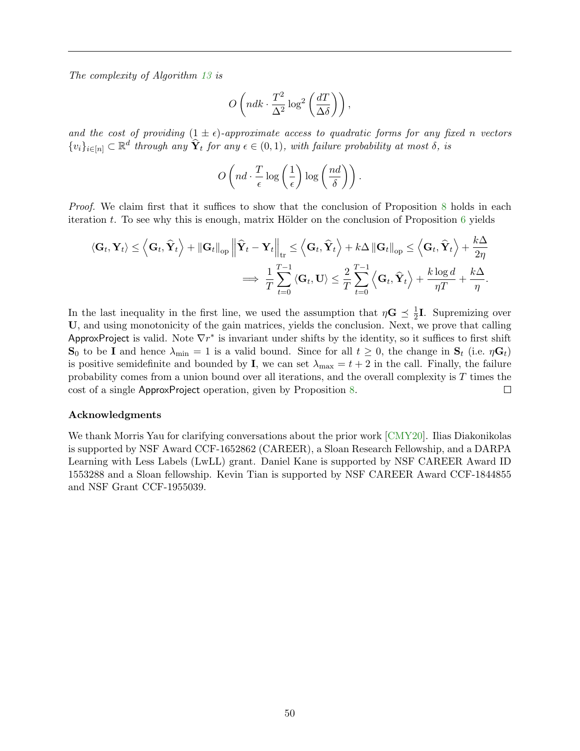*The complexity of Algorithm 13 is*

$$O\left(ndk \cdot \frac{T^2}{\Delta^2} \log^2\left(\frac{dT}{\Delta\delta}\right)\right),$$

*and the cost of providing $(1 \pm \epsilon)$-approximate access to quadratic forms for any fixed $n$ vectors $\{v_i\}_{i \in [n]} \subset \mathbb{R}^d$ through any $\widehat{\mathbf{Y}}_t$ for any $\epsilon \in (0, 1)$, with failure probability at most $\delta$, is*

$$O\left(nd \cdot \frac{T}{\epsilon} \log\left(\frac{1}{\epsilon}\right) \log\left(\frac{nd}{\delta}\right)\right).$$

*Proof.* We claim first that it suffices to show that the conclusion of Proposition 8 holds in each iteration $t$. To see why this is enough, matrix Hölder on the conclusion of Proposition 6 yields

$$\langle \mathbf{G}_t, \mathbf{Y}_t \rangle \leq \left\langle \mathbf{G}_t, \widehat{\mathbf{Y}}_t \right\rangle + \|\mathbf{G}_t\|_{\text{op}} \left\|\widehat{\mathbf{Y}}_t - \mathbf{Y}_t\right\|_{\text{tr}} \leq \left\langle \mathbf{G}_t, \widehat{\mathbf{Y}}_t \right\rangle + k\Delta \|\mathbf{G}_t\|_{\text{op}} \leq \left\langle \mathbf{G}_t, \widehat{\mathbf{Y}}_t \right\rangle + \frac{k\Delta}{2\eta}$$
$$\implies \frac{1}{T} \sum_{t=0}^{T-1} \langle \mathbf{G}_t, \mathbf{U} \rangle \leq \frac{2}{T} \sum_{t=0}^{T-1} \left\langle \mathbf{G}_t, \widehat{\mathbf{Y}}_t \right\rangle + \frac{k \log d}{\eta T} + \frac{k\Delta}{\eta}.$$

In the last inequality in the first line, we used the assumption that $\eta \mathbf{G} \preceq \frac{1}{2}\mathbf{I}$. Supremizing over $\mathbf{U}$, and using monotonicity of the gain matrices, yields the conclusion. Next, we prove that calling ApproxProject is valid. Note $\nabla r^*$ is invariant under shifts by the identity, so it suffices to first shift $\mathbf{S}_0$ to be $\mathbf{I}$ and hence $\lambda_{\min} = 1$ is a valid bound. Since for all $t \geq 0$, the change in $\mathbf{S}_t$ (i.e. $\eta \mathbf{G}_t$) is positive semidefinite and bounded by $\mathbf{I}$, we can set $\lambda_{\max} = t + 2$ in the call. Finally, the failure probability comes from a union bound over all iterations, and the overall complexity is $T$ times the cost of a single ApproxProject operation, given by Proposition 8. $\square$

### Acknowledgments

We thank Morris Yau for clarifying conversations about the prior work [CMY20]. Ilias Diakonikolas is supported by NSF Award CCF-1652862 (CAREER), a Sloan Research Fellowship, and a DARPA Learning with Less Labels (LwLL) grant. Daniel Kane is supported by NSF CAREER Award ID 1553288 and a Sloan fellowship. Kevin Tian is supported by NSF CAREER Award CCF-1844855 and NSF Grant CCF-1955039.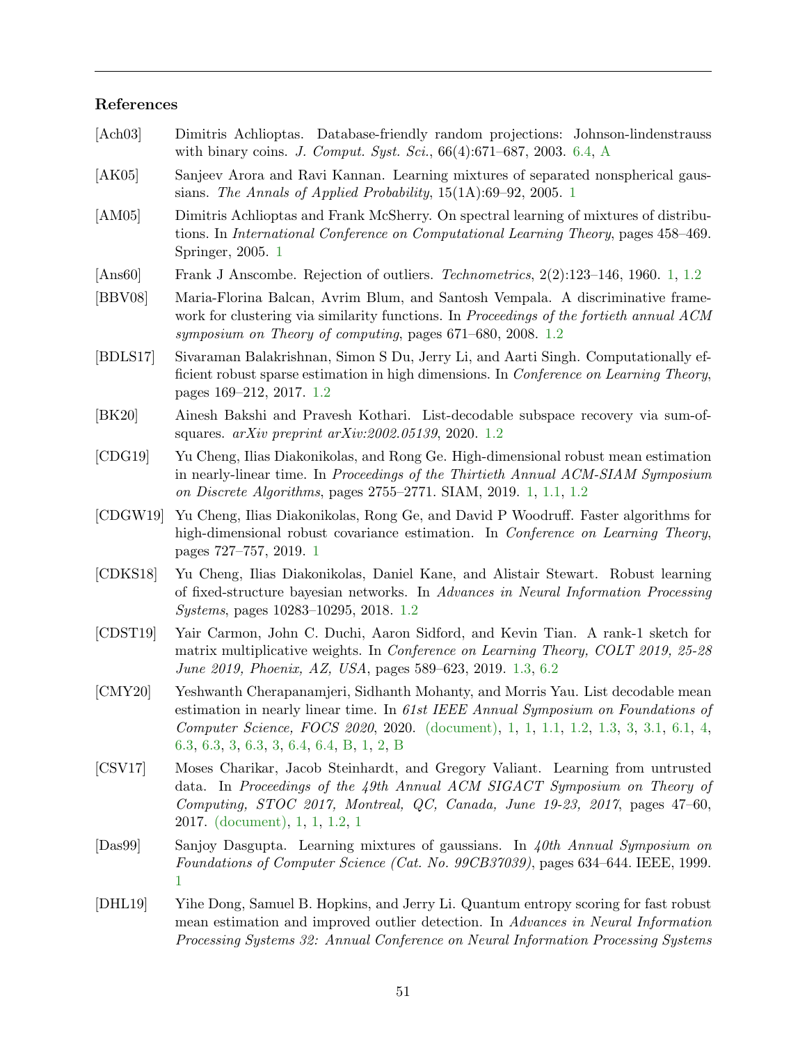## References

[Ach03] Dimitris Achlioptas. Database-friendly random projections: Johnson-lindenstrauss with binary coins. *J. Comput. Syst. Sci.*, 66(4):671–687, 2003. 6.4, A

[AK05] Sanjeev Arora and Ravi Kannan. Learning mixtures of separated nonspherical gaussians. *The Annals of Applied Probability*, 15(1A):69–92, 2005. 1

[AM05] Dimitris Achlioptas and Frank McSherry. On spectral learning of mixtures of distributions. In *International Conference on Computational Learning Theory*, pages 458–469. Springer, 2005. 1

[Ans60] Frank J Anscombe. Rejection of outliers. *Technometrics*, 2(2):123–146, 1960. 1, 1.2

[BBV08] Maria-Florina Balcan, Avrim Blum, and Santosh Vempala. A discriminative framework for clustering via similarity functions. In *Proceedings of the fortieth annual ACM symposium on Theory of computing*, pages 671–680, 2008. 1.2

[BDLS17] Sivaraman Balakrishnan, Simon S Du, Jerry Li, and Aarti Singh. Computationally efficient robust sparse estimation in high dimensions. In *Conference on Learning Theory*, pages 169–212, 2017. 1.2

[BK20] Ainesh Bakshi and Pravesh Kothari. List-decodable subspace recovery via sum-of-squares. *arXiv preprint arXiv:2002.05139*, 2020. 1.2

[CDG19] Yu Cheng, Ilias Diakonikolas, and Rong Ge. High-dimensional robust mean estimation in nearly-linear time. In *Proceedings of the Thirtieth Annual ACM-SIAM Symposium on Discrete Algorithms*, pages 2755–2771. SIAM, 2019. 1, 1.1, 1.2

[CDGW19] Yu Cheng, Ilias Diakonikolas, Rong Ge, and David P Woodruff. Faster algorithms for high-dimensional robust covariance estimation. In *Conference on Learning Theory*, pages 727–757, 2019. 1

[CDKS18] Yu Cheng, Ilias Diakonikolas, Daniel Kane, and Alistair Stewart. Robust learning of fixed-structure bayesian networks. In *Advances in Neural Information Processing Systems*, pages 10283–10295, 2018. 1.2

[CDST19] Yair Carmon, John C. Duchi, Aaron Sidford, and Kevin Tian. A rank-1 sketch for matrix multiplicative weights. In *Conference on Learning Theory, COLT 2019, 25-28 June 2019, Phoenix, AZ, USA*, pages 589–623, 2019. 1.3, 6.2

[CMY20] Yeshwanth Cherapanamjeri, Sidhanth Mohanty, and Morris Yau. List decodable mean estimation in nearly linear time. In *61st IEEE Annual Symposium on Foundations of Computer Science, FOCS 2020*, 2020. (document), 1, 1, 1.1, 1.2, 1.3, 3, 3.1, 6.1, 4, 6.3, 6.3, 3, 6.3, 3, 6.4, 6.4, B, 1, 2, B

[CSV17] Moses Charikar, Jacob Steinhardt, and Gregory Valiant. Learning from untrusted data. In *Proceedings of the 49th Annual ACM SIGACT Symposium on Theory of Computing, STOC 2017, Montreal, QC, Canada, June 19-23, 2017*, pages 47–60, 2017. (document), 1, 1, 1.2, 1

[Das99] Sanjoy Dasgupta. Learning mixtures of gaussians. In *40th Annual Symposium on Foundations of Computer Science (Cat. No. 99CB37039)*, pages 634–644. IEEE, 1999. 1

[DHL19] Yihe Dong, Samuel B. Hopkins, and Jerry Li. Quantum entropy scoring for fast robust mean estimation and improved outlier detection. In *Advances in Neural Information Processing Systems 32: Annual Conference on Neural Information Processing Systems*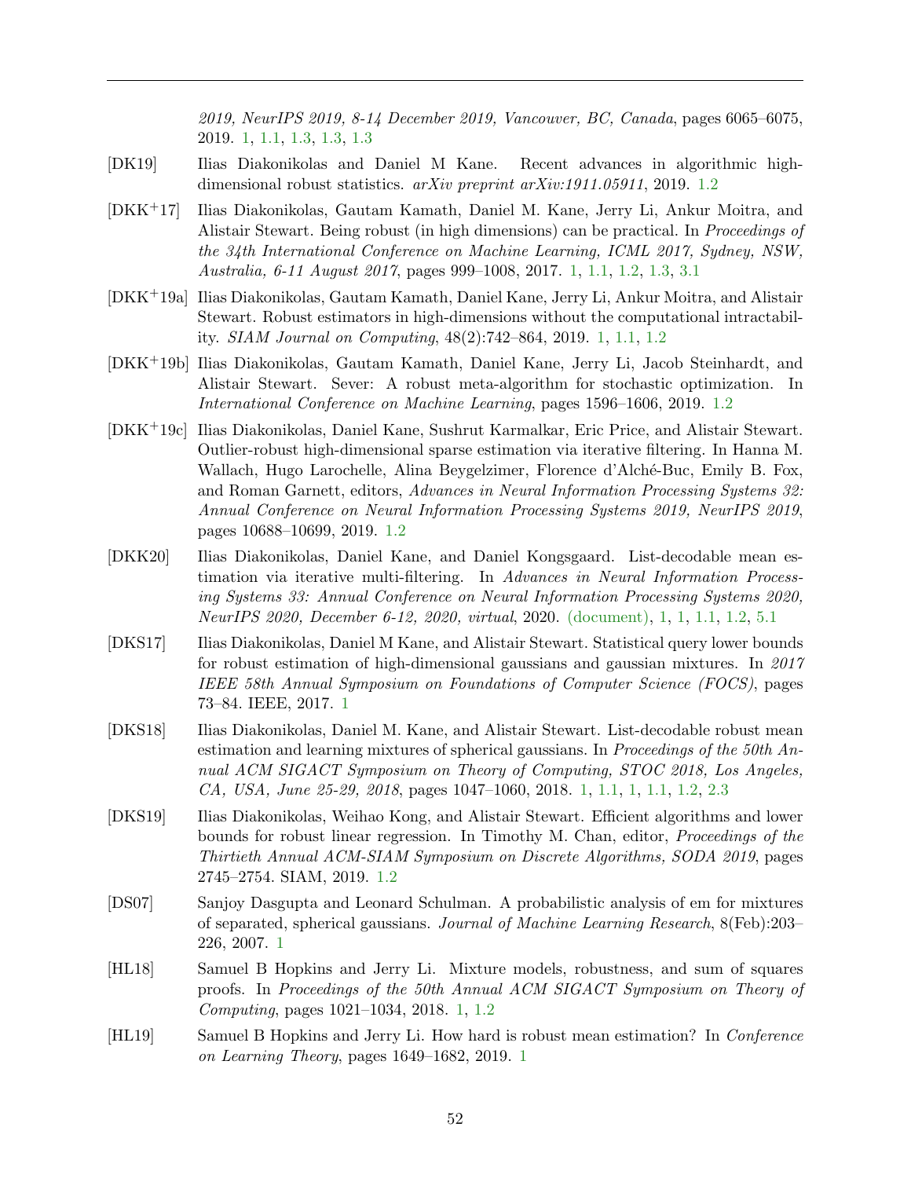*2019, NeurIPS 2019, 8-14 December 2019, Vancouver, BC, Canada*, pages 6065–6075, 2019. 1, 1.1, 1.3, 1.3, 1.3

[DK19] Ilias Diakonikolas and Daniel M Kane. Recent advances in algorithmic high-dimensional robust statistics. *arXiv preprint arXiv:1911.05911*, 2019. 1.2

[DKK+17] Ilias Diakonikolas, Gautam Kamath, Daniel M. Kane, Jerry Li, Ankur Moitra, and Alistair Stewart. Being robust (in high dimensions) can be practical. In *Proceedings of the 34th International Conference on Machine Learning, ICML 2017, Sydney, NSW, Australia, 6-11 August 2017*, pages 999–1008, 2017. 1, 1.1, 1.2, 1.3, 3.1

[DKK+19a] Ilias Diakonikolas, Gautam Kamath, Daniel Kane, Jerry Li, Ankur Moitra, and Alistair Stewart. Robust estimators in high-dimensions without the computational intractability. *SIAM Journal on Computing*, 48(2):742–864, 2019. 1, 1.1, 1.2

[DKK+19b] Ilias Diakonikolas, Gautam Kamath, Daniel Kane, Jerry Li, Jacob Steinhardt, and Alistair Stewart. Sever: A robust meta-algorithm for stochastic optimization. In *International Conference on Machine Learning*, pages 1596–1606, 2019. 1.2

[DKK+19c] Ilias Diakonikolas, Daniel Kane, Sushrut Karmalkar, Eric Price, and Alistair Stewart. Outlier-robust high-dimensional sparse estimation via iterative filtering. In Hanna M. Wallach, Hugo Larochelle, Alina Beygelzimer, Florence d'Alché-Buc, Emily B. Fox, and Roman Garnett, editors, *Advances in Neural Information Processing Systems 32: Annual Conference on Neural Information Processing Systems 2019, NeurIPS 2019*, pages 10688–10699, 2019. 1.2

[DKK20] Ilias Diakonikolas, Daniel Kane, and Daniel Kongsgaard. List-decodable mean estimation via iterative multi-filtering. In *Advances in Neural Information Processing Systems 33: Annual Conference on Neural Information Processing Systems 2020, NeurIPS 2020, December 6-12, 2020, virtual*, 2020. (document), 1, 1, 1.1, 1.2, 5.1

[DKS17] Ilias Diakonikolas, Daniel M Kane, and Alistair Stewart. Statistical query lower bounds for robust estimation of high-dimensional gaussians and gaussian mixtures. In *2017 IEEE 58th Annual Symposium on Foundations of Computer Science (FOCS)*, pages 73–84. IEEE, 2017. 1

[DKS18] Ilias Diakonikolas, Daniel M. Kane, and Alistair Stewart. List-decodable robust mean estimation and learning mixtures of spherical gaussians. In *Proceedings of the 50th Annual ACM SIGACT Symposium on Theory of Computing, STOC 2018, Los Angeles, CA, USA, June 25-29, 2018*, pages 1047–1060, 2018. 1, 1.1, 1, 1.1, 1.2, 2.3

[DKS19] Ilias Diakonikolas, Weihao Kong, and Alistair Stewart. Efficient algorithms and lower bounds for robust linear regression. In Timothy M. Chan, editor, *Proceedings of the Thirtieth Annual ACM-SIAM Symposium on Discrete Algorithms, SODA 2019*, pages 2745–2754. SIAM, 2019. 1.2

[DS07] Sanjoy Dasgupta and Leonard Schulman. A probabilistic analysis of em for mixtures of separated, spherical gaussians. *Journal of Machine Learning Research*, 8(Feb):203–226, 2007. 1

[HL18] Samuel B Hopkins and Jerry Li. Mixture models, robustness, and sum of squares proofs. In *Proceedings of the 50th Annual ACM SIGACT Symposium on Theory of Computing*, pages 1021–1034, 2018. 1, 1.2

[HL19] Samuel B Hopkins and Jerry Li. How hard is robust mean estimation? In *Conference on Learning Theory*, pages 1649–1682, 2019. 1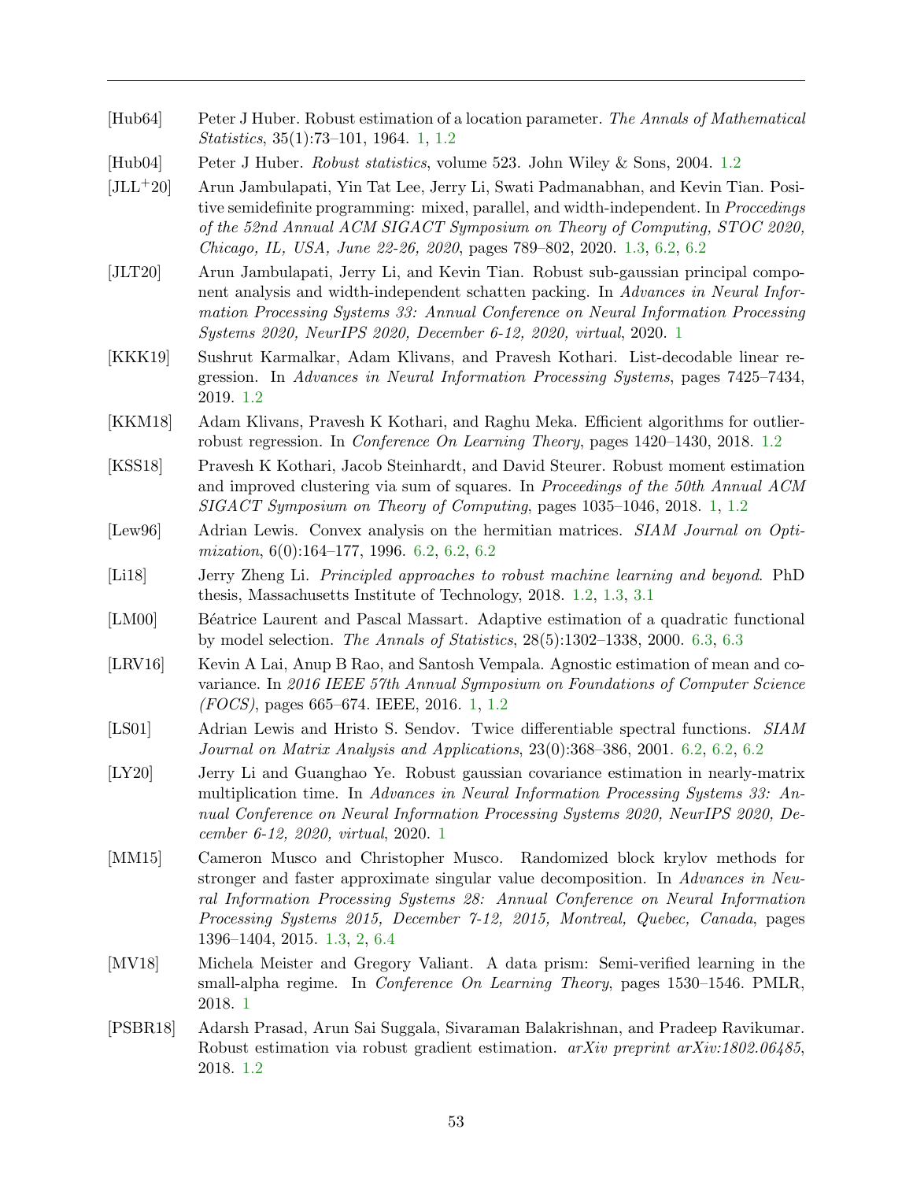[Hub64] Peter J Huber. Robust estimation of a location parameter. *The Annals of Mathematical Statistics*, 35(1):73–101, 1964. 1, 1.2

[Hub04] Peter J Huber. *Robust statistics*, volume 523. John Wiley & Sons, 2004. 1.2

[JLL+20] Arun Jambulapati, Yin Tat Lee, Jerry Li, Swati Padmanabhan, and Kevin Tian. Positive semidefinite programming: mixed, parallel, and width-independent. In *Proccedings of the 52nd Annual ACM SIGACT Symposium on Theory of Computing, STOC 2020, Chicago, IL, USA, June 22-26, 2020*, pages 789–802, 2020. 1.3, 6.2, 6.2

[JLT20] Arun Jambulapati, Jerry Li, and Kevin Tian. Robust sub-gaussian principal component analysis and width-independent schatten packing. In *Advances in Neural Information Processing Systems 33: Annual Conference on Neural Information Processing Systems 2020, NeurIPS 2020, December 6-12, 2020, virtual*, 2020. 1

[KKK19] Sushrut Karmalkar, Adam Klivans, and Pravesh Kothari. List-decodable linear regression. In *Advances in Neural Information Processing Systems*, pages 7425–7434, 2019. 1.2

[KKM18] Adam Klivans, Pravesh K Kothari, and Raghu Meka. Efficient algorithms for outlier-robust regression. In *Conference On Learning Theory*, pages 1420–1430, 2018. 1.2

[KSS18] Pravesh K Kothari, Jacob Steinhardt, and David Steurer. Robust moment estimation and improved clustering via sum of squares. In *Proceedings of the 50th Annual ACM SIGACT Symposium on Theory of Computing*, pages 1035–1046, 2018. 1, 1.2

[Lew96] Adrian Lewis. Convex analysis on the hermitian matrices. *SIAM Journal on Optimization*, 6(0):164–177, 1996. 6.2, 6.2, 6.2

[Li18] Jerry Zheng Li. *Principled approaches to robust machine learning and beyond*. PhD thesis, Massachusetts Institute of Technology, 2018. 1.2, 1.3, 3.1

[LM00] Béatrice Laurent and Pascal Massart. Adaptive estimation of a quadratic functional by model selection. *The Annals of Statistics*, 28(5):1302–1338, 2000. 6.3, 6.3

[LRV16] Kevin A Lai, Anup B Rao, and Santosh Vempala. Agnostic estimation of mean and covariance. In *2016 IEEE 57th Annual Symposium on Foundations of Computer Science (FOCS)*, pages 665–674. IEEE, 2016. 1, 1.2

[LS01] Adrian Lewis and Hristo S. Sendov. Twice differentiable spectral functions. *SIAM Journal on Matrix Analysis and Applications*, 23(0):368–386, 2001. 6.2, 6.2, 6.2

[LY20] Jerry Li and Guanghao Ye. Robust gaussian covariance estimation in nearly-matrix multiplication time. In *Advances in Neural Information Processing Systems 33: Annual Conference on Neural Information Processing Systems 2020, NeurIPS 2020, December 6-12, 2020, virtual*, 2020. 1

[MM15] Cameron Musco and Christopher Musco. Randomized block krylov methods for stronger and faster approximate singular value decomposition. In *Advances in Neural Information Processing Systems 28: Annual Conference on Neural Information Processing Systems 2015, December 7-12, 2015, Montreal, Quebec, Canada*, pages 1396–1404, 2015. 1.3, 2, 6.4

[MV18] Michela Meister and Gregory Valiant. A data prism: Semi-verified learning in the small-alpha regime. In *Conference On Learning Theory*, pages 1530–1546. PMLR, 2018. 1

[PSBR18] Adarsh Prasad, Arun Sai Suggala, Sivaraman Balakrishnan, and Pradeep Ravikumar. Robust estimation via robust gradient estimation. *arXiv preprint arXiv:1802.06485*, 2018. 1.2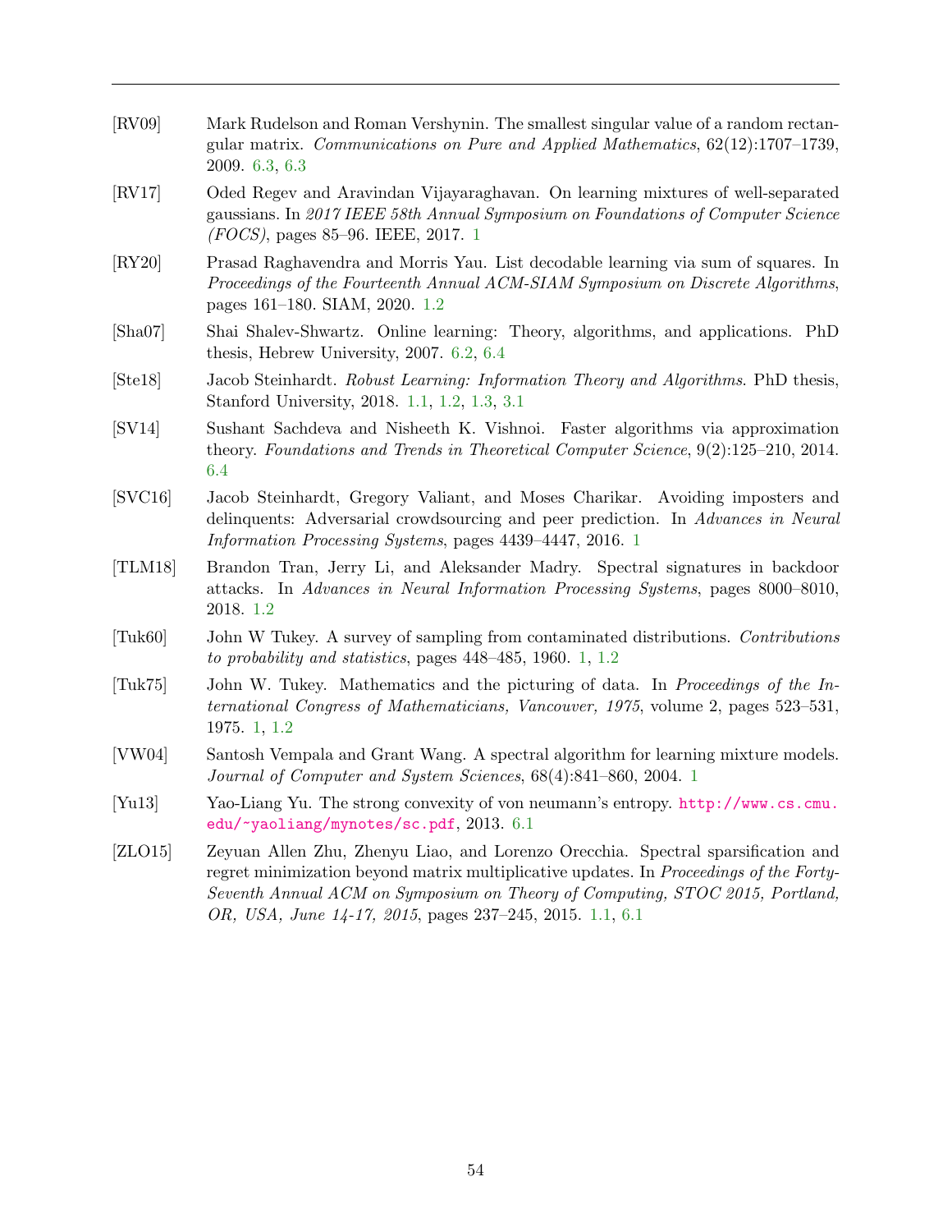[RV09] Mark Rudelson and Roman Vershynin. The smallest singular value of a random rectangular matrix. *Communications on Pure and Applied Mathematics*, 62(12):1707–1739, 2009. 6.3, 6.3

[RV17] Oded Regev and Aravindan Vijayaraghavan. On learning mixtures of well-separated gaussians. In *2017 IEEE 58th Annual Symposium on Foundations of Computer Science (FOCS)*, pages 85–96. IEEE, 2017. 1

[RY20] Prasad Raghavendra and Morris Yau. List decodable learning via sum of squares. In *Proceedings of the Fourteenth Annual ACM-SIAM Symposium on Discrete Algorithms*, pages 161–180. SIAM, 2020. 1.2

[Sha07] Shai Shalev-Shwartz. Online learning: Theory, algorithms, and applications. PhD thesis, Hebrew University, 2007. 6.2, 6.4

[Ste18] Jacob Steinhardt. *Robust Learning: Information Theory and Algorithms*. PhD thesis, Stanford University, 2018. 1.1, 1.2, 1.3, 3.1

[SV14] Sushant Sachdeva and Nisheeth K. Vishnoi. Faster algorithms via approximation theory. *Foundations and Trends in Theoretical Computer Science*, 9(2):125–210, 2014. 6.4

[SVC16] Jacob Steinhardt, Gregory Valiant, and Moses Charikar. Avoiding imposters and delinquents: Adversarial crowdsourcing and peer prediction. In *Advances in Neural Information Processing Systems*, pages 4439–4447, 2016. 1

[TLM18] Brandon Tran, Jerry Li, and Aleksander Madry. Spectral signatures in backdoor attacks. In *Advances in Neural Information Processing Systems*, pages 8000–8010, 2018. 1.2

[Tuk60] John W Tukey. A survey of sampling from contaminated distributions. *Contributions to probability and statistics*, pages 448–485, 1960. 1, 1.2

[Tuk75] John W. Tukey. Mathematics and the picturing of data. In *Proceedings of the International Congress of Mathematicians, Vancouver, 1975*, volume 2, pages 523–531, 1975. 1, 1.2

[VW04] Santosh Vempala and Grant Wang. A spectral algorithm for learning mixture models. *Journal of Computer and System Sciences*, 68(4):841–860, 2004. 1

[Yu13] Yao-Liang Yu. The strong convexity of von neumann's entropy. http://www.cs.cmu.edu/~yaoliang/mynotes/sc.pdf, 2013. 6.1

[ZLO15] Zeyuan Allen Zhu, Zhenyu Liao, and Lorenzo Orecchia. Spectral sparsification and regret minimization beyond matrix multiplicative updates. In *Proceedings of the Forty-Seventh Annual ACM on Symposium on Theory of Computing, STOC 2015, Portland, OR, USA, June 14-17, 2015*, pages 237–245, 2015. 1.1, 6.1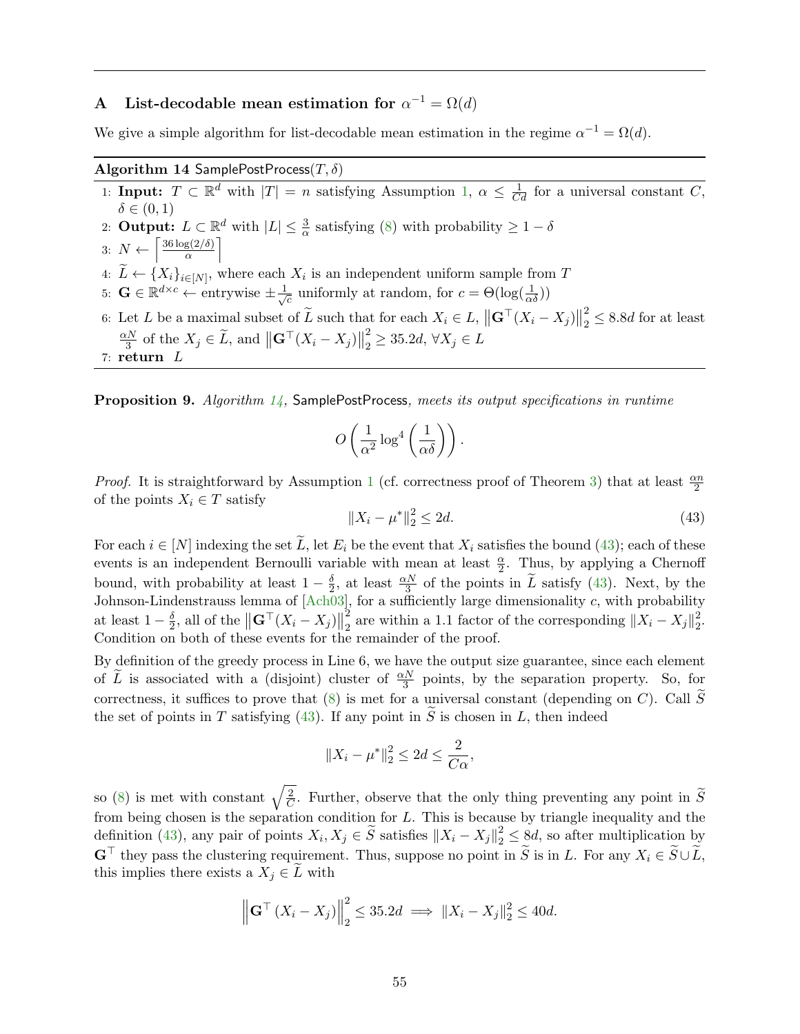# A List-decodable mean estimation for $\alpha^{-1} = \Omega(d)$

We give a simple algorithm for list-decodable mean estimation in the regime $\alpha^{-1} = \Omega(d)$.

**Algorithm 14** SamplePostProcess$(T, \delta)$

1: **Input:** $T \subset \mathbb{R}^d$ with $|T| = n$ satisfying Assumption 1, $\alpha \leq \frac{1}{Cd}$ for a universal constant $C$, $\delta \in (0, 1)$

2: **Output:** $L \subset \mathbb{R}^d$ with $|L| \leq \frac{3}{\alpha}$ satisfying (8) with probability $\geq 1 - \delta$

3: $N \leftarrow \left\lceil \frac{36 \log(2/\delta)}{\alpha} \right\rceil$

4: $\widetilde{L} \leftarrow \{X_i\}_{i \in [N]}$, where each $X_i$ is an independent uniform sample from $T$

5: $\mathbf{G} \in \mathbb{R}^{d \times c} \leftarrow$ entrywise $\pm \frac{1}{\sqrt{c}}$ uniformly at random, for $c = \Theta(\log(\frac{1}{\alpha\delta}))$

6: Let $L$ be a maximal subset of $\widetilde{L}$ such that for each $X_i \in L$, $\left\|\mathbf{G}^\top (X_i - X_j)\right\|_2^2 \leq 8.8d$ for at least $\frac{\alpha N}{3}$ of the $X_j \in \widetilde{L}$, and $\left\|\mathbf{G}^\top (X_i - X_j)\right\|_2^2 \geq 35.2d$, $\forall X_j \in L$

7: **return** $L$

**Proposition 9.** *Algorithm 14,* SamplePostProcess*, meets its output specifications in runtime*

$$O\left(\frac{1}{\alpha^2} \log^4\left(\frac{1}{\alpha\delta}\right)\right).$$

*Proof.* It is straightforward by Assumption 1 (cf. correctness proof of Theorem 3) that at least $\frac{\alpha n}{2}$ of the points $X_i \in T$ satisfy

$$\|X_i - \mu^*\|_2^2 \leq 2d. \tag{43}$$

For each $i \in [N]$ indexing the set $\widetilde{L}$, let $E_i$ be the event that $X_i$ satisfies the bound (43); each of these events is an independent Bernoulli variable with mean at least $\frac{\alpha}{2}$. Thus, by applying a Chernoff bound, with probability at least $1 - \frac{\delta}{2}$, at least $\frac{\alpha N}{3}$ of the points in $\widetilde{L}$ satisfy (43). Next, by the Johnson-Lindenstrauss lemma of [Ach03], for a sufficiently large dimensionality $c$, with probability at least $1 - \frac{\delta}{2}$, all of the $\left\|\mathbf{G}^\top (X_i - X_j)\right\|_2^2$ are within a 1.1 factor of the corresponding $\|X_i - X_j\|_2^2$. Condition on both of these events for the remainder of the proof.

By definition of the greedy process in Line 6, we have the output size guarantee, since each element of $\widetilde{L}$ is associated with a (disjoint) cluster of $\frac{\alpha N}{3}$ points, by the separation property. So, for correctness, it suffices to prove that (8) is met for a universal constant (depending on $C$). Call $\widetilde{S}$ the set of points in $T$ satisfying (43). If any point in $\widetilde{S}$ is chosen in $L$, then indeed

$$\|X_i - \mu^*\|_2^2 \leq 2d \leq \frac{2}{C\alpha},$$

so (8) is met with constant $\sqrt{\frac{2}{C}}$. Further, observe that the only thing preventing any point in $\widetilde{S}$ from being chosen is the separation condition for $L$. This is because by triangle inequality and the definition (43), any pair of points $X_i, X_j \in \widetilde{S}$ satisfies $\|X_i - X_j\|_2^2 \leq 8d$, so after multiplication by $\mathbf{G}^\top$ they pass the clustering requirement. Thus, suppose no point in $\widetilde{S}$ is in $L$. For any $X_i \in \widetilde{S} \cup \widetilde{L}$, this implies there exists a $X_j \in \widetilde{L}$ with

$$\left\|\mathbf{G}^\top (X_i - X_j)\right\|_2^2 \leq 35.2d \implies \|X_i - X_j\|_2^2 \leq 40d.$$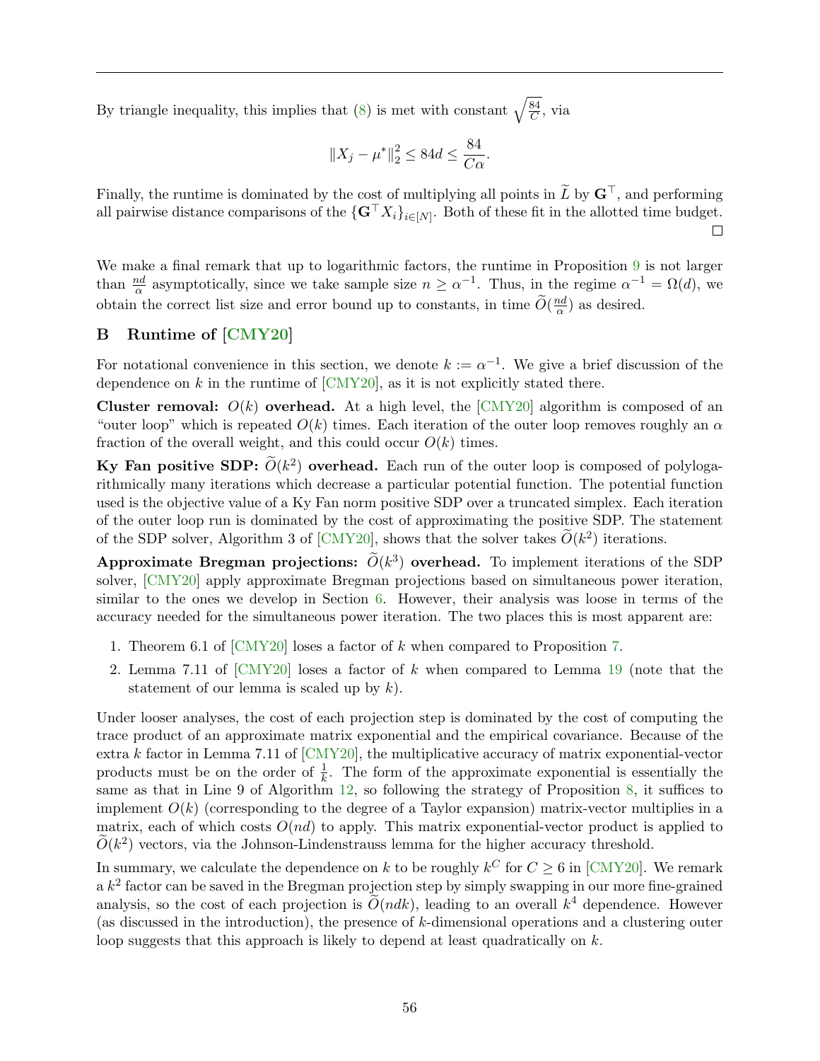By triangle inequality, this implies that (8) is met with constant $\sqrt{\frac{84}{C}}$, via

$$\|X_j - \mu^*\|_2^2 \leq 84d \leq \frac{84}{C\alpha}.$$

Finally, the runtime is dominated by the cost of multiplying all points in $\widetilde{L}$ by $\mathbf{G}^\top$, and performing all pairwise distance comparisons of the $\{\mathbf{G}^\top X_i\}_{i \in [N]}$. Both of these fit in the allotted time budget. □

We make a final remark that up to logarithmic factors, the runtime in Proposition 9 is not larger than $\frac{nd}{\alpha}$ asymptotically, since we take sample size $n \geq \alpha^{-1}$. Thus, in the regime $\alpha^{-1} = \Omega(d)$, we obtain the correct list size and error bound up to constants, in time $\widetilde{O}(\frac{nd}{\alpha})$ as desired.

## B Runtime of [CMY20]

For notational convenience in this section, we denote $k := \alpha^{-1}$. We give a brief discussion of the dependence on $k$ in the runtime of [CMY20], as it is not explicitly stated there.

**Cluster removal: $O(k)$ overhead.** At a high level, the [CMY20] algorithm is composed of an "outer loop" which is repeated $O(k)$ times. Each iteration of the outer loop removes roughly an $\alpha$ fraction of the overall weight, and this could occur $O(k)$ times.

**Ky Fan positive SDP: $\widetilde{O}(k^2)$ overhead.** Each run of the outer loop is composed of polylogarithmically many iterations which decrease a particular potential function. The potential function used is the objective value of a Ky Fan norm positive SDP over a truncated simplex. Each iteration of the outer loop run is dominated by the cost of approximating the positive SDP. The statement of the SDP solver, Algorithm 3 of [CMY20], shows that the solver takes $\widetilde{O}(k^2)$ iterations.

**Approximate Bregman projections: $\widetilde{O}(k^3)$ overhead.** To implement iterations of the SDP solver, [CMY20] apply approximate Bregman projections based on simultaneous power iteration, similar to the ones we develop in Section 6. However, their analysis was loose in terms of the accuracy needed for the simultaneous power iteration. The two places this is most apparent are:

1. Theorem 6.1 of [CMY20] loses a factor of $k$ when compared to Proposition 7.
2. Lemma 7.11 of [CMY20] loses a factor of $k$ when compared to Lemma 19 (note that the statement of our lemma is scaled up by $k$).

Under looser analyses, the cost of each projection step is dominated by the cost of computing the trace product of an approximate matrix exponential and the empirical covariance. Because of the extra $k$ factor in Lemma 7.11 of [CMY20], the multiplicative accuracy of matrix exponential-vector products must be on the order of $\frac{1}{k}$. The form of the approximate exponential is essentially the same as that in Line 9 of Algorithm 12, so following the strategy of Proposition 8, it suffices to implement $O(k)$ (corresponding to the degree of a Taylor expansion) matrix-vector multiplies in a matrix, each of which costs $O(nd)$ to apply. This matrix exponential-vector product is applied to $\widetilde{O}(k^2)$ vectors, via the Johnson-Lindenstrauss lemma for the higher accuracy threshold.

In summary, we calculate the dependence on $k$ to be roughly $k^C$ for $C \geq 6$ in [CMY20]. We remark a $k^2$ factor can be saved in the Bregman projection step by simply swapping in our more fine-grained analysis, so the cost of each projection is $\widetilde{O}(ndk)$, leading to an overall $k^4$ dependence. However (as discussed in the introduction), the presence of $k$-dimensional operations and a clustering outer loop suggests that this approach is likely to depend at least quadratically on $k$.